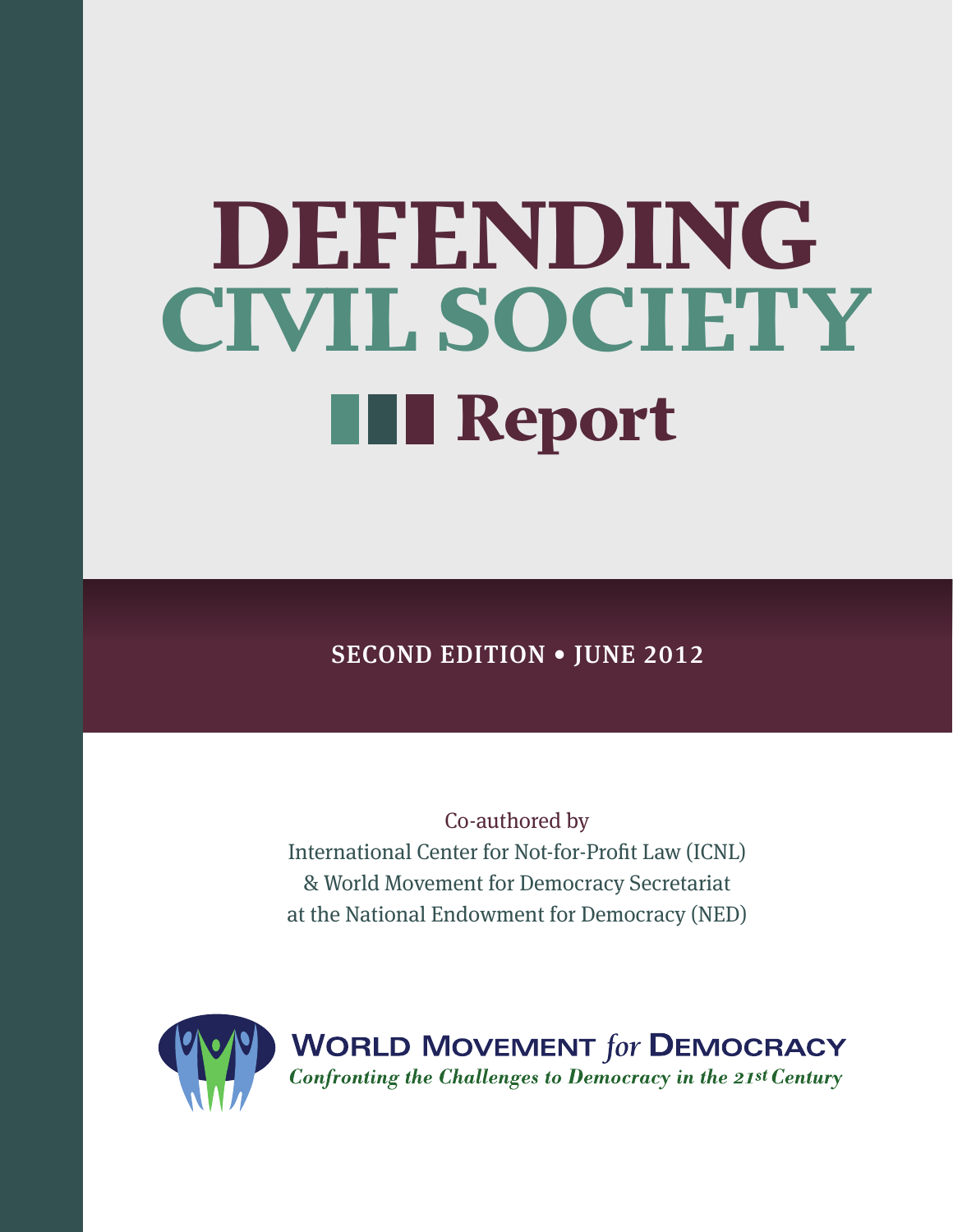# DEFENDING CIVIL SOCIETY

## Report

**SECOND EDITION • JUNE 2012**

Co-authored by
International Center for Not-for-Profit Law (ICNL)
& World Movement for Democracy Secretariat
at the National Endowment for Democracy (NED)

**WORLD MOVEMENT *for* DEMOCRACY**
*Confronting the Challenges to Democracy in the 21st Century*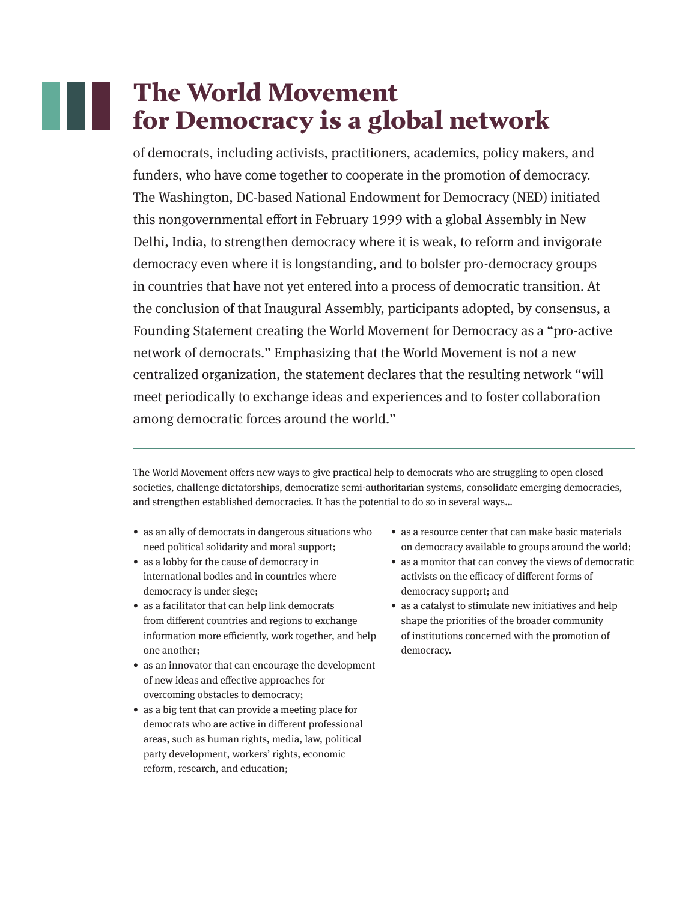# The World Movement for Democracy is a global network

of democrats, including activists, practitioners, academics, policy makers, and funders, who have come together to cooperate in the promotion of democracy. The Washington, DC-based National Endowment for Democracy (NED) initiated this nongovernmental effort in February 1999 with a global Assembly in New Delhi, India, to strengthen democracy where it is weak, to reform and invigorate democracy even where it is longstanding, and to bolster pro-democracy groups in countries that have not yet entered into a process of democratic transition. At the conclusion of that Inaugural Assembly, participants adopted, by consensus, a Founding Statement creating the World Movement for Democracy as a "pro-active network of democrats." Emphasizing that the World Movement is not a new centralized organization, the statement declares that the resulting network "will meet periodically to exchange ideas and experiences and to foster collaboration among democratic forces around the world."

---

The World Movement offers new ways to give practical help to democrats who are struggling to open closed societies, challenge dictatorships, democratize semi-authoritarian systems, consolidate emerging democracies, and strengthen established democracies. It has the potential to do so in several ways...

- as an ally of democrats in dangerous situations who need political solidarity and moral support;
- as a lobby for the cause of democracy in international bodies and in countries where democracy is under siege;
- as a facilitator that can help link democrats from different countries and regions to exchange information more efficiently, work together, and help one another;
- as an innovator that can encourage the development of new ideas and effective approaches for overcoming obstacles to democracy;
- as a big tent that can provide a meeting place for democrats who are active in different professional areas, such as human rights, media, law, political party development, workers' rights, economic reform, research, and education;
- as a resource center that can make basic materials on democracy available to groups around the world;
- as a monitor that can convey the views of democratic activists on the efficacy of different forms of democracy support; and
- as a catalyst to stimulate new initiatives and help shape the priorities of the broader community of institutions concerned with the promotion of democracy.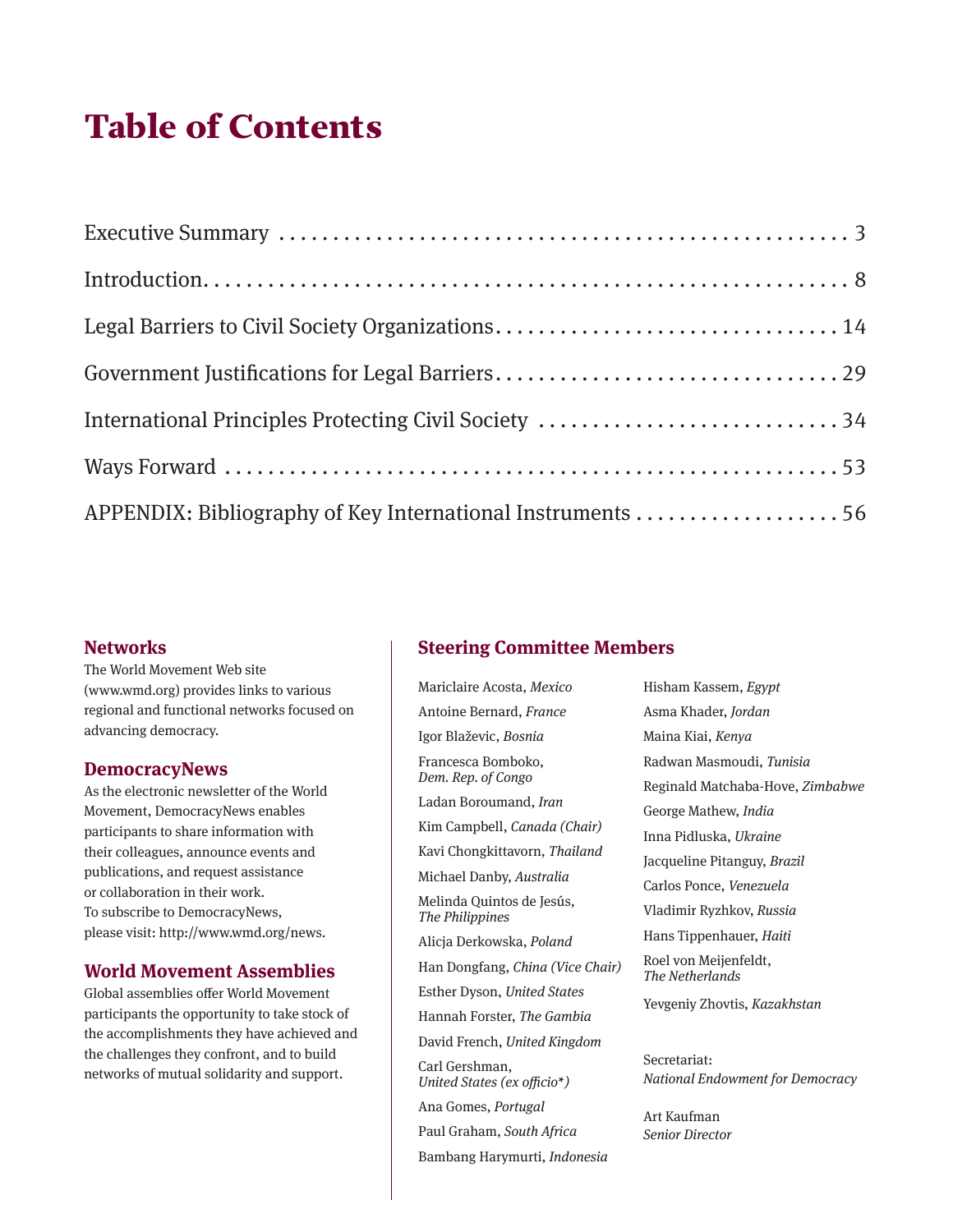# Table of Contents

Executive Summary . . . . . . . . . . 3

Introduction. . . . . . . . . . 8

Legal Barriers to Civil Society Organizations. . . . . . . . . . 14

Government Justifications for Legal Barriers. . . . . . . . . . 29

International Principles Protecting Civil Society . . . . . . . . . . 34

Ways Forward . . . . . . . . . . 53

APPENDIX: Bibliography of Key International Instruments . . . . . . . . . . 56

## Networks

The World Movement Web site (www.wmd.org) provides links to various regional and functional networks focused on advancing democracy.

## DemocracyNews

As the electronic newsletter of the World Movement, DemocracyNews enables participants to share information with their colleagues, announce events and publications, and request assistance or collaboration in their work. To subscribe to DemocracyNews, please visit: http://www.wmd.org/news.

## World Movement Assemblies

Global assemblies offer World Movement participants the opportunity to take stock of the accomplishments they have achieved and the challenges they confront, and to build networks of mutual solidarity and support.

## Steering Committee Members

Mariclaire Acosta, *Mexico*

Antoine Bernard, *France*

Igor Blaževic, *Bosnia*

Francesca Bomboko, *Dem. Rep. of Congo*

Ladan Boroumand, *Iran*

Kim Campbell, *Canada (Chair)*

Kavi Chongkittavorn, *Thailand*

Michael Danby, *Australia*

Melinda Quintos de Jesús, *The Philippines*

Alicja Derkowska, *Poland*

Han Dongfang, *China (Vice Chair)*

Esther Dyson, *United States*

Hannah Forster, *The Gambia*

David French, *United Kingdom*

Carl Gershman, *United States (ex officio\*)*

Ana Gomes, *Portugal*

Paul Graham, *South Africa*

Bambang Harymurti, *Indonesia*

Hisham Kassem, *Egypt*

Asma Khader, *Jordan*

Maina Kiai, *Kenya*

Radwan Masmoudi, *Tunisia*

Reginald Matchaba-Hove, *Zimbabwe*

George Mathew, *India*

Inna Pidluska, *Ukraine*

Jacqueline Pitanguy, *Brazil*

Carlos Ponce, *Venezuela*

Vladimir Ryzhkov, *Russia*

Hans Tippenhauer, *Haiti*

Roel von Meijenfeldt, *The Netherlands*

Yevgeniy Zhovtis, *Kazakhstan*

Secretariat:
*National Endowment for Democracy*

Art Kaufman
*Senior Director*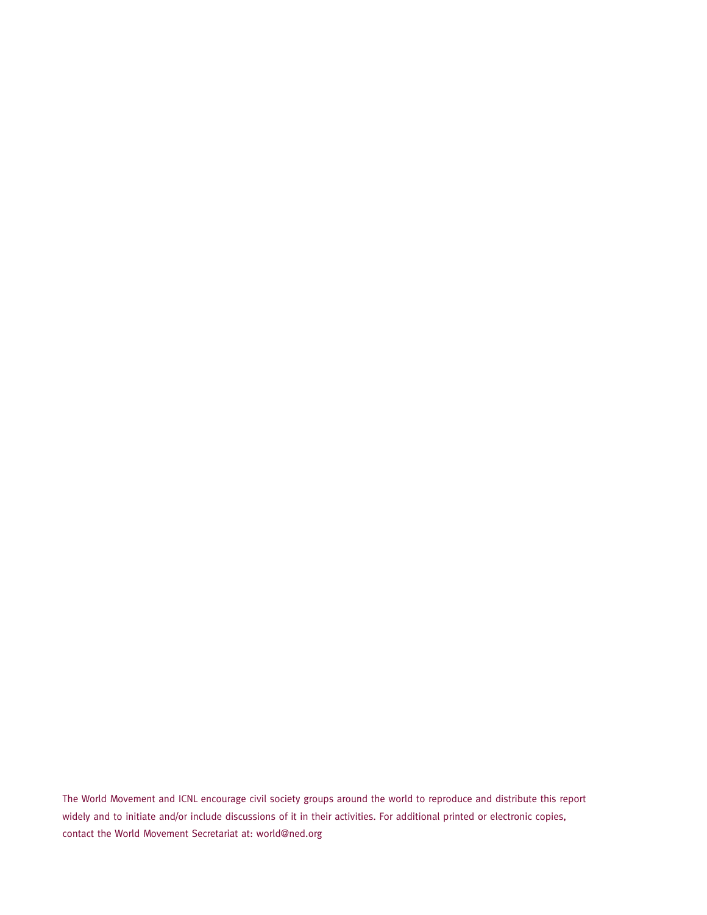The World Movement and ICNL encourage civil society groups around the world to reproduce and distribute this report widely and to initiate and/or include discussions of it in their activities. For additional printed or electronic copies, contact the World Movement Secretariat at: world@ned.org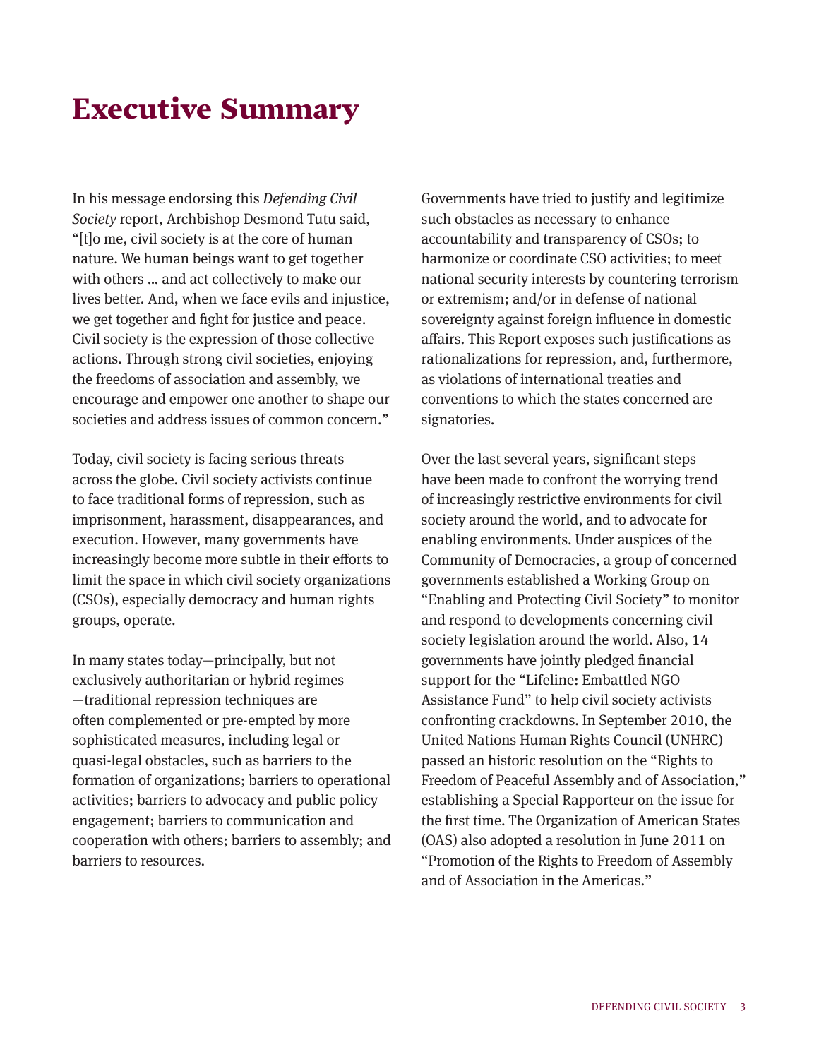# Executive Summary

In his message endorsing this *Defending Civil Society* report, Archbishop Desmond Tutu said, "[t]o me, civil society is at the core of human nature. We human beings want to get together with others … and act collectively to make our lives better. And, when we face evils and injustice, we get together and fight for justice and peace. Civil society is the expression of those collective actions. Through strong civil societies, enjoying the freedoms of association and assembly, we encourage and empower one another to shape our societies and address issues of common concern."

Today, civil society is facing serious threats across the globe. Civil society activists continue to face traditional forms of repression, such as imprisonment, harassment, disappearances, and execution. However, many governments have increasingly become more subtle in their efforts to limit the space in which civil society organizations (CSOs), especially democracy and human rights groups, operate.

In many states today—principally, but not exclusively authoritarian or hybrid regimes —traditional repression techniques are often complemented or pre-empted by more sophisticated measures, including legal or quasi-legal obstacles, such as barriers to the formation of organizations; barriers to operational activities; barriers to advocacy and public policy engagement; barriers to communication and cooperation with others; barriers to assembly; and barriers to resources.

Governments have tried to justify and legitimize such obstacles as necessary to enhance accountability and transparency of CSOs; to harmonize or coordinate CSO activities; to meet national security interests by countering terrorism or extremism; and/or in defense of national sovereignty against foreign influence in domestic affairs. This Report exposes such justifications as rationalizations for repression, and, furthermore, as violations of international treaties and conventions to which the states concerned are signatories.

Over the last several years, significant steps have been made to confront the worrying trend of increasingly restrictive environments for civil society around the world, and to advocate for enabling environments. Under auspices of the Community of Democracies, a group of concerned governments established a Working Group on "Enabling and Protecting Civil Society" to monitor and respond to developments concerning civil society legislation around the world. Also, 14 governments have jointly pledged financial support for the "Lifeline: Embattled NGO Assistance Fund" to help civil society activists confronting crackdowns. In September 2010, the United Nations Human Rights Council (UNHRC) passed an historic resolution on the "Rights to Freedom of Peaceful Assembly and of Association," establishing a Special Rapporteur on the issue for the first time. The Organization of American States (OAS) also adopted a resolution in June 2011 on "Promotion of the Rights to Freedom of Assembly and of Association in the Americas."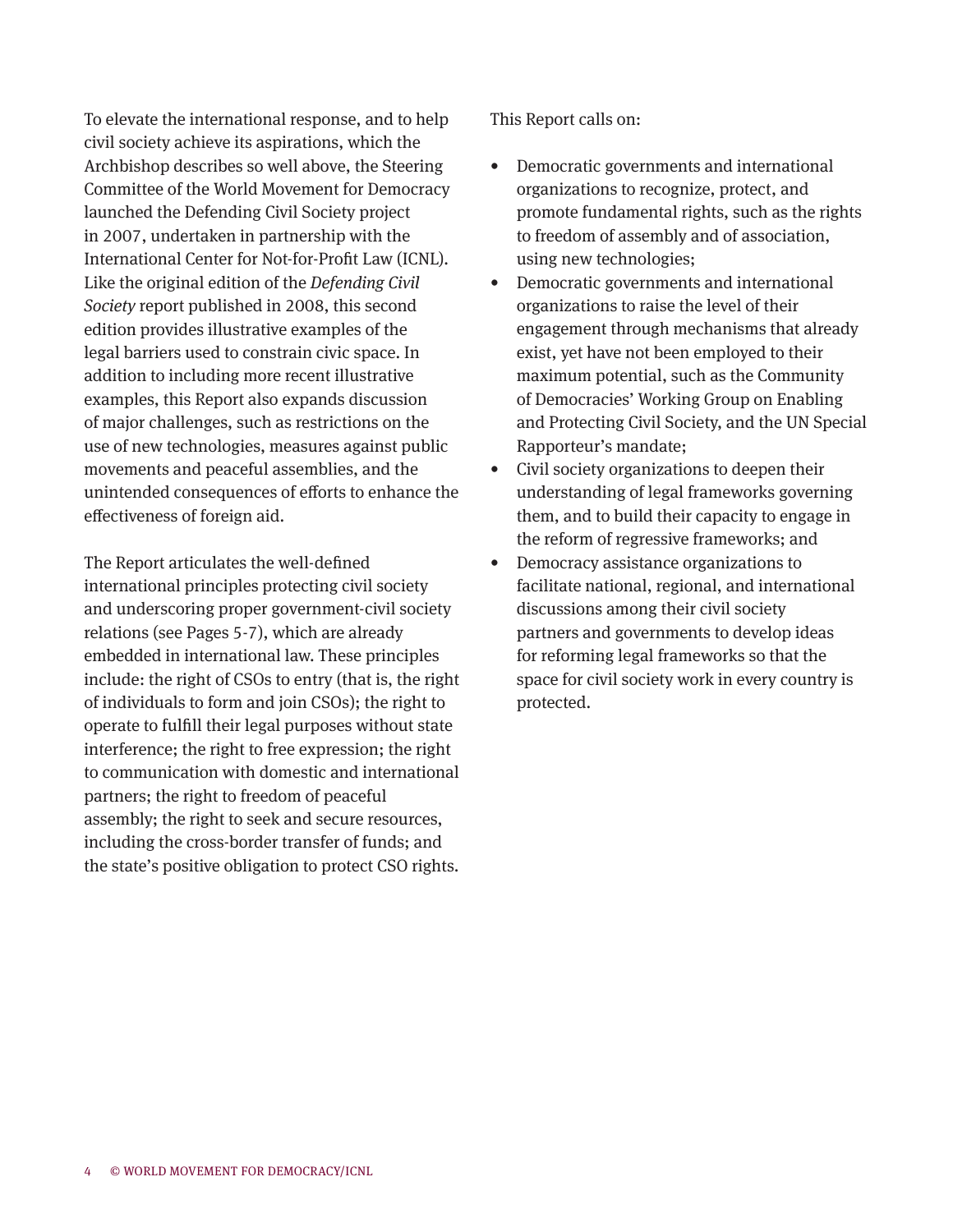To elevate the international response, and to help civil society achieve its aspirations, which the Archbishop describes so well above, the Steering Committee of the World Movement for Democracy launched the Defending Civil Society project in 2007, undertaken in partnership with the International Center for Not-for-Profit Law (ICNL). Like the original edition of the *Defending Civil Society* report published in 2008, this second edition provides illustrative examples of the legal barriers used to constrain civic space. In addition to including more recent illustrative examples, this Report also expands discussion of major challenges, such as restrictions on the use of new technologies, measures against public movements and peaceful assemblies, and the unintended consequences of efforts to enhance the effectiveness of foreign aid.

The Report articulates the well-defined international principles protecting civil society and underscoring proper government-civil society relations (see Pages 5-7), which are already embedded in international law. These principles include: the right of CSOs to entry (that is, the right of individuals to form and join CSOs); the right to operate to fulfill their legal purposes without state interference; the right to free expression; the right to communication with domestic and international partners; the right to freedom of peaceful assembly; the right to seek and secure resources, including the cross-border transfer of funds; and the state's positive obligation to protect CSO rights.

This Report calls on:

- Democratic governments and international organizations to recognize, protect, and promote fundamental rights, such as the rights to freedom of assembly and of association, using new technologies;
- Democratic governments and international organizations to raise the level of their engagement through mechanisms that already exist, yet have not been employed to their maximum potential, such as the Community of Democracies' Working Group on Enabling and Protecting Civil Society, and the UN Special Rapporteur's mandate;
- Civil society organizations to deepen their understanding of legal frameworks governing them, and to build their capacity to engage in the reform of regressive frameworks; and
- Democracy assistance organizations to facilitate national, regional, and international discussions among their civil society partners and governments to develop ideas for reforming legal frameworks so that the space for civil society work in every country is protected.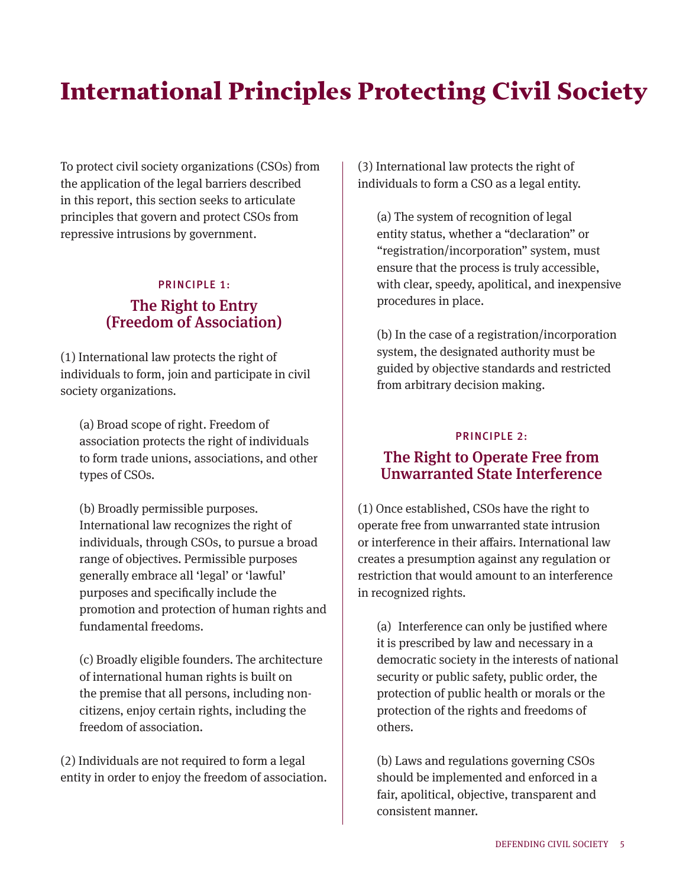# International Principles Protecting Civil Society

To protect civil society organizations (CSOs) from the application of the legal barriers described in this report, this section seeks to articulate principles that govern and protect CSOs from repressive intrusions by government.

## PRINCIPLE 1: The Right to Entry (Freedom of Association)

(1) International law protects the right of individuals to form, join and participate in civil society organizations.

(a) Broad scope of right. Freedom of association protects the right of individuals to form trade unions, associations, and other types of CSOs.

(b) Broadly permissible purposes. International law recognizes the right of individuals, through CSOs, to pursue a broad range of objectives. Permissible purposes generally embrace all 'legal' or 'lawful' purposes and specifically include the promotion and protection of human rights and fundamental freedoms.

(c) Broadly eligible founders. The architecture of international human rights is built on the premise that all persons, including non-citizens, enjoy certain rights, including the freedom of association.

(2) Individuals are not required to form a legal entity in order to enjoy the freedom of association.

(3) International law protects the right of individuals to form a CSO as a legal entity.

(a) The system of recognition of legal entity status, whether a "declaration" or "registration/incorporation" system, must ensure that the process is truly accessible, with clear, speedy, apolitical, and inexpensive procedures in place.

(b) In the case of a registration/incorporation system, the designated authority must be guided by objective standards and restricted from arbitrary decision making.

## PRINCIPLE 2: The Right to Operate Free from Unwarranted State Interference

(1) Once established, CSOs have the right to operate free from unwarranted state intrusion or interference in their affairs. International law creates a presumption against any regulation or restriction that would amount to an interference in recognized rights.

(a) Interference can only be justified where it is prescribed by law and necessary in a democratic society in the interests of national security or public safety, public order, the protection of public health or morals or the protection of the rights and freedoms of others.

(b) Laws and regulations governing CSOs should be implemented and enforced in a fair, apolitical, objective, transparent and consistent manner.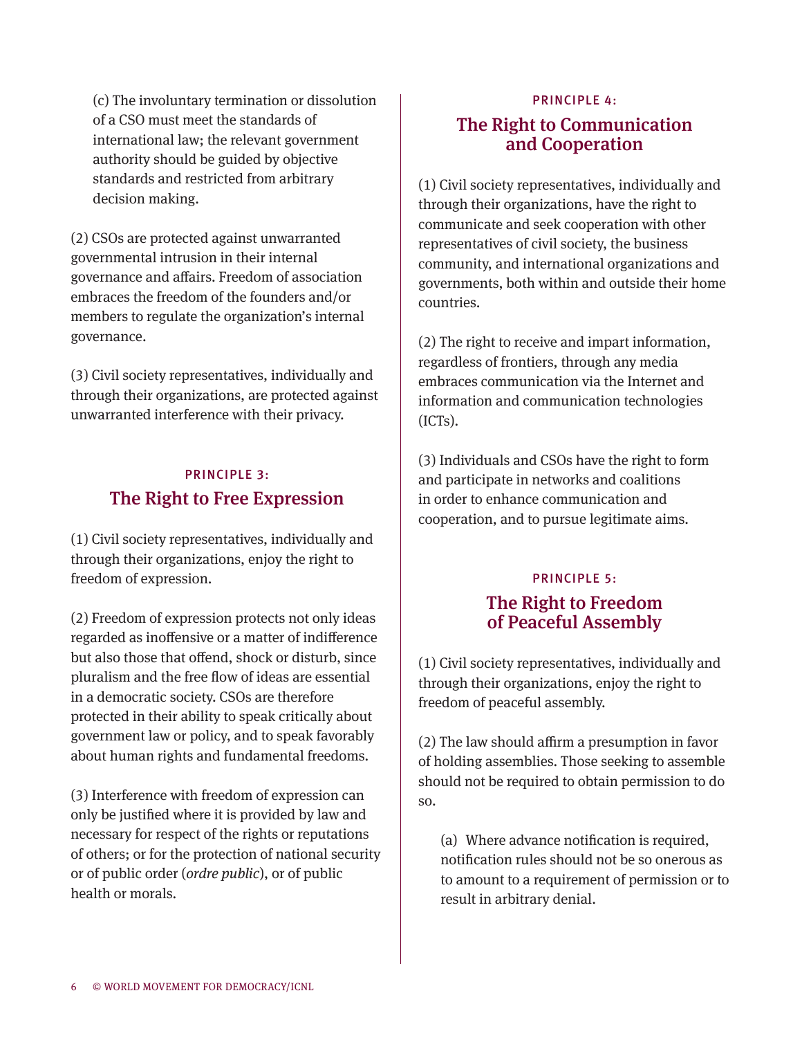(c) The involuntary termination or dissolution of a CSO must meet the standards of international law; the relevant government authority should be guided by objective standards and restricted from arbitrary decision making.

(2) CSOs are protected against unwarranted governmental intrusion in their internal governance and affairs. Freedom of association embraces the freedom of the founders and/or members to regulate the organization's internal governance.

(3) Civil society representatives, individually and through their organizations, are protected against unwarranted interference with their privacy.

## PRINCIPLE 3: The Right to Free Expression

(1) Civil society representatives, individually and through their organizations, enjoy the right to freedom of expression.

(2) Freedom of expression protects not only ideas regarded as inoffensive or a matter of indifference but also those that offend, shock or disturb, since pluralism and the free flow of ideas are essential in a democratic society. CSOs are therefore protected in their ability to speak critically about government law or policy, and to speak favorably about human rights and fundamental freedoms.

(3) Interference with freedom of expression can only be justified where it is provided by law and necessary for respect of the rights or reputations of others; or for the protection of national security or of public order (*ordre public*), or of public health or morals.

## PRINCIPLE 4: The Right to Communication and Cooperation

(1) Civil society representatives, individually and through their organizations, have the right to communicate and seek cooperation with other representatives of civil society, the business community, and international organizations and governments, both within and outside their home countries.

(2) The right to receive and impart information, regardless of frontiers, through any media embraces communication via the Internet and information and communication technologies (ICTs).

(3) Individuals and CSOs have the right to form and participate in networks and coalitions in order to enhance communication and cooperation, and to pursue legitimate aims.

## PRINCIPLE 5: The Right to Freedom of Peaceful Assembly

(1) Civil society representatives, individually and through their organizations, enjoy the right to freedom of peaceful assembly.

(2) The law should affirm a presumption in favor of holding assemblies. Those seeking to assemble should not be required to obtain permission to do so.

(a) Where advance notification is required, notification rules should not be so onerous as to amount to a requirement of permission or to result in arbitrary denial.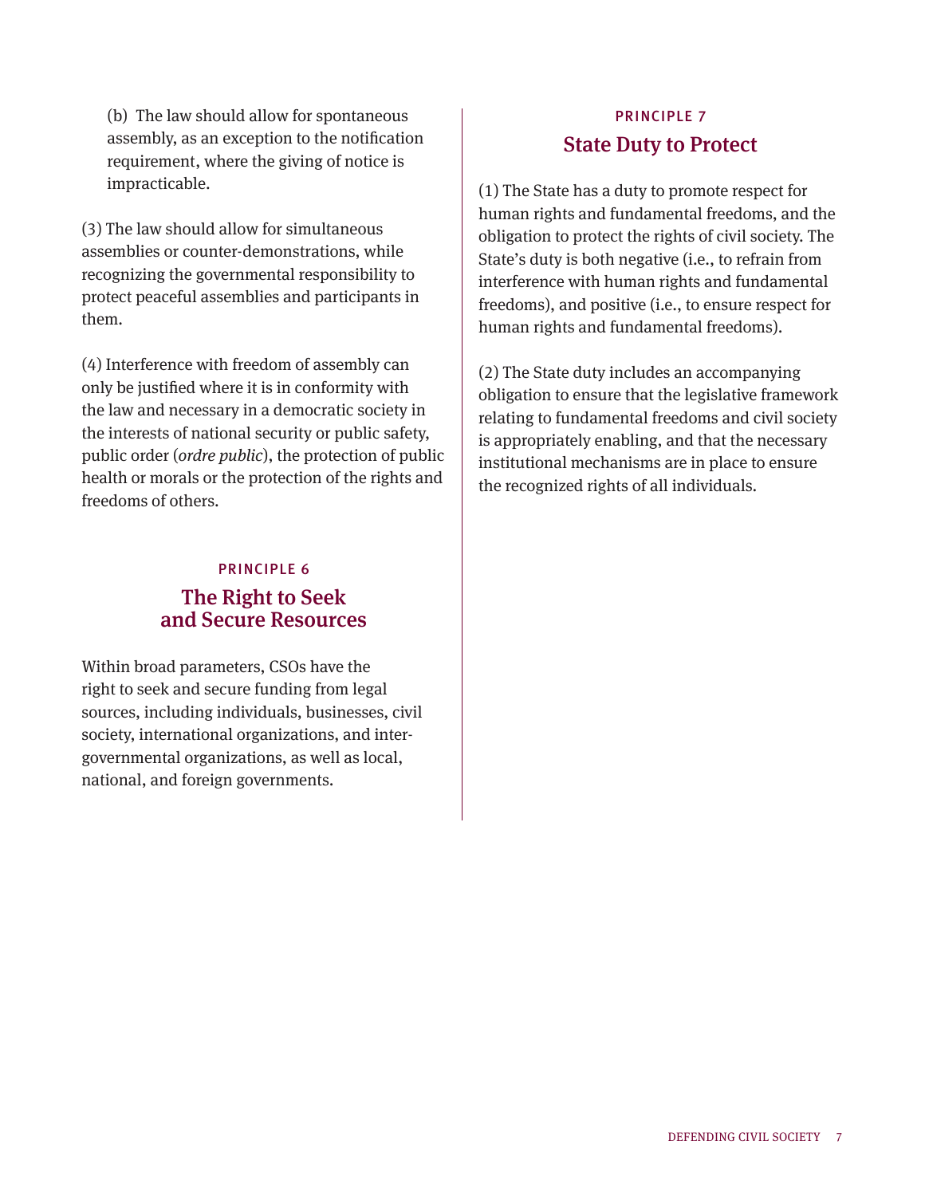(b) The law should allow for spontaneous assembly, as an exception to the notification requirement, where the giving of notice is impracticable.

(3) The law should allow for simultaneous assemblies or counter-demonstrations, while recognizing the governmental responsibility to protect peaceful assemblies and participants in them.

(4) Interference with freedom of assembly can only be justified where it is in conformity with the law and necessary in a democratic society in the interests of national security or public safety, public order (*ordre public*), the protection of public health or morals or the protection of the rights and freedoms of others.

## PRINCIPLE 6
## The Right to Seek and Secure Resources

Within broad parameters, CSOs have the right to seek and secure funding from legal sources, including individuals, businesses, civil society, international organizations, and inter-governmental organizations, as well as local, national, and foreign governments.

## PRINCIPLE 7
## State Duty to Protect

(1) The State has a duty to promote respect for human rights and fundamental freedoms, and the obligation to protect the rights of civil society. The State's duty is both negative (i.e., to refrain from interference with human rights and fundamental freedoms), and positive (i.e., to ensure respect for human rights and fundamental freedoms).

(2) The State duty includes an accompanying obligation to ensure that the legislative framework relating to fundamental freedoms and civil society is appropriately enabling, and that the necessary institutional mechanisms are in place to ensure the recognized rights of all individuals.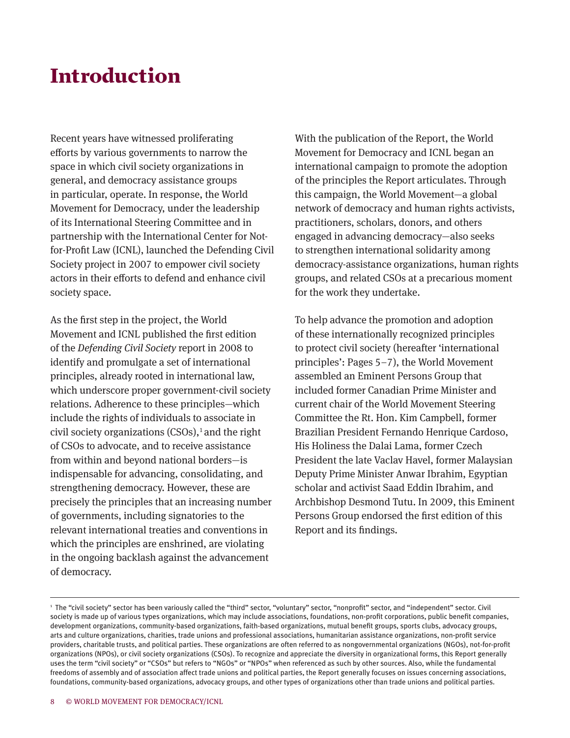# Introduction

Recent years have witnessed proliferating efforts by various governments to narrow the space in which civil society organizations in general, and democracy assistance groups in particular, operate. In response, the World Movement for Democracy, under the leadership of its International Steering Committee and in partnership with the International Center for Not-for-Profit Law (ICNL), launched the Defending Civil Society project in 2007 to empower civil society actors in their efforts to defend and enhance civil society space.

As the first step in the project, the World Movement and ICNL published the first edition of the *Defending Civil Society* report in 2008 to identify and promulgate a set of international principles, already rooted in international law, which underscore proper government-civil society relations. Adherence to these principles—which include the rights of individuals to associate in civil society organizations (CSOs),[1] and the right of CSOs to advocate, and to receive assistance from within and beyond national borders—is indispensable for advancing, consolidating, and strengthening democracy. However, these are precisely the principles that an increasing number of governments, including signatories to the relevant international treaties and conventions in which the principles are enshrined, are violating in the ongoing backlash against the advancement of democracy.

With the publication of the Report, the World Movement for Democracy and ICNL began an international campaign to promote the adoption of the principles the Report articulates. Through this campaign, the World Movement—a global network of democracy and human rights activists, practitioners, scholars, donors, and others engaged in advancing democracy—also seeks to strengthen international solidarity among democracy-assistance organizations, human rights groups, and related CSOs at a precarious moment for the work they undertake.

To help advance the promotion and adoption of these internationally recognized principles to protect civil society (hereafter 'international principles': Pages 5–7), the World Movement assembled an Eminent Persons Group that included former Canadian Prime Minister and current chair of the World Movement Steering Committee the Rt. Hon. Kim Campbell, former Brazilian President Fernando Henrique Cardoso, His Holiness the Dalai Lama, former Czech President the late Vaclav Havel, former Malaysian Deputy Prime Minister Anwar Ibrahim, Egyptian scholar and activist Saad Eddin Ibrahim, and Archbishop Desmond Tutu. In 2009, this Eminent Persons Group endorsed the first edition of this Report and its findings.

---

[1] The "civil society" sector has been variously called the "third" sector, "voluntary" sector, "nonprofit" sector, and "independent" sector. Civil society is made up of various types organizations, which may include associations, foundations, non-profit corporations, public benefit companies, development organizations, community-based organizations, faith-based organizations, mutual benefit groups, sports clubs, advocacy groups, arts and culture organizations, charities, trade unions and professional associations, humanitarian assistance organizations, non-profit service providers, charitable trusts, and political parties. These organizations are often referred to as nongovernmental organizations (NGOs), not-for-profit organizations (NPOs), or civil society organizations (CSOs). To recognize and appreciate the diversity in organizational forms, this Report generally uses the term "civil society" or "CSOs" but refers to "NGOs" or "NPOs" when referenced as such by other sources. Also, while the fundamental freedoms of assembly and of association affect trade unions and political parties, the Report generally focuses on issues concerning associations, foundations, community-based organizations, advocacy groups, and other types of organizations other than trade unions and political parties.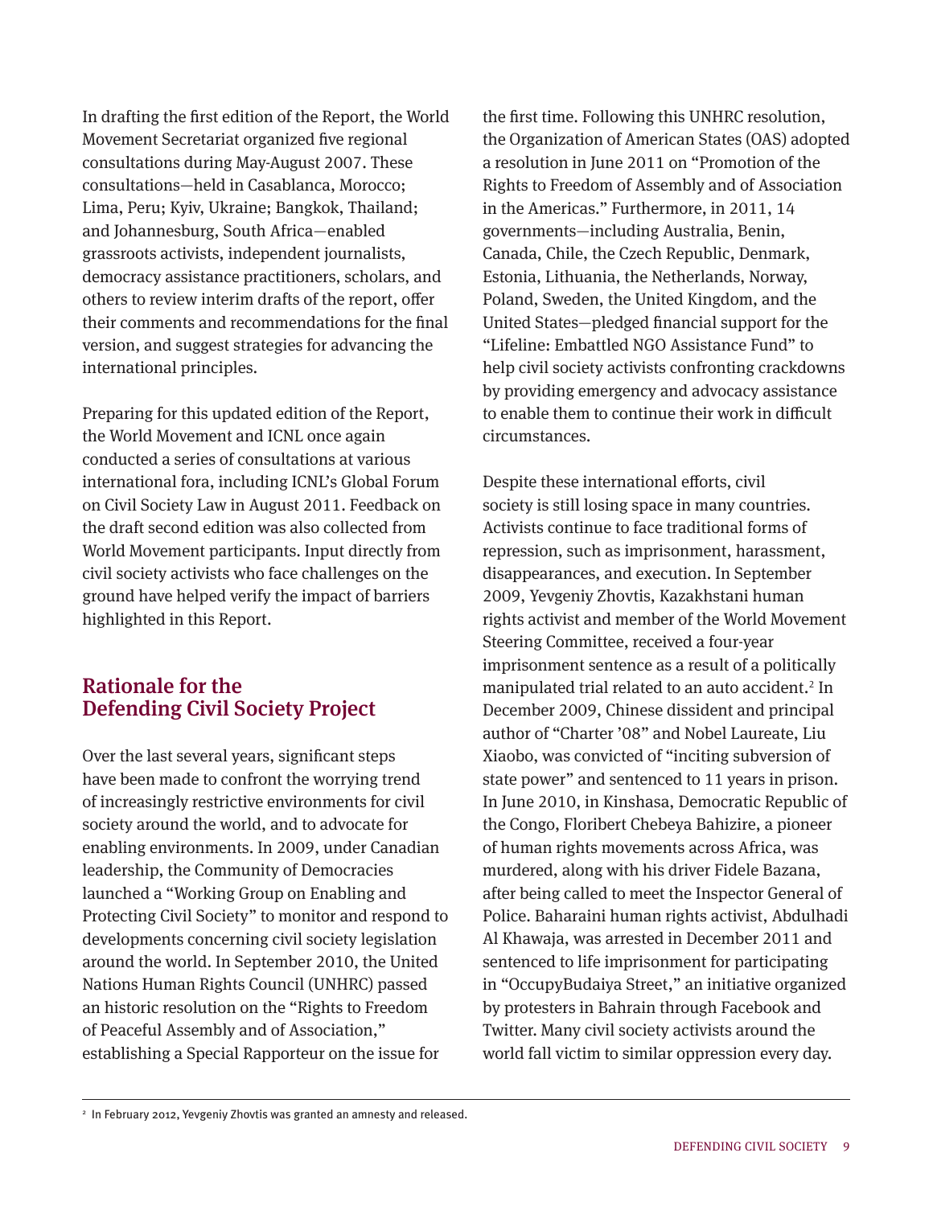In drafting the first edition of the Report, the World Movement Secretariat organized five regional consultations during May-August 2007. These consultations—held in Casablanca, Morocco; Lima, Peru; Kyiv, Ukraine; Bangkok, Thailand; and Johannesburg, South Africa—enabled grassroots activists, independent journalists, democracy assistance practitioners, scholars, and others to review interim drafts of the report, offer their comments and recommendations for the final version, and suggest strategies for advancing the international principles.

Preparing for this updated edition of the Report, the World Movement and ICNL once again conducted a series of consultations at various international fora, including ICNL's Global Forum on Civil Society Law in August 2011. Feedback on the draft second edition was also collected from World Movement participants. Input directly from civil society activists who face challenges on the ground have helped verify the impact of barriers highlighted in this Report.

## Rationale for the Defending Civil Society Project

Over the last several years, significant steps have been made to confront the worrying trend of increasingly restrictive environments for civil society around the world, and to advocate for enabling environments. In 2009, under Canadian leadership, the Community of Democracies launched a "Working Group on Enabling and Protecting Civil Society" to monitor and respond to developments concerning civil society legislation around the world. In September 2010, the United Nations Human Rights Council (UNHRC) passed an historic resolution on the "Rights to Freedom of Peaceful Assembly and of Association," establishing a Special Rapporteur on the issue for the first time. Following this UNHRC resolution, the Organization of American States (OAS) adopted a resolution in June 2011 on "Promotion of the Rights to Freedom of Assembly and of Association in the Americas." Furthermore, in 2011, 14 governments—including Australia, Benin, Canada, Chile, the Czech Republic, Denmark, Estonia, Lithuania, the Netherlands, Norway, Poland, Sweden, the United Kingdom, and the United States—pledged financial support for the "Lifeline: Embattled NGO Assistance Fund" to help civil society activists confronting crackdowns by providing emergency and advocacy assistance to enable them to continue their work in difficult circumstances.

Despite these international efforts, civil society is still losing space in many countries. Activists continue to face traditional forms of repression, such as imprisonment, harassment, disappearances, and execution. In September 2009, Yevgeniy Zhovtis, Kazakhstani human rights activist and member of the World Movement Steering Committee, received a four-year imprisonment sentence as a result of a politically manipulated trial related to an auto accident.[2] In December 2009, Chinese dissident and principal author of "Charter '08" and Nobel Laureate, Liu Xiaobo, was convicted of "inciting subversion of state power" and sentenced to 11 years in prison. In June 2010, in Kinshasa, Democratic Republic of the Congo, Floribert Chebeya Bahizire, a pioneer of human rights movements across Africa, was murdered, along with his driver Fidele Bazana, after being called to meet the Inspector General of Police. Baharaini human rights activist, Abdulhadi Al Khawaja, was arrested in December 2011 and sentenced to life imprisonment for participating in "OccupyBudaiya Street," an initiative organized by protesters in Bahrain through Facebook and Twitter. Many civil society activists around the world fall victim to similar oppression every day.

[2] In February 2012, Yevgeniy Zhovtis was granted an amnesty and released.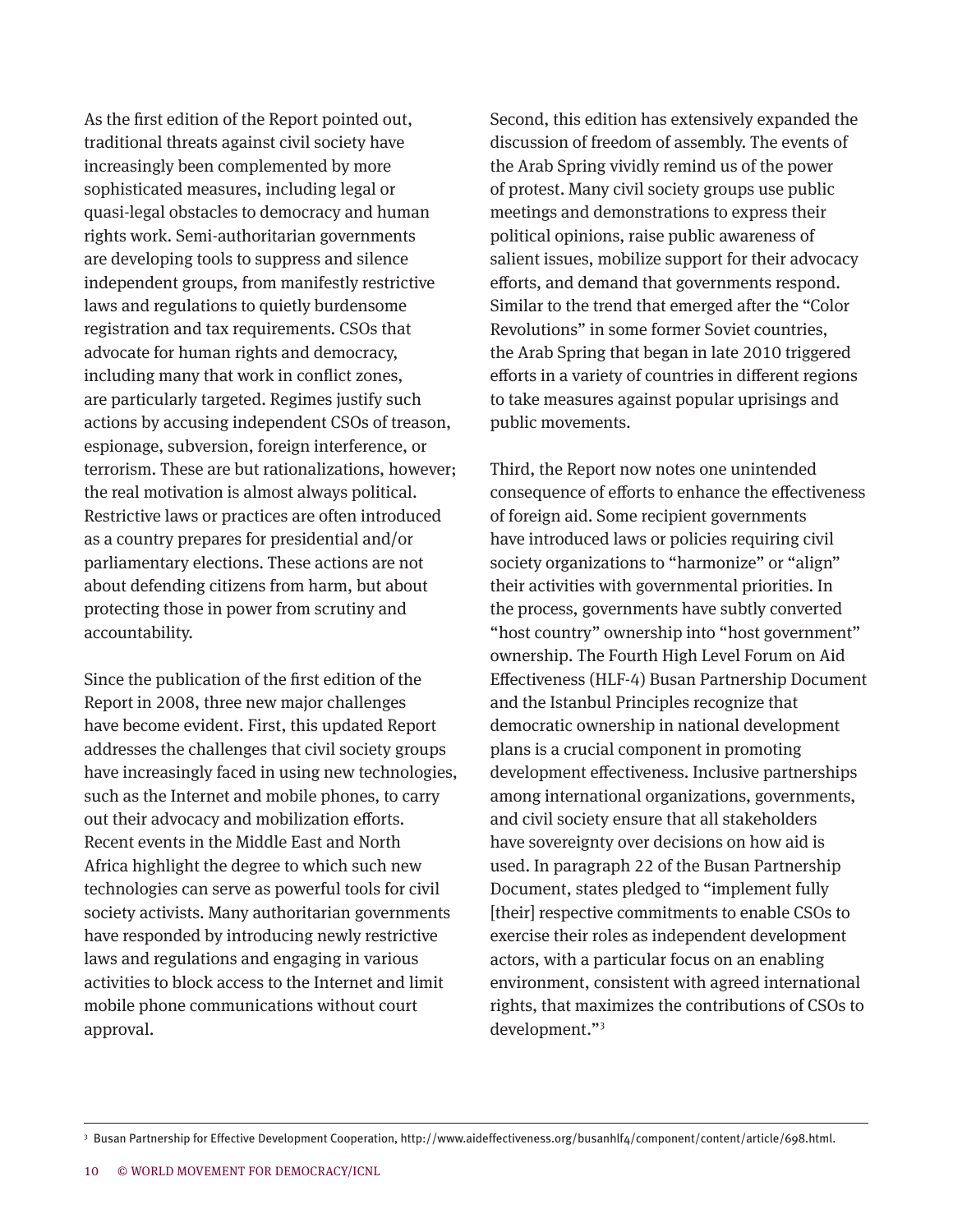As the first edition of the Report pointed out, traditional threats against civil society have increasingly been complemented by more sophisticated measures, including legal or quasi-legal obstacles to democracy and human rights work. Semi-authoritarian governments are developing tools to suppress and silence independent groups, from manifestly restrictive laws and regulations to quietly burdensome registration and tax requirements. CSOs that advocate for human rights and democracy, including many that work in conflict zones, are particularly targeted. Regimes justify such actions by accusing independent CSOs of treason, espionage, subversion, foreign interference, or terrorism. These are but rationalizations, however; the real motivation is almost always political. Restrictive laws or practices are often introduced as a country prepares for presidential and/or parliamentary elections. These actions are not about defending citizens from harm, but about protecting those in power from scrutiny and accountability.

Since the publication of the first edition of the Report in 2008, three new major challenges have become evident. First, this updated Report addresses the challenges that civil society groups have increasingly faced in using new technologies, such as the Internet and mobile phones, to carry out their advocacy and mobilization efforts. Recent events in the Middle East and North Africa highlight the degree to which such new technologies can serve as powerful tools for civil society activists. Many authoritarian governments have responded by introducing newly restrictive laws and regulations and engaging in various activities to block access to the Internet and limit mobile phone communications without court approval.

Second, this edition has extensively expanded the discussion of freedom of assembly. The events of the Arab Spring vividly remind us of the power of protest. Many civil society groups use public meetings and demonstrations to express their political opinions, raise public awareness of salient issues, mobilize support for their advocacy efforts, and demand that governments respond. Similar to the trend that emerged after the "Color Revolutions" in some former Soviet countries, the Arab Spring that began in late 2010 triggered efforts in a variety of countries in different regions to take measures against popular uprisings and public movements.

Third, the Report now notes one unintended consequence of efforts to enhance the effectiveness of foreign aid. Some recipient governments have introduced laws or policies requiring civil society organizations to "harmonize" or "align" their activities with governmental priorities. In the process, governments have subtly converted "host country" ownership into "host government" ownership. The Fourth High Level Forum on Aid Effectiveness (HLF-4) Busan Partnership Document and the Istanbul Principles recognize that democratic ownership in national development plans is a crucial component in promoting development effectiveness. Inclusive partnerships among international organizations, governments, and civil society ensure that all stakeholders have sovereignty over decisions on how aid is used. In paragraph 22 of the Busan Partnership Document, states pledged to "implement fully [their] respective commitments to enable CSOs to exercise their roles as independent development actors, with a particular focus on an enabling environment, consistent with agreed international rights, that maximizes the contributions of CSOs to development."[3]

---

[3] Busan Partnership for Effective Development Cooperation, http://www.aideffectiveness.org/busanhlf4/component/content/article/698.html.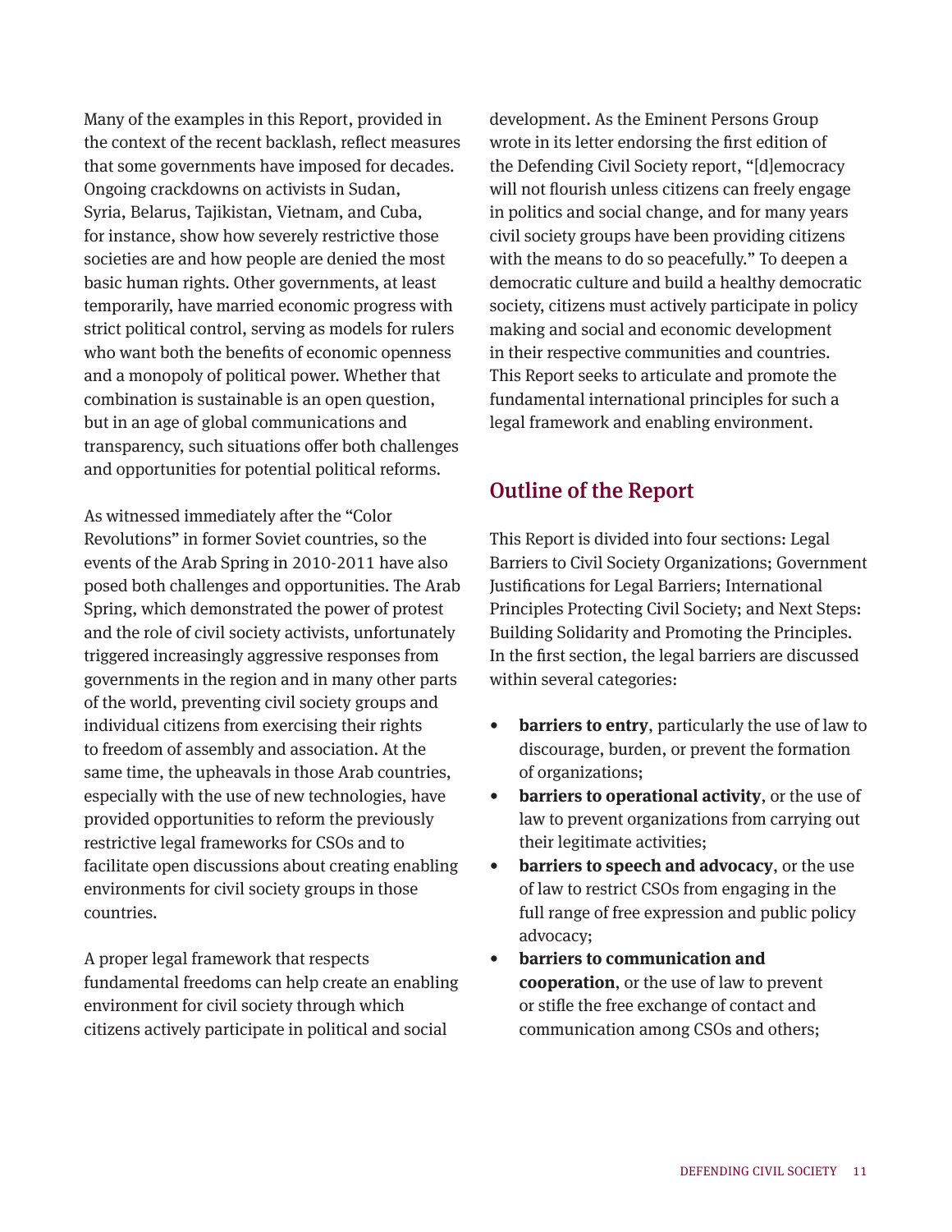Many of the examples in this Report, provided in the context of the recent backlash, reflect measures that some governments have imposed for decades. Ongoing crackdowns on activists in Sudan, Syria, Belarus, Tajikistan, Vietnam, and Cuba, for instance, show how severely restrictive those societies are and how people are denied the most basic human rights. Other governments, at least temporarily, have married economic progress with strict political control, serving as models for rulers who want both the benefits of economic openness and a monopoly of political power. Whether that combination is sustainable is an open question, but in an age of global communications and transparency, such situations offer both challenges and opportunities for potential political reforms.

As witnessed immediately after the "Color Revolutions" in former Soviet countries, so the events of the Arab Spring in 2010-2011 have also posed both challenges and opportunities. The Arab Spring, which demonstrated the power of protest and the role of civil society activists, unfortunately triggered increasingly aggressive responses from governments in the region and in many other parts of the world, preventing civil society groups and individual citizens from exercising their rights to freedom of assembly and association. At the same time, the upheavals in those Arab countries, especially with the use of new technologies, have provided opportunities to reform the previously restrictive legal frameworks for CSOs and to facilitate open discussions about creating enabling environments for civil society groups in those countries.

A proper legal framework that respects fundamental freedoms can help create an enabling environment for civil society through which citizens actively participate in political and social development. As the Eminent Persons Group wrote in its letter endorsing the first edition of the Defending Civil Society report, "[d]emocracy will not flourish unless citizens can freely engage in politics and social change, and for many years civil society groups have been providing citizens with the means to do so peacefully." To deepen a democratic culture and build a healthy democratic society, citizens must actively participate in policy making and social and economic development in their respective communities and countries. This Report seeks to articulate and promote the fundamental international principles for such a legal framework and enabling environment.

## Outline of the Report

This Report is divided into four sections: Legal Barriers to Civil Society Organizations; Government Justifications for Legal Barriers; International Principles Protecting Civil Society; and Next Steps: Building Solidarity and Promoting the Principles. In the first section, the legal barriers are discussed within several categories:

- **barriers to entry**, particularly the use of law to discourage, burden, or prevent the formation of organizations;
- **barriers to operational activity**, or the use of law to prevent organizations from carrying out their legitimate activities;
- **barriers to speech and advocacy**, or the use of law to restrict CSOs from engaging in the full range of free expression and public policy advocacy;
- **barriers to communication and cooperation**, or the use of law to prevent or stifle the free exchange of contact and communication among CSOs and others;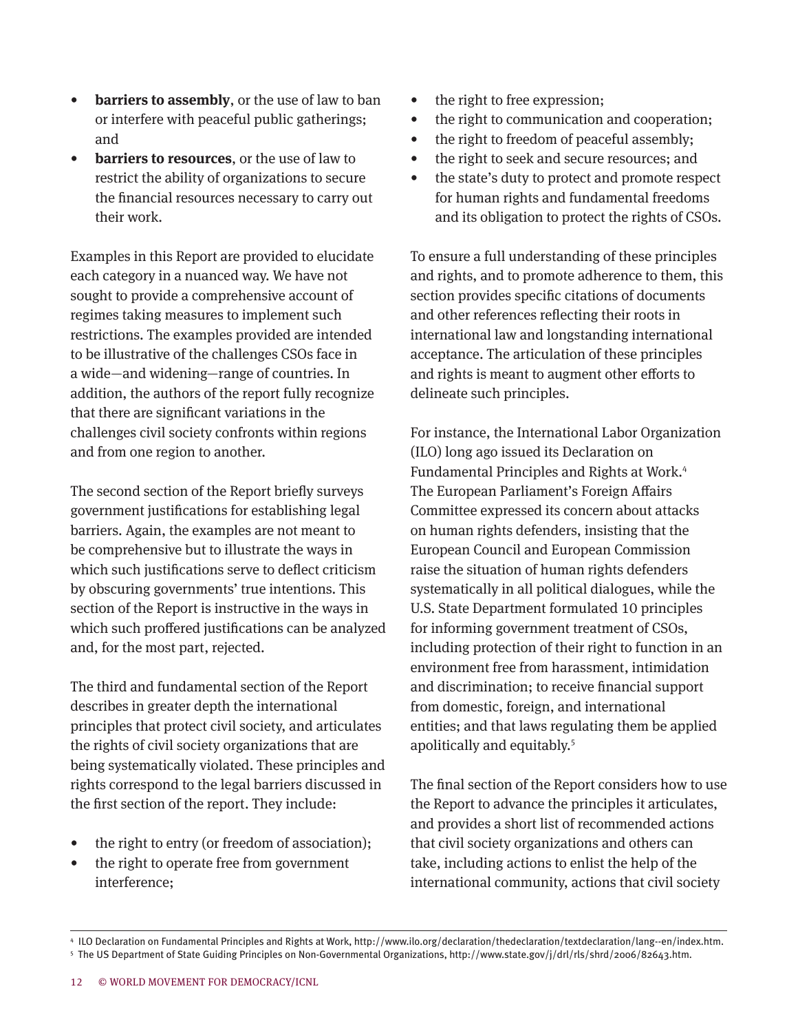- **barriers to assembly**, or the use of law to ban or interfere with peaceful public gatherings; and
- **barriers to resources**, or the use of law to restrict the ability of organizations to secure the financial resources necessary to carry out their work.

Examples in this Report are provided to elucidate each category in a nuanced way. We have not sought to provide a comprehensive account of regimes taking measures to implement such restrictions. The examples provided are intended to be illustrative of the challenges CSOs face in a wide—and widening—range of countries. In addition, the authors of the report fully recognize that there are significant variations in the challenges civil society confronts within regions and from one region to another.

The second section of the Report briefly surveys government justifications for establishing legal barriers. Again, the examples are not meant to be comprehensive but to illustrate the ways in which such justifications serve to deflect criticism by obscuring governments' true intentions. This section of the Report is instructive in the ways in which such proffered justifications can be analyzed and, for the most part, rejected.

The third and fundamental section of the Report describes in greater depth the international principles that protect civil society, and articulates the rights of civil society organizations that are being systematically violated. These principles and rights correspond to the legal barriers discussed in the first section of the report. They include:

- the right to entry (or freedom of association);
- the right to operate free from government interference;
- the right to free expression;
- the right to communication and cooperation;
- the right to freedom of peaceful assembly;
- the right to seek and secure resources; and
- the state's duty to protect and promote respect for human rights and fundamental freedoms and its obligation to protect the rights of CSOs.

To ensure a full understanding of these principles and rights, and to promote adherence to them, this section provides specific citations of documents and other references reflecting their roots in international law and longstanding international acceptance. The articulation of these principles and rights is meant to augment other efforts to delineate such principles.

For instance, the International Labor Organization (ILO) long ago issued its Declaration on Fundamental Principles and Rights at Work.[4] The European Parliament's Foreign Affairs Committee expressed its concern about attacks on human rights defenders, insisting that the European Council and European Commission raise the situation of human rights defenders systematically in all political dialogues, while the U.S. State Department formulated 10 principles for informing government treatment of CSOs, including protection of their right to function in an environment free from harassment, intimidation and discrimination; to receive financial support from domestic, foreign, and international entities; and that laws regulating them be applied apolitically and equitably.[5]

The final section of the Report considers how to use the Report to advance the principles it articulates, and provides a short list of recommended actions that civil society organizations and others can take, including actions to enlist the help of the international community, actions that civil society

---

[4] ILO Declaration on Fundamental Principles and Rights at Work, http://www.ilo.org/declaration/thedeclaration/textdeclaration/lang--en/index.htm.

[5] The US Department of State Guiding Principles on Non-Governmental Organizations, http://www.state.gov/j/drl/rls/shrd/2006/82643.htm.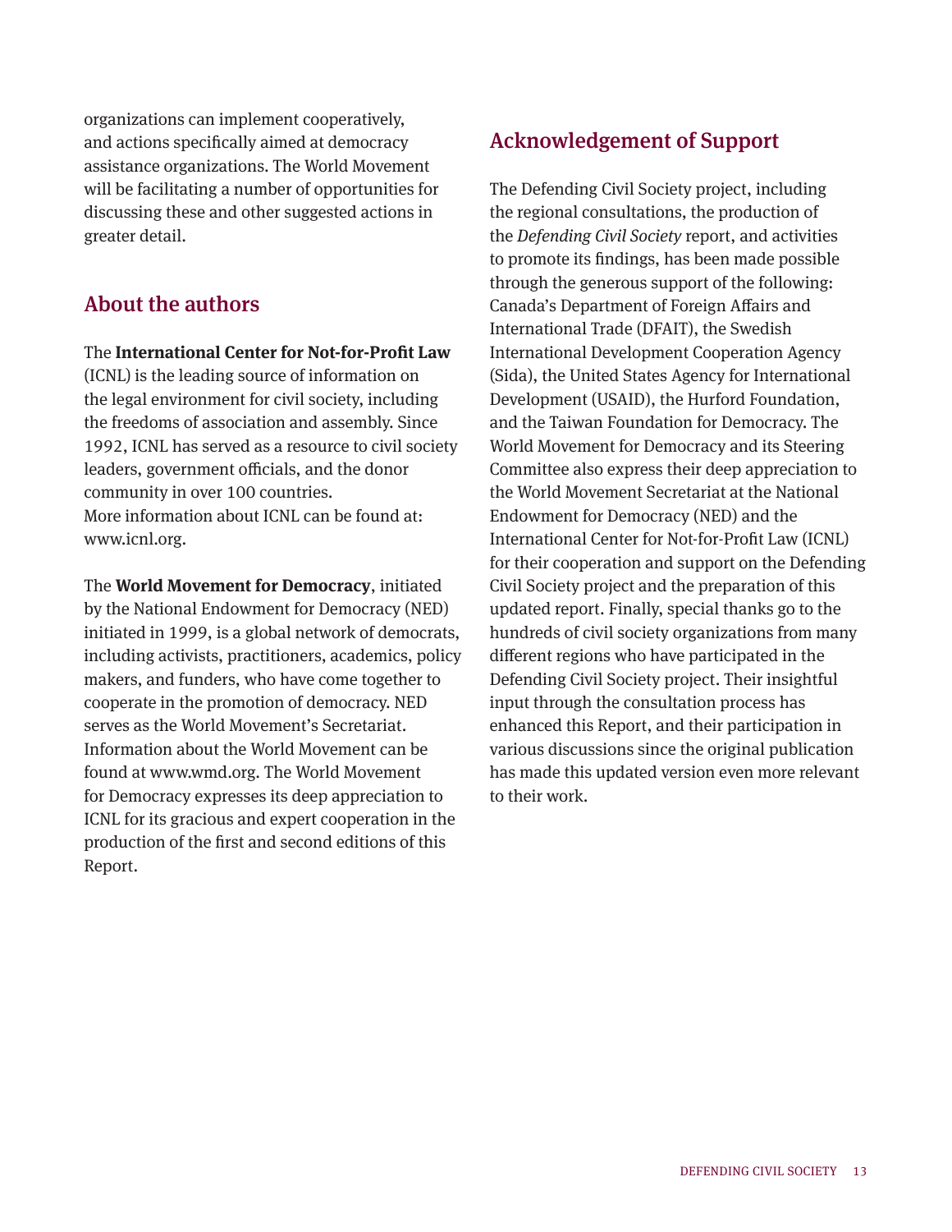organizations can implement cooperatively, and actions specifically aimed at democracy assistance organizations. The World Movement will be facilitating a number of opportunities for discussing these and other suggested actions in greater detail.

## About the authors

The **International Center for Not-for-Profit Law** (ICNL) is the leading source of information on the legal environment for civil society, including the freedoms of association and assembly. Since 1992, ICNL has served as a resource to civil society leaders, government officials, and the donor community in over 100 countries. More information about ICNL can be found at: www.icnl.org.

The **World Movement for Democracy**, initiated by the National Endowment for Democracy (NED) initiated in 1999, is a global network of democrats, including activists, practitioners, academics, policy makers, and funders, who have come together to cooperate in the promotion of democracy. NED serves as the World Movement's Secretariat. Information about the World Movement can be found at www.wmd.org. The World Movement for Democracy expresses its deep appreciation to ICNL for its gracious and expert cooperation in the production of the first and second editions of this Report.

## Acknowledgement of Support

The Defending Civil Society project, including the regional consultations, the production of the *Defending Civil Society* report, and activities to promote its findings, has been made possible through the generous support of the following: Canada's Department of Foreign Affairs and International Trade (DFAIT), the Swedish International Development Cooperation Agency (Sida), the United States Agency for International Development (USAID), the Hurford Foundation, and the Taiwan Foundation for Democracy. The World Movement for Democracy and its Steering Committee also express their deep appreciation to the World Movement Secretariat at the National Endowment for Democracy (NED) and the International Center for Not-for-Profit Law (ICNL) for their cooperation and support on the Defending Civil Society project and the preparation of this updated report. Finally, special thanks go to the hundreds of civil society organizations from many different regions who have participated in the Defending Civil Society project. Their insightful input through the consultation process has enhanced this Report, and their participation in various discussions since the original publication has made this updated version even more relevant to their work.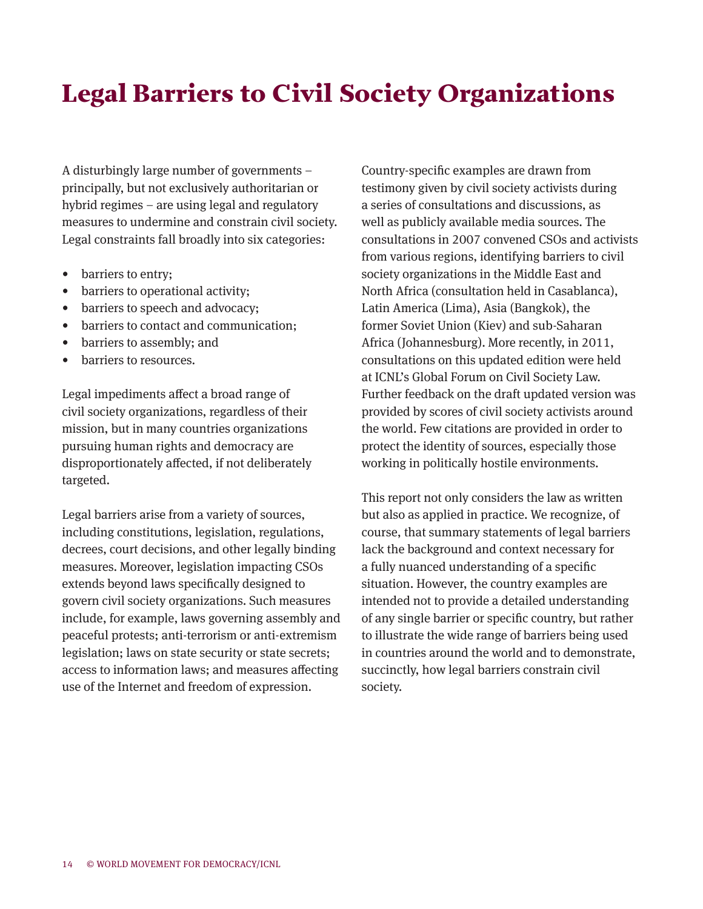# Legal Barriers to Civil Society Organizations

A disturbingly large number of governments – principally, but not exclusively authoritarian or hybrid regimes – are using legal and regulatory measures to undermine and constrain civil society. Legal constraints fall broadly into six categories:

- barriers to entry;
- barriers to operational activity;
- barriers to speech and advocacy;
- barriers to contact and communication;
- barriers to assembly; and
- barriers to resources.

Legal impediments affect a broad range of civil society organizations, regardless of their mission, but in many countries organizations pursuing human rights and democracy are disproportionately affected, if not deliberately targeted.

Legal barriers arise from a variety of sources, including constitutions, legislation, regulations, decrees, court decisions, and other legally binding measures. Moreover, legislation impacting CSOs extends beyond laws specifically designed to govern civil society organizations. Such measures include, for example, laws governing assembly and peaceful protests; anti-terrorism or anti-extremism legislation; laws on state security or state secrets; access to information laws; and measures affecting use of the Internet and freedom of expression.

Country-specific examples are drawn from testimony given by civil society activists during a series of consultations and discussions, as well as publicly available media sources. The consultations in 2007 convened CSOs and activists from various regions, identifying barriers to civil society organizations in the Middle East and North Africa (consultation held in Casablanca), Latin America (Lima), Asia (Bangkok), the former Soviet Union (Kiev) and sub-Saharan Africa (Johannesburg). More recently, in 2011, consultations on this updated edition were held at ICNL's Global Forum on Civil Society Law. Further feedback on the draft updated version was provided by scores of civil society activists around the world. Few citations are provided in order to protect the identity of sources, especially those working in politically hostile environments.

This report not only considers the law as written but also as applied in practice. We recognize, of course, that summary statements of legal barriers lack the background and context necessary for a fully nuanced understanding of a specific situation. However, the country examples are intended not to provide a detailed understanding of any single barrier or specific country, but rather to illustrate the wide range of barriers being used in countries around the world and to demonstrate, succinctly, how legal barriers constrain civil society.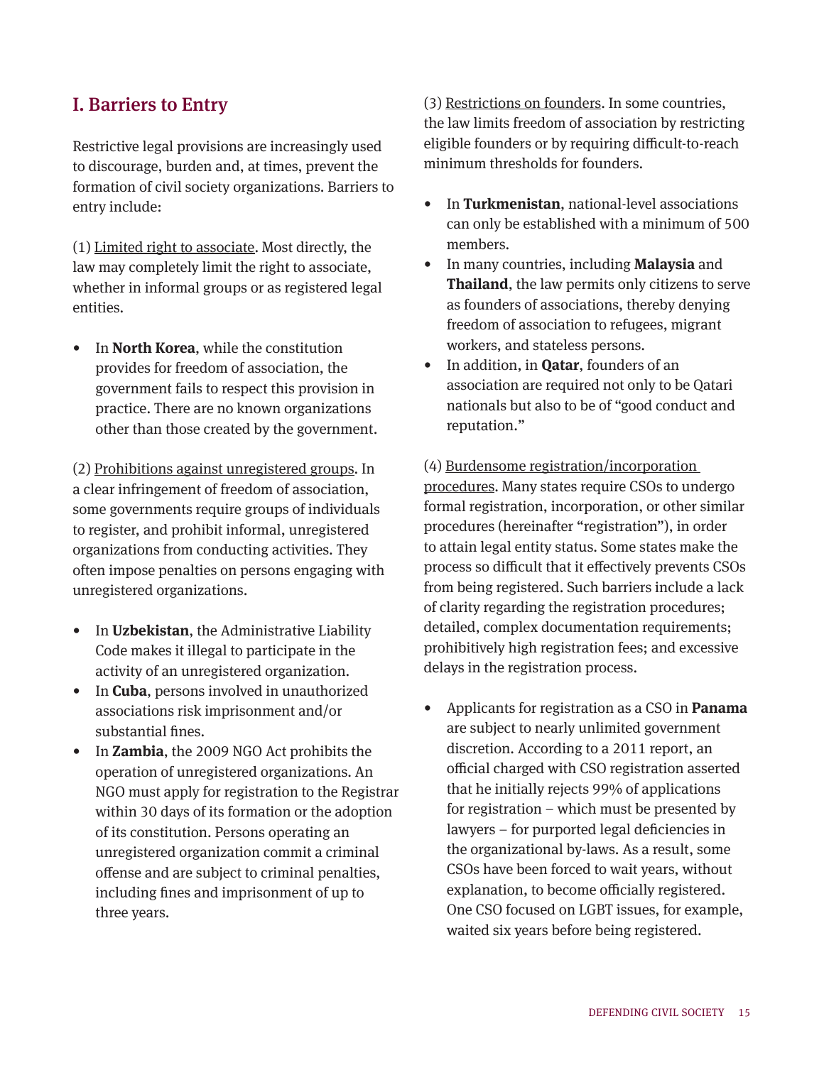## I. Barriers to Entry

Restrictive legal provisions are increasingly used to discourage, burden and, at times, prevent the formation of civil society organizations. Barriers to entry include:

(1) Limited right to associate. Most directly, the law may completely limit the right to associate, whether in informal groups or as registered legal entities.

- In **North Korea**, while the constitution provides for freedom of association, the government fails to respect this provision in practice. There are no known organizations other than those created by the government.

(2) Prohibitions against unregistered groups. In a clear infringement of freedom of association, some governments require groups of individuals to register, and prohibit informal, unregistered organizations from conducting activities. They often impose penalties on persons engaging with unregistered organizations.

- In **Uzbekistan**, the Administrative Liability Code makes it illegal to participate in the activity of an unregistered organization.
- In **Cuba**, persons involved in unauthorized associations risk imprisonment and/or substantial fines.
- In **Zambia**, the 2009 NGO Act prohibits the operation of unregistered organizations. An NGO must apply for registration to the Registrar within 30 days of its formation or the adoption of its constitution. Persons operating an unregistered organization commit a criminal offense and are subject to criminal penalties, including fines and imprisonment of up to three years.

(3) Restrictions on founders. In some countries, the law limits freedom of association by restricting eligible founders or by requiring difficult-to-reach minimum thresholds for founders.

- In **Turkmenistan**, national-level associations can only be established with a minimum of 500 members.
- In many countries, including **Malaysia** and **Thailand**, the law permits only citizens to serve as founders of associations, thereby denying freedom of association to refugees, migrant workers, and stateless persons.
- In addition, in **Qatar**, founders of an association are required not only to be Qatari nationals but also to be of "good conduct and reputation."

(4) Burdensome registration/incorporation procedures. Many states require CSOs to undergo formal registration, incorporation, or other similar procedures (hereinafter "registration"), in order to attain legal entity status. Some states make the process so difficult that it effectively prevents CSOs from being registered. Such barriers include a lack of clarity regarding the registration procedures; detailed, complex documentation requirements; prohibitively high registration fees; and excessive delays in the registration process.

- Applicants for registration as a CSO in **Panama** are subject to nearly unlimited government discretion. According to a 2011 report, an official charged with CSO registration asserted that he initially rejects 99% of applications for registration – which must be presented by lawyers – for purported legal deficiencies in the organizational by-laws. As a result, some CSOs have been forced to wait years, without explanation, to become officially registered. One CSO focused on LGBT issues, for example, waited six years before being registered.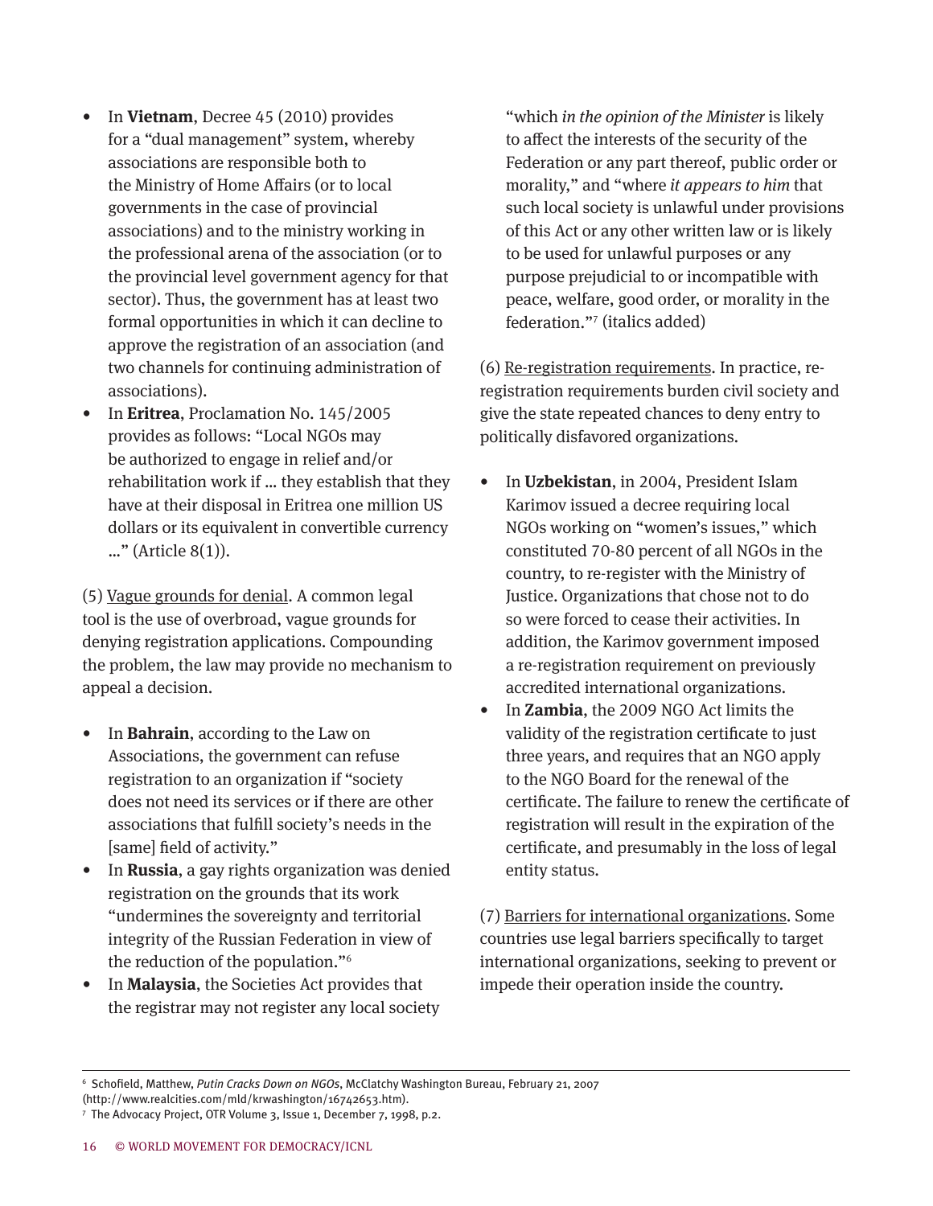- In **Vietnam**, Decree 45 (2010) provides for a "dual management" system, whereby associations are responsible both to the Ministry of Home Affairs (or to local governments in the case of provincial associations) and to the ministry working in the professional arena of the association (or to the provincial level government agency for that sector). Thus, the government has at least two formal opportunities in which it can decline to approve the registration of an association (and two channels for continuing administration of associations).
- In **Eritrea**, Proclamation No. 145/2005 provides as follows: "Local NGOs may be authorized to engage in relief and/or rehabilitation work if … they establish that they have at their disposal in Eritrea one million US dollars or its equivalent in convertible currency …" (Article 8(1)).

(5) Vague grounds for denial. A common legal tool is the use of overbroad, vague grounds for denying registration applications. Compounding the problem, the law may provide no mechanism to appeal a decision.

- In **Bahrain**, according to the Law on Associations, the government can refuse registration to an organization if "society does not need its services or if there are other associations that fulfill society's needs in the [same] field of activity."
- In **Russia**, a gay rights organization was denied registration on the grounds that its work "undermines the sovereignty and territorial integrity of the Russian Federation in view of the reduction of the population."[6]
- In **Malaysia**, the Societies Act provides that the registrar may not register any local society "which *in the opinion of the Minister* is likely to affect the interests of the security of the Federation or any part thereof, public order or morality," and "where *it appears to him* that such local society is unlawful under provisions of this Act or any other written law or is likely to be used for unlawful purposes or any purpose prejudicial to or incompatible with peace, welfare, good order, or morality in the federation."[7] (italics added)

(6) Re-registration requirements. In practice, re-registration requirements burden civil society and give the state repeated chances to deny entry to politically disfavored organizations.

- In **Uzbekistan**, in 2004, President Islam Karimov issued a decree requiring local NGOs working on "women's issues," which constituted 70-80 percent of all NGOs in the country, to re-register with the Ministry of Justice. Organizations that chose not to do so were forced to cease their activities. In addition, the Karimov government imposed a re-registration requirement on previously accredited international organizations.
- In **Zambia**, the 2009 NGO Act limits the validity of the registration certificate to just three years, and requires that an NGO apply to the NGO Board for the renewal of the certificate. The failure to renew the certificate of registration will result in the expiration of the certificate, and presumably in the loss of legal entity status.

(7) Barriers for international organizations. Some countries use legal barriers specifically to target international organizations, seeking to prevent or impede their operation inside the country.

---

[6] Schofield, Matthew, *Putin Cracks Down on NGOs*, McClatchy Washington Bureau, February 21, 2007 (http://www.realcities.com/mld/krwashington/16742653.htm).

[7] The Advocacy Project, OTR Volume 3, Issue 1, December 7, 1998, p.2.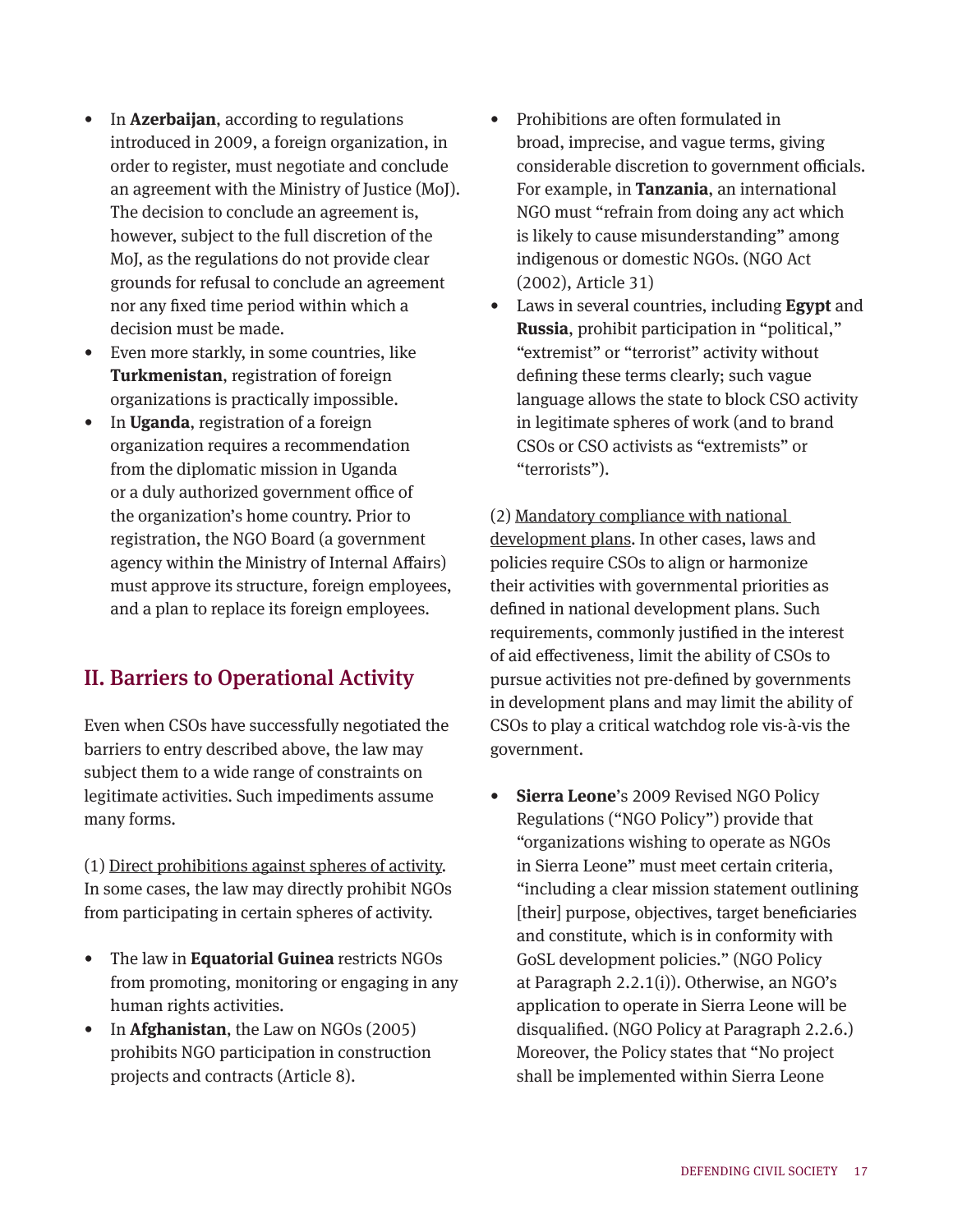- In **Azerbaijan**, according to regulations introduced in 2009, a foreign organization, in order to register, must negotiate and conclude an agreement with the Ministry of Justice (MoJ). The decision to conclude an agreement is, however, subject to the full discretion of the MoJ, as the regulations do not provide clear grounds for refusal to conclude an agreement nor any fixed time period within which a decision must be made.
- Even more starkly, in some countries, like **Turkmenistan**, registration of foreign organizations is practically impossible.
- In **Uganda**, registration of a foreign organization requires a recommendation from the diplomatic mission in Uganda or a duly authorized government office of the organization's home country. Prior to registration, the NGO Board (a government agency within the Ministry of Internal Affairs) must approve its structure, foreign employees, and a plan to replace its foreign employees.

## II. Barriers to Operational Activity

Even when CSOs have successfully negotiated the barriers to entry described above, the law may subject them to a wide range of constraints on legitimate activities. Such impediments assume many forms.

(1) Direct prohibitions against spheres of activity. In some cases, the law may directly prohibit NGOs from participating in certain spheres of activity.

- The law in **Equatorial Guinea** restricts NGOs from promoting, monitoring or engaging in any human rights activities.
- In **Afghanistan**, the Law on NGOs (2005) prohibits NGO participation in construction projects and contracts (Article 8).
- Prohibitions are often formulated in broad, imprecise, and vague terms, giving considerable discretion to government officials. For example, in **Tanzania**, an international NGO must "refrain from doing any act which is likely to cause misunderstanding" among indigenous or domestic NGOs. (NGO Act (2002), Article 31)
- Laws in several countries, including **Egypt** and **Russia**, prohibit participation in "political," "extremist" or "terrorist" activity without defining these terms clearly; such vague language allows the state to block CSO activity in legitimate spheres of work (and to brand CSOs or CSO activists as "extremists" or "terrorists").

(2) Mandatory compliance with national development plans. In other cases, laws and policies require CSOs to align or harmonize their activities with governmental priorities as defined in national development plans. Such requirements, commonly justified in the interest of aid effectiveness, limit the ability of CSOs to pursue activities not pre-defined by governments in development plans and may limit the ability of CSOs to play a critical watchdog role vis-à-vis the government.

- **Sierra Leone**'s 2009 Revised NGO Policy Regulations ("NGO Policy") provide that "organizations wishing to operate as NGOs in Sierra Leone" must meet certain criteria, "including a clear mission statement outlining [their] purpose, objectives, target beneficiaries and constitute, which is in conformity with GoSL development policies." (NGO Policy at Paragraph 2.2.1(i)). Otherwise, an NGO's application to operate in Sierra Leone will be disqualified. (NGO Policy at Paragraph 2.2.6.) Moreover, the Policy states that "No project shall be implemented within Sierra Leone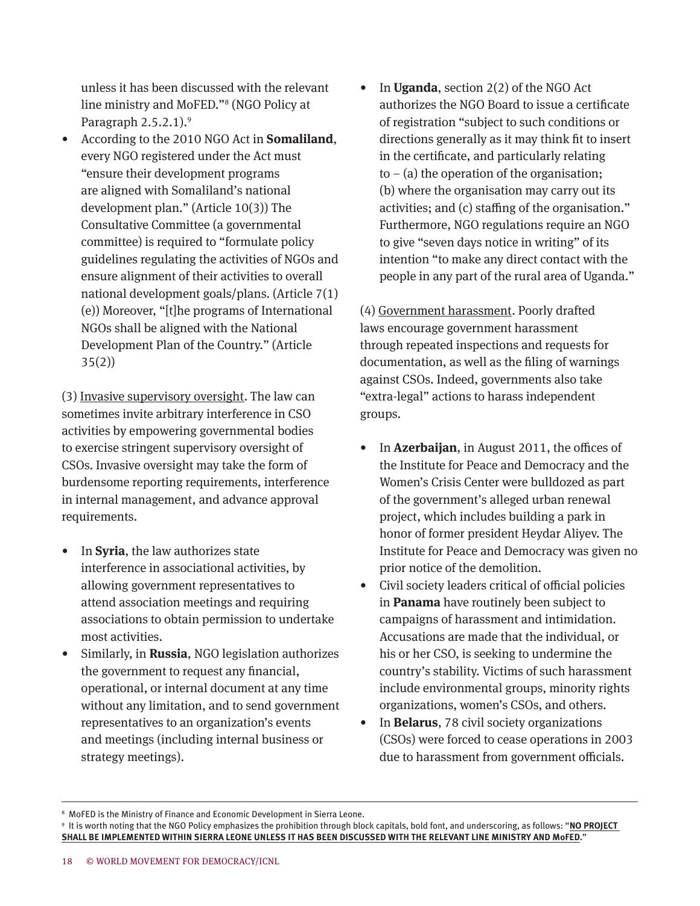unless it has been discussed with the relevant line ministry and MoFED."[8] (NGO Policy at Paragraph 2.5.2.1).[9]

- According to the 2010 NGO Act in **Somaliland**, every NGO registered under the Act must "ensure their development programs are aligned with Somaliland's national development plan." (Article 10(3)) The Consultative Committee (a governmental committee) is required to "formulate policy guidelines regulating the activities of NGOs and ensure alignment of their activities to overall national development goals/plans. (Article 7(1)(e)) Moreover, "[t]he programs of International NGOs shall be aligned with the National Development Plan of the Country." (Article 35(2))

(3) <u>Invasive supervisory oversight</u>. The law can sometimes invite arbitrary interference in CSO activities by empowering governmental bodies to exercise stringent supervisory oversight of CSOs. Invasive oversight may take the form of burdensome reporting requirements, interference in internal management, and advance approval requirements.

- In **Syria**, the law authorizes state interference in associational activities, by allowing government representatives to attend association meetings and requiring associations to obtain permission to undertake most activities.
- Similarly, in **Russia**, NGO legislation authorizes the government to request any financial, operational, or internal document at any time without any limitation, and to send government representatives to an organization's events and meetings (including internal business or strategy meetings).
- In **Uganda**, section 2(2) of the NGO Act authorizes the NGO Board to issue a certificate of registration "subject to such conditions or directions generally as it may think fit to insert in the certificate, and particularly relating to – (a) the operation of the organisation; (b) where the organisation may carry out its activities; and (c) staffing of the organisation." Furthermore, NGO regulations require an NGO to give "seven days notice in writing" of its intention "to make any direct contact with the people in any part of the rural area of Uganda."

(4) <u>Government harassment</u>. Poorly drafted laws encourage government harassment through repeated inspections and requests for documentation, as well as the filing of warnings against CSOs. Indeed, governments also take "extra-legal" actions to harass independent groups.

- In **Azerbaijan**, in August 2011, the offices of the Institute for Peace and Democracy and the Women's Crisis Center were bulldozed as part of the government's alleged urban renewal project, which includes building a park in honor of former president Heydar Aliyev. The Institute for Peace and Democracy was given no prior notice of the demolition.
- Civil society leaders critical of official policies in **Panama** have routinely been subject to campaigns of harassment and intimidation. Accusations are made that the individual, or his or her CSO, is seeking to undermine the country's stability. Victims of such harassment include environmental groups, minority rights organizations, women's CSOs, and others.
- In **Belarus**, 78 civil society organizations (CSOs) were forced to cease operations in 2003 due to harassment from government officials.

---

[8] MoFED is the Ministry of Finance and Economic Development in Sierra Leone.

[9] It is worth noting that the NGO Policy emphasizes the prohibition through block capitals, bold font, and underscoring, as follows: "**<u>NO PROJECT SHALL BE IMPLEMENTED WITHIN SIERRA LEONE UNLESS IT HAS BEEN DISCUSSED WITH THE RELEVANT LINE MINISTRY AND MoFED</u>**."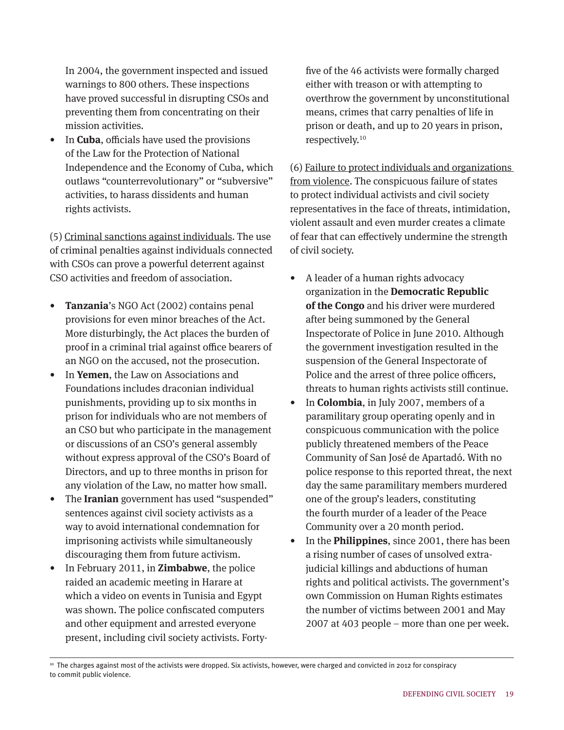In 2004, the government inspected and issued warnings to 800 others. These inspections have proved successful in disrupting CSOs and preventing them from concentrating on their mission activities.

- In **Cuba**, officials have used the provisions of the Law for the Protection of National Independence and the Economy of Cuba, which outlaws "counterrevolutionary" or "subversive" activities, to harass dissidents and human rights activists.

(5) Criminal sanctions against individuals. The use of criminal penalties against individuals connected with CSOs can prove a powerful deterrent against CSO activities and freedom of association.

- **Tanzania**'s NGO Act (2002) contains penal provisions for even minor breaches of the Act. More disturbingly, the Act places the burden of proof in a criminal trial against office bearers of an NGO on the accused, not the prosecution.
- In **Yemen**, the Law on Associations and Foundations includes draconian individual punishments, providing up to six months in prison for individuals who are not members of an CSO but who participate in the management or discussions of an CSO's general assembly without express approval of the CSO's Board of Directors, and up to three months in prison for any violation of the Law, no matter how small.
- The **Iranian** government has used "suspended" sentences against civil society activists as a way to avoid international condemnation for imprisoning activists while simultaneously discouraging them from future activism.
- In February 2011, in **Zimbabwe**, the police raided an academic meeting in Harare at which a video on events in Tunisia and Egypt was shown. The police confiscated computers and other equipment and arrested everyone present, including civil society activists. Forty-five of the 46 activists were formally charged either with treason or with attempting to overthrow the government by unconstitutional means, crimes that carry penalties of life in prison or death, and up to 20 years in prison, respectively.[10]

(6) Failure to protect individuals and organizations from violence. The conspicuous failure of states to protect individual activists and civil society representatives in the face of threats, intimidation, violent assault and even murder creates a climate of fear that can effectively undermine the strength of civil society.

- A leader of a human rights advocacy organization in the **Democratic Republic of the Congo** and his driver were murdered after being summoned by the General Inspectorate of Police in June 2010. Although the government investigation resulted in the suspension of the General Inspectorate of Police and the arrest of three police officers, threats to human rights activists still continue.
- In **Colombia**, in July 2007, members of a paramilitary group operating openly and in conspicuous communication with the police publicly threatened members of the Peace Community of San José de Apartadó. With no police response to this reported threat, the next day the same paramilitary members murdered one of the group's leaders, constituting the fourth murder of a leader of the Peace Community over a 20 month period.
- In the **Philippines**, since 2001, there has been a rising number of cases of unsolved extra-judicial killings and abductions of human rights and political activists. The government's own Commission on Human Rights estimates the number of victims between 2001 and May 2007 at 403 people – more than one per week.

[10] The charges against most of the activists were dropped. Six activists, however, were charged and convicted in 2012 for conspiracy to commit public violence.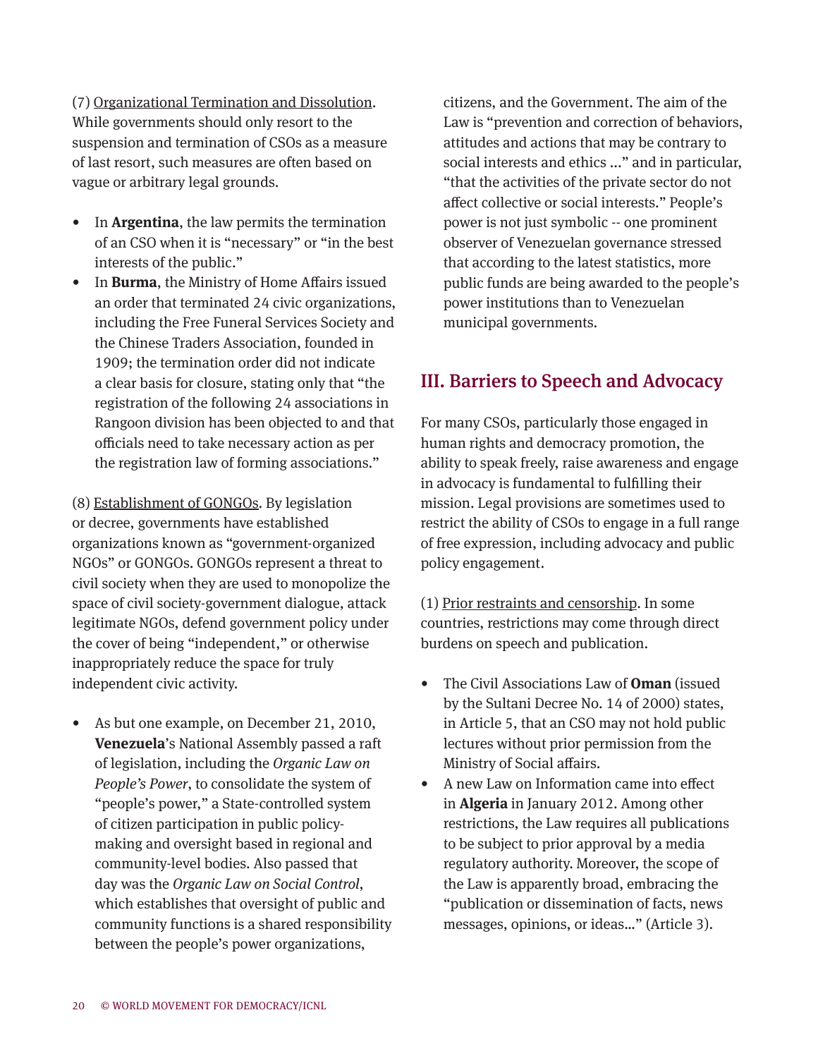(7) Organizational Termination and Dissolution. While governments should only resort to the suspension and termination of CSOs as a measure of last resort, such measures are often based on vague or arbitrary legal grounds.

- In **Argentina**, the law permits the termination of an CSO when it is "necessary" or "in the best interests of the public."
- In **Burma**, the Ministry of Home Affairs issued an order that terminated 24 civic organizations, including the Free Funeral Services Society and the Chinese Traders Association, founded in 1909; the termination order did not indicate a clear basis for closure, stating only that "the registration of the following 24 associations in Rangoon division has been objected to and that officials need to take necessary action as per the registration law of forming associations."

(8) Establishment of GONGOs. By legislation or decree, governments have established organizations known as "government-organized NGOs" or GONGOs. GONGOs represent a threat to civil society when they are used to monopolize the space of civil society-government dialogue, attack legitimate NGOs, defend government policy under the cover of being "independent," or otherwise inappropriately reduce the space for truly independent civic activity.

- As but one example, on December 21, 2010, **Venezuela**'s National Assembly passed a raft of legislation, including the *Organic Law on People's Power*, to consolidate the system of "people's power," a State-controlled system of citizen participation in public policy-making and oversight based in regional and community-level bodies. Also passed that day was the *Organic Law on Social Control*, which establishes that oversight of public and community functions is a shared responsibility between the people's power organizations, citizens, and the Government. The aim of the Law is "prevention and correction of behaviors, attitudes and actions that may be contrary to social interests and ethics ..." and in particular, "that the activities of the private sector do not affect collective or social interests." People's power is not just symbolic -- one prominent observer of Venezuelan governance stressed that according to the latest statistics, more public funds are being awarded to the people's power institutions than to Venezuelan municipal governments.

## III. Barriers to Speech and Advocacy

For many CSOs, particularly those engaged in human rights and democracy promotion, the ability to speak freely, raise awareness and engage in advocacy is fundamental to fulfilling their mission. Legal provisions are sometimes used to restrict the ability of CSOs to engage in a full range of free expression, including advocacy and public policy engagement.

(1) Prior restraints and censorship. In some countries, restrictions may come through direct burdens on speech and publication.

- The Civil Associations Law of **Oman** (issued by the Sultani Decree No. 14 of 2000) states, in Article 5, that an CSO may not hold public lectures without prior permission from the Ministry of Social affairs.
- A new Law on Information came into effect in **Algeria** in January 2012. Among other restrictions, the Law requires all publications to be subject to prior approval by a media regulatory authority. Moreover, the scope of the Law is apparently broad, embracing the "publication or dissemination of facts, news messages, opinions, or ideas..." (Article 3).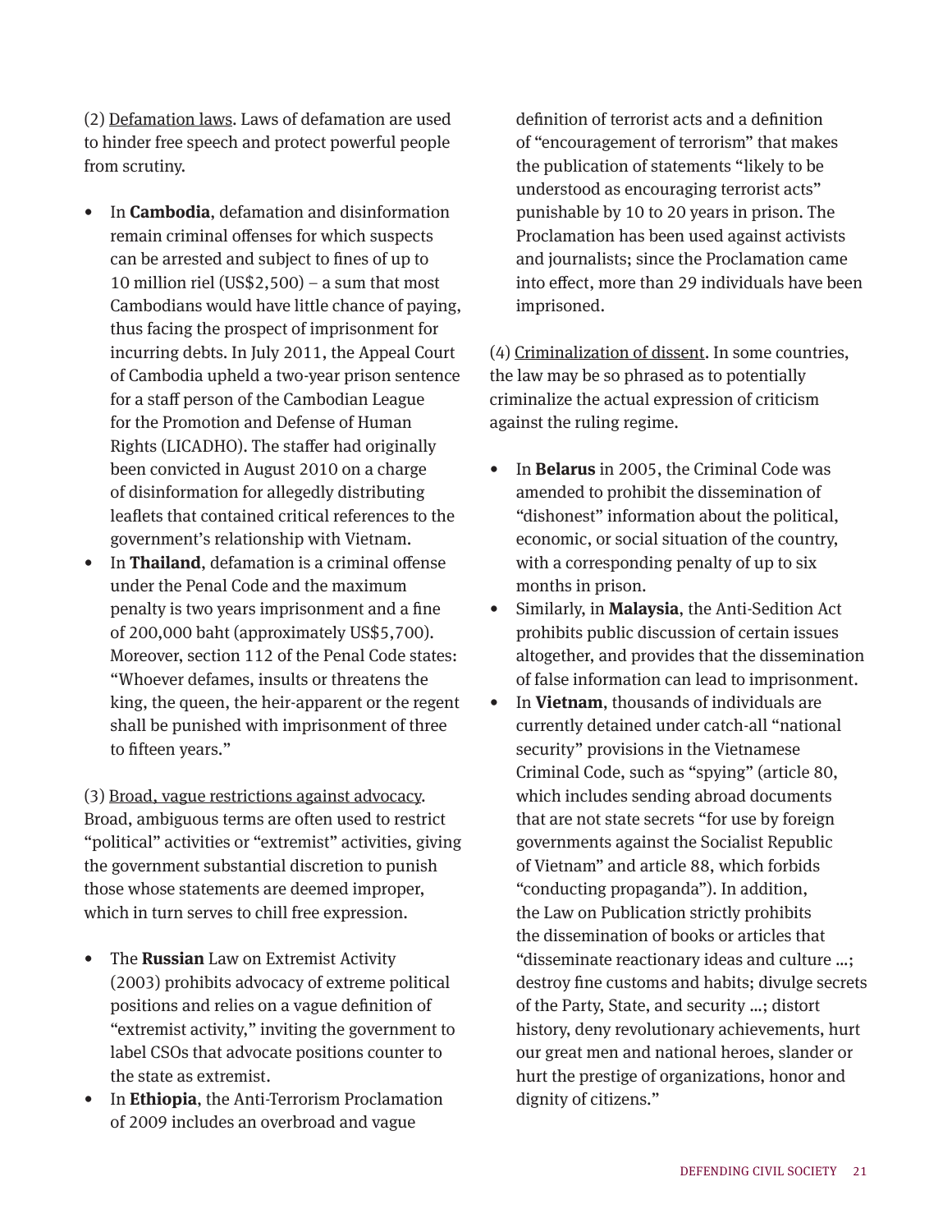(2) Defamation laws. Laws of defamation are used to hinder free speech and protect powerful people from scrutiny.

- In **Cambodia**, defamation and disinformation remain criminal offenses for which suspects can be arrested and subject to fines of up to 10 million riel (US$2,500) – a sum that most Cambodians would have little chance of paying, thus facing the prospect of imprisonment for incurring debts. In July 2011, the Appeal Court of Cambodia upheld a two-year prison sentence for a staff person of the Cambodian League for the Promotion and Defense of Human Rights (LICADHO). The staffer had originally been convicted in August 2010 on a charge of disinformation for allegedly distributing leaflets that contained critical references to the government's relationship with Vietnam.
- In **Thailand**, defamation is a criminal offense under the Penal Code and the maximum penalty is two years imprisonment and a fine of 200,000 baht (approximately US$5,700). Moreover, section 112 of the Penal Code states: "Whoever defames, insults or threatens the king, the queen, the heir-apparent or the regent shall be punished with imprisonment of three to fifteen years."

(3) Broad, vague restrictions against advocacy. Broad, ambiguous terms are often used to restrict "political" activities or "extremist" activities, giving the government substantial discretion to punish those whose statements are deemed improper, which in turn serves to chill free expression.

- The **Russian** Law on Extremist Activity (2003) prohibits advocacy of extreme political positions and relies on a vague definition of "extremist activity," inviting the government to label CSOs that advocate positions counter to the state as extremist.
- In **Ethiopia**, the Anti-Terrorism Proclamation of 2009 includes an overbroad and vague definition of terrorist acts and a definition of "encouragement of terrorism" that makes the publication of statements "likely to be understood as encouraging terrorist acts" punishable by 10 to 20 years in prison. The Proclamation has been used against activists and journalists; since the Proclamation came into effect, more than 29 individuals have been imprisoned.

(4) Criminalization of dissent. In some countries, the law may be so phrased as to potentially criminalize the actual expression of criticism against the ruling regime.

- In **Belarus** in 2005, the Criminal Code was amended to prohibit the dissemination of "dishonest" information about the political, economic, or social situation of the country, with a corresponding penalty of up to six months in prison.
- Similarly, in **Malaysia**, the Anti-Sedition Act prohibits public discussion of certain issues altogether, and provides that the dissemination of false information can lead to imprisonment.
- In **Vietnam**, thousands of individuals are currently detained under catch-all "national security" provisions in the Vietnamese Criminal Code, such as "spying" (article 80, which includes sending abroad documents that are not state secrets "for use by foreign governments against the Socialist Republic of Vietnam" and article 88, which forbids "conducting propaganda"). In addition, the Law on Publication strictly prohibits the dissemination of books or articles that "disseminate reactionary ideas and culture …; destroy fine customs and habits; divulge secrets of the Party, State, and security …; distort history, deny revolutionary achievements, hurt our great men and national heroes, slander or hurt the prestige of organizations, honor and dignity of citizens."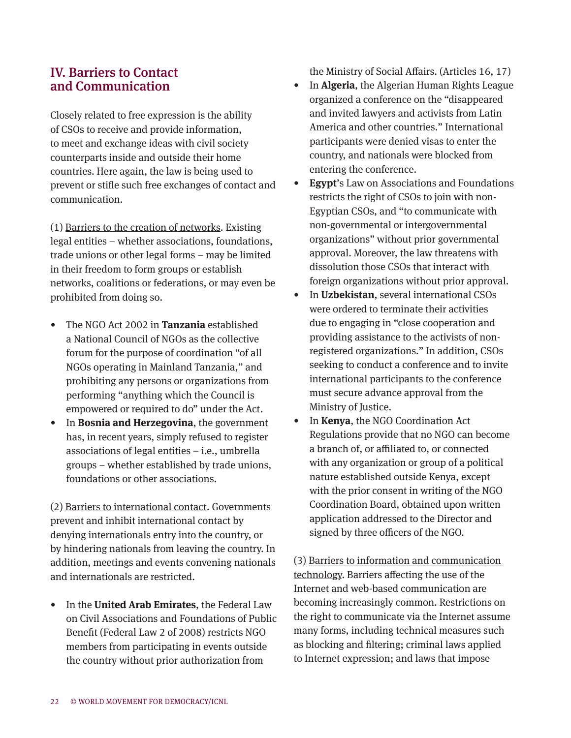## IV. Barriers to Contact and Communication

Closely related to free expression is the ability of CSOs to receive and provide information, to meet and exchange ideas with civil society counterparts inside and outside their home countries. Here again, the law is being used to prevent or stifle such free exchanges of contact and communication.

(1) Barriers to the creation of networks. Existing legal entities – whether associations, foundations, trade unions or other legal forms – may be limited in their freedom to form groups or establish networks, coalitions or federations, or may even be prohibited from doing so.

- The NGO Act 2002 in **Tanzania** established a National Council of NGOs as the collective forum for the purpose of coordination "of all NGOs operating in Mainland Tanzania," and prohibiting any persons or organizations from performing "anything which the Council is empowered or required to do" under the Act.
- In **Bosnia and Herzegovina**, the government has, in recent years, simply refused to register associations of legal entities – i.e., umbrella groups – whether established by trade unions, foundations or other associations.

(2) Barriers to international contact. Governments prevent and inhibit international contact by denying internationals entry into the country, or by hindering nationals from leaving the country. In addition, meetings and events convening nationals and internationals are restricted.

- In the **United Arab Emirates**, the Federal Law on Civil Associations and Foundations of Public Benefit (Federal Law 2 of 2008) restricts NGO members from participating in events outside the country without prior authorization from the Ministry of Social Affairs. (Articles 16, 17)
- In **Algeria**, the Algerian Human Rights League organized a conference on the "disappeared and invited lawyers and activists from Latin America and other countries." International participants were denied visas to enter the country, and nationals were blocked from entering the conference.
- **Egypt**'s Law on Associations and Foundations restricts the right of CSOs to join with non-Egyptian CSOs, and "to communicate with non-governmental or intergovernmental organizations" without prior governmental approval. Moreover, the law threatens with dissolution those CSOs that interact with foreign organizations without prior approval.
- In **Uzbekistan**, several international CSOs were ordered to terminate their activities due to engaging in "close cooperation and providing assistance to the activists of non-registered organizations." In addition, CSOs seeking to conduct a conference and to invite international participants to the conference must secure advance approval from the Ministry of Justice.
- In **Kenya**, the NGO Coordination Act Regulations provide that no NGO can become a branch of, or affiliated to, or connected with any organization or group of a political nature established outside Kenya, except with the prior consent in writing of the NGO Coordination Board, obtained upon written application addressed to the Director and signed by three officers of the NGO.

(3) Barriers to information and communication technology. Barriers affecting the use of the Internet and web-based communication are becoming increasingly common. Restrictions on the right to communicate via the Internet assume many forms, including technical measures such as blocking and filtering; criminal laws applied to Internet expression; and laws that impose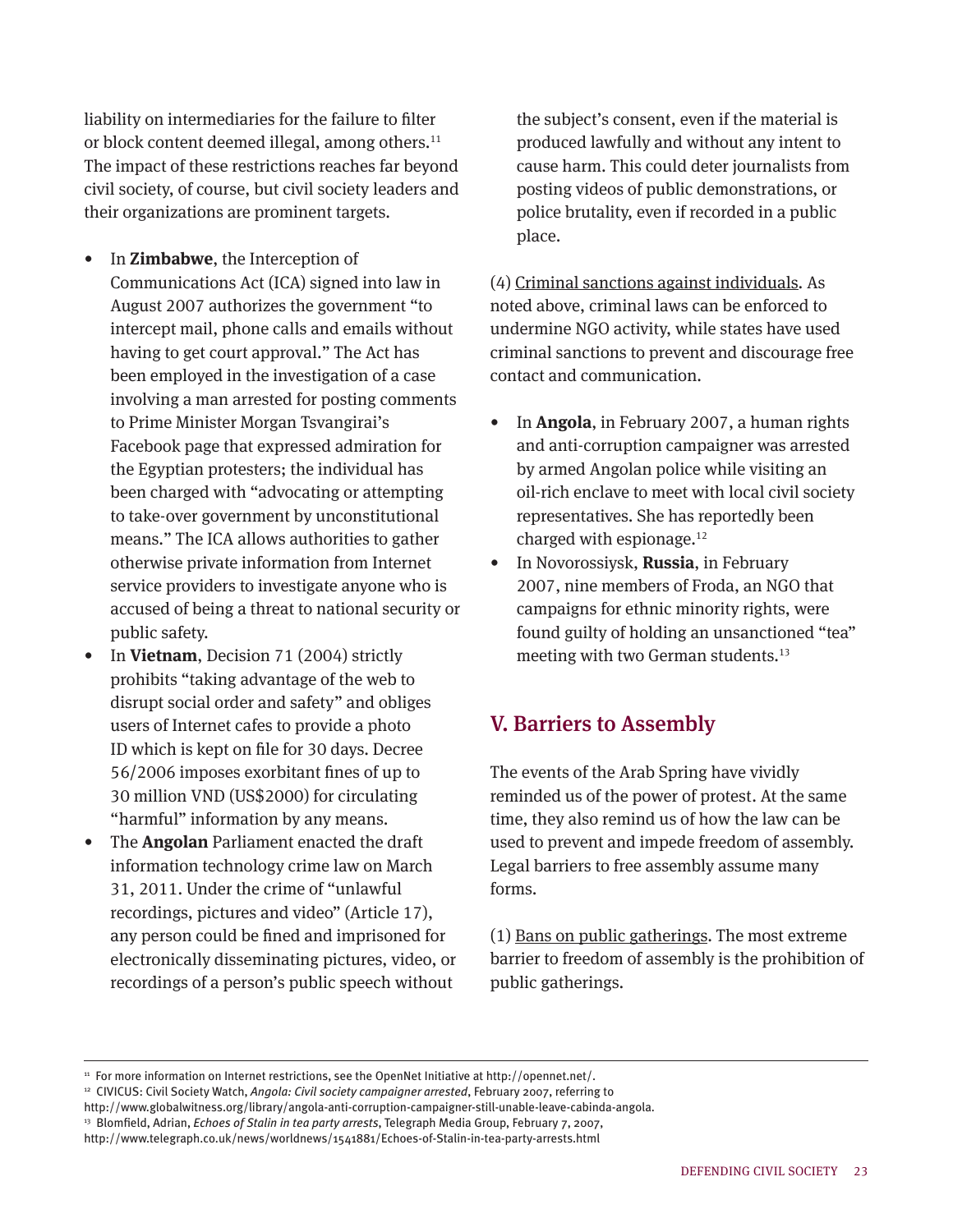liability on intermediaries for the failure to filter or block content deemed illegal, among others.[11] The impact of these restrictions reaches far beyond civil society, of course, but civil society leaders and their organizations are prominent targets.

- In **Zimbabwe**, the Interception of Communications Act (ICA) signed into law in August 2007 authorizes the government "to intercept mail, phone calls and emails without having to get court approval." The Act has been employed in the investigation of a case involving a man arrested for posting comments to Prime Minister Morgan Tsvangirai's Facebook page that expressed admiration for the Egyptian protesters; the individual has been charged with "advocating or attempting to take-over government by unconstitutional means." The ICA allows authorities to gather otherwise private information from Internet service providers to investigate anyone who is accused of being a threat to national security or public safety.
- In **Vietnam**, Decision 71 (2004) strictly prohibits "taking advantage of the web to disrupt social order and safety" and obliges users of Internet cafes to provide a photo ID which is kept on file for 30 days. Decree 56/2006 imposes exorbitant fines of up to 30 million VND (US$2000) for circulating "harmful" information by any means.
- The **Angolan** Parliament enacted the draft information technology crime law on March 31, 2011. Under the crime of "unlawful recordings, pictures and video" (Article 17), any person could be fined and imprisoned for electronically disseminating pictures, video, or recordings of a person's public speech without the subject's consent, even if the material is produced lawfully and without any intent to cause harm. This could deter journalists from posting videos of public demonstrations, or police brutality, even if recorded in a public place.

(4) Criminal sanctions against individuals. As noted above, criminal laws can be enforced to undermine NGO activity, while states have used criminal sanctions to prevent and discourage free contact and communication.

- In **Angola**, in February 2007, a human rights and anti-corruption campaigner was arrested by armed Angolan police while visiting an oil-rich enclave to meet with local civil society representatives. She has reportedly been charged with espionage.[12]
- In Novorossiysk, **Russia**, in February 2007, nine members of Froda, an NGO that campaigns for ethnic minority rights, were found guilty of holding an unsanctioned "tea" meeting with two German students.[13]

## V. Barriers to Assembly

The events of the Arab Spring have vividly reminded us of the power of protest. At the same time, they also remind us of how the law can be used to prevent and impede freedom of assembly. Legal barriers to free assembly assume many forms.

(1) Bans on public gatherings. The most extreme barrier to freedom of assembly is the prohibition of public gatherings.

---

[11] For more information on Internet restrictions, see the OpenNet Initiative at http://opennet.net/.

[12] CIVICUS: Civil Society Watch, *Angola: Civil society campaigner arrested*, February 2007, referring to http://www.globalwitness.org/library/angola-anti-corruption-campaigner-still-unable-leave-cabinda-angola.

[13] Blomfield, Adrian, *Echoes of Stalin in tea party arrests*, Telegraph Media Group, February 7, 2007, http://www.telegraph.co.uk/news/worldnews/1541881/Echoes-of-Stalin-in-tea-party-arrests.html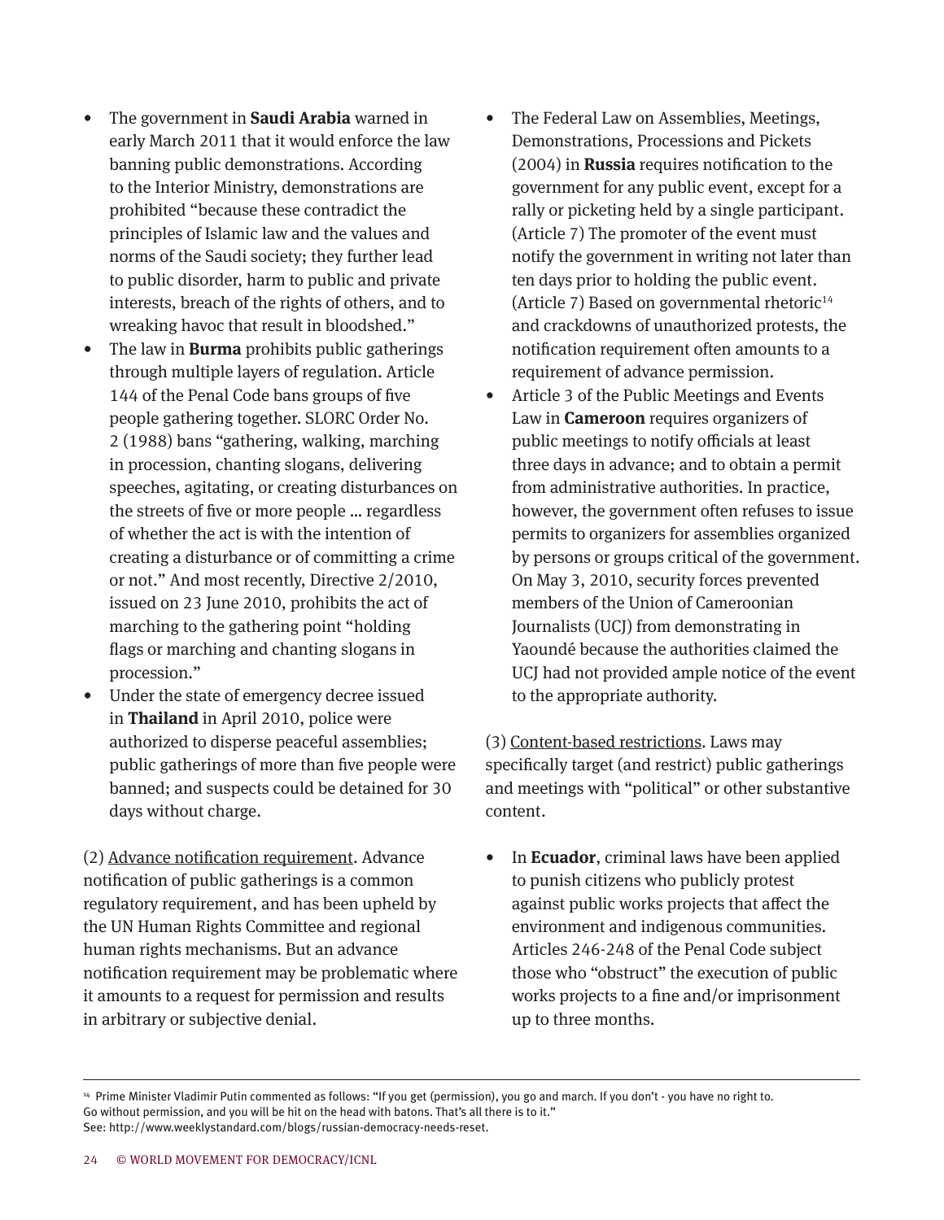- The government in **Saudi Arabia** warned in early March 2011 that it would enforce the law banning public demonstrations. According to the Interior Ministry, demonstrations are prohibited "because these contradict the principles of Islamic law and the values and norms of the Saudi society; they further lead to public disorder, harm to public and private interests, breach of the rights of others, and to wreaking havoc that result in bloodshed."
- The law in **Burma** prohibits public gatherings through multiple layers of regulation. Article 144 of the Penal Code bans groups of five people gathering together. SLORC Order No. 2 (1988) bans "gathering, walking, marching in procession, chanting slogans, delivering speeches, agitating, or creating disturbances on the streets of five or more people … regardless of whether the act is with the intention of creating a disturbance or of committing a crime or not." And most recently, Directive 2/2010, issued on 23 June 2010, prohibits the act of marching to the gathering point "holding flags or marching and chanting slogans in procession."
- Under the state of emergency decree issued in **Thailand** in April 2010, police were authorized to disperse peaceful assemblies; public gatherings of more than five people were banned; and suspects could be detained for 30 days without charge.

(2) Advance notification requirement. Advance notification of public gatherings is a common regulatory requirement, and has been upheld by the UN Human Rights Committee and regional human rights mechanisms. But an advance notification requirement may be problematic where it amounts to a request for permission and results in arbitrary or subjective denial.

- The Federal Law on Assemblies, Meetings, Demonstrations, Processions and Pickets (2004) in **Russia** requires notification to the government for any public event, except for a rally or picketing held by a single participant. (Article 7) The promoter of the event must notify the government in writing not later than ten days prior to holding the public event. (Article 7) Based on governmental rhetoric[14] and crackdowns of unauthorized protests, the notification requirement often amounts to a requirement of advance permission.
- Article 3 of the Public Meetings and Events Law in **Cameroon** requires organizers of public meetings to notify officials at least three days in advance; and to obtain a permit from administrative authorities. In practice, however, the government often refuses to issue permits to organizers for assemblies organized by persons or groups critical of the government. On May 3, 2010, security forces prevented members of the Union of Cameroonian Journalists (UCJ) from demonstrating in Yaoundé because the authorities claimed the UCJ had not provided ample notice of the event to the appropriate authority.

(3) Content-based restrictions. Laws may specifically target (and restrict) public gatherings and meetings with "political" or other substantive content.

- In **Ecuador**, criminal laws have been applied to punish citizens who publicly protest against public works projects that affect the environment and indigenous communities. Articles 246-248 of the Penal Code subject those who "obstruct" the execution of public works projects to a fine and/or imprisonment up to three months.

---

[14] Prime Minister Vladimir Putin commented as follows: "If you get (permission), you go and march. If you don't - you have no right to. Go without permission, and you will be hit on the head with batons. That's all there is to it." See: http://www.weeklystandard.com/blogs/russian-democracy-needs-reset.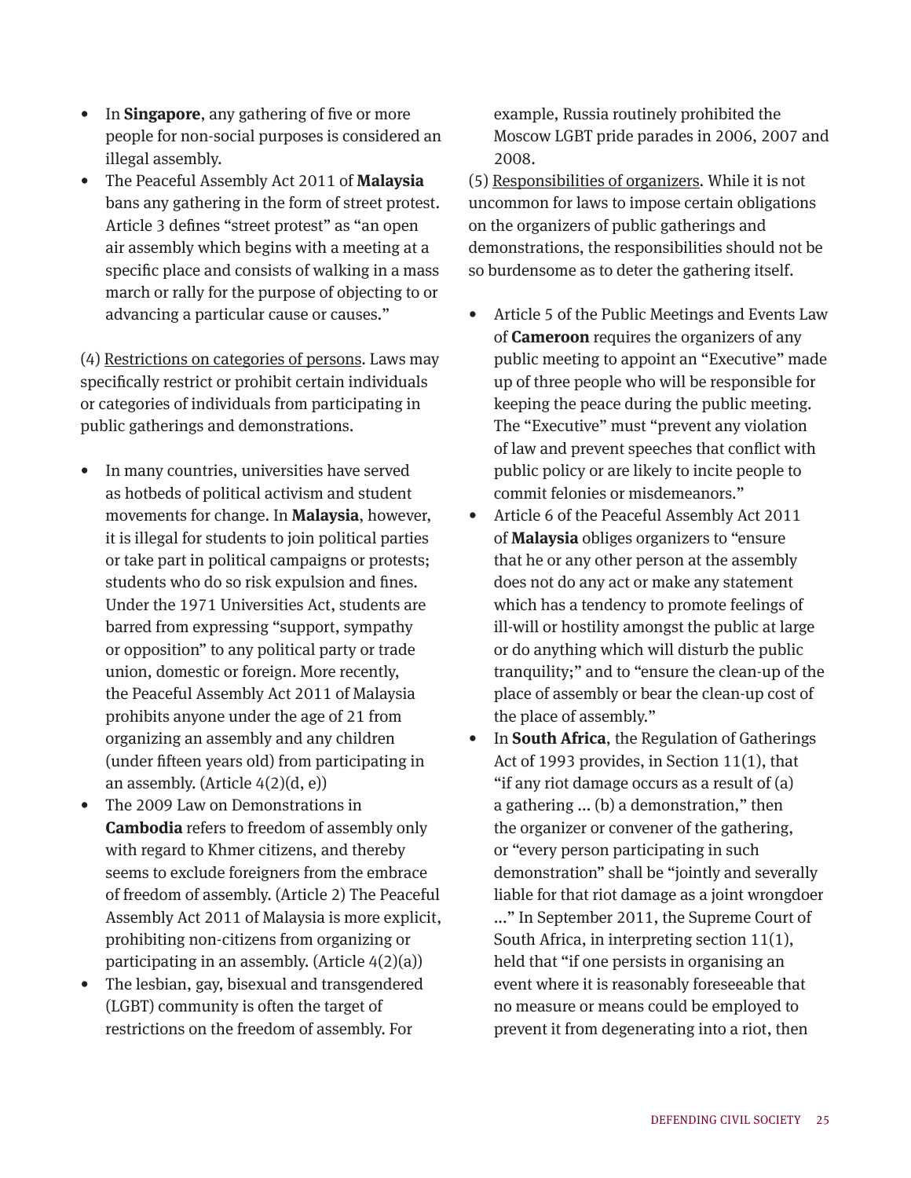- In **Singapore**, any gathering of five or more people for non-social purposes is considered an illegal assembly.
- The Peaceful Assembly Act 2011 of **Malaysia** bans any gathering in the form of street protest. Article 3 defines "street protest" as "an open air assembly which begins with a meeting at a specific place and consists of walking in a mass march or rally for the purpose of objecting to or advancing a particular cause or causes."

(4) Restrictions on categories of persons. Laws may specifically restrict or prohibit certain individuals or categories of individuals from participating in public gatherings and demonstrations.

- In many countries, universities have served as hotbeds of political activism and student movements for change. In **Malaysia**, however, it is illegal for students to join political parties or take part in political campaigns or protests; students who do so risk expulsion and fines. Under the 1971 Universities Act, students are barred from expressing "support, sympathy or opposition" to any political party or trade union, domestic or foreign. More recently, the Peaceful Assembly Act 2011 of Malaysia prohibits anyone under the age of 21 from organizing an assembly and any children (under fifteen years old) from participating in an assembly. (Article 4(2)(d, e))
- The 2009 Law on Demonstrations in **Cambodia** refers to freedom of assembly only with regard to Khmer citizens, and thereby seems to exclude foreigners from the embrace of freedom of assembly. (Article 2) The Peaceful Assembly Act 2011 of Malaysia is more explicit, prohibiting non-citizens from organizing or participating in an assembly. (Article 4(2)(a))
- The lesbian, gay, bisexual and transgendered (LGBT) community is often the target of restrictions on the freedom of assembly. For example, Russia routinely prohibited the Moscow LGBT pride parades in 2006, 2007 and 2008.

(5) Responsibilities of organizers. While it is not uncommon for laws to impose certain obligations on the organizers of public gatherings and demonstrations, the responsibilities should not be so burdensome as to deter the gathering itself.

- Article 5 of the Public Meetings and Events Law of **Cameroon** requires the organizers of any public meeting to appoint an "Executive" made up of three people who will be responsible for keeping the peace during the public meeting. The "Executive" must "prevent any violation of law and prevent speeches that conflict with public policy or are likely to incite people to commit felonies or misdemeanors."
- Article 6 of the Peaceful Assembly Act 2011 of **Malaysia** obliges organizers to "ensure that he or any other person at the assembly does not do any act or make any statement which has a tendency to promote feelings of ill-will or hostility amongst the public at large or do anything which will disturb the public tranquility;" and to "ensure the clean-up of the place of assembly or bear the clean-up cost of the place of assembly."
- In **South Africa**, the Regulation of Gatherings Act of 1993 provides, in Section 11(1), that "if any riot damage occurs as a result of (a) a gathering ... (b) a demonstration," then the organizer or convener of the gathering, or "every person participating in such demonstration" shall be "jointly and severally liable for that riot damage as a joint wrongdoer ..." In September 2011, the Supreme Court of South Africa, in interpreting section 11(1), held that "if one persists in organising an event where it is reasonably foreseeable that no measure or means could be employed to prevent it from degenerating into a riot, then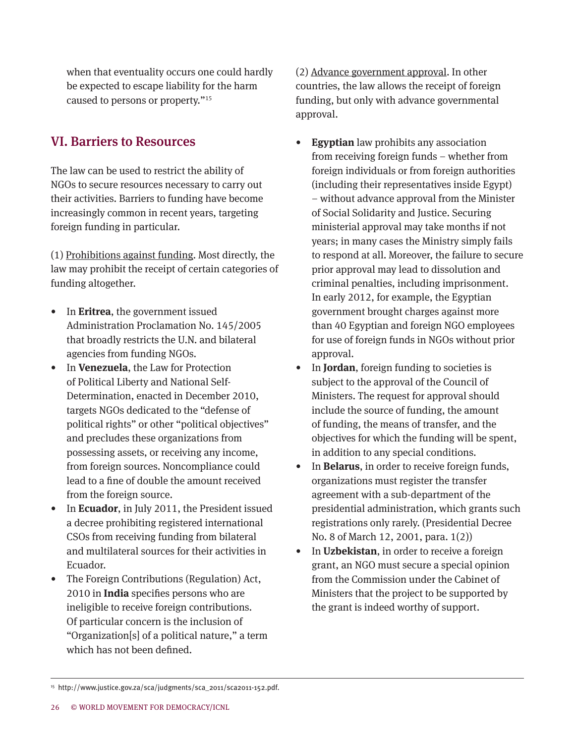when that eventuality occurs one could hardly be expected to escape liability for the harm caused to persons or property."[15]

## VI. Barriers to Resources

The law can be used to restrict the ability of NGOs to secure resources necessary to carry out their activities. Barriers to funding have become increasingly common in recent years, targeting foreign funding in particular.

(1) Prohibitions against funding. Most directly, the law may prohibit the receipt of certain categories of funding altogether.

- In **Eritrea**, the government issued Administration Proclamation No. 145/2005 that broadly restricts the U.N. and bilateral agencies from funding NGOs.
- In **Venezuela**, the Law for Protection of Political Liberty and National Self-Determination, enacted in December 2010, targets NGOs dedicated to the "defense of political rights" or other "political objectives" and precludes these organizations from possessing assets, or receiving any income, from foreign sources. Noncompliance could lead to a fine of double the amount received from the foreign source.
- In **Ecuador**, in July 2011, the President issued a decree prohibiting registered international CSOs from receiving funding from bilateral and multilateral sources for their activities in Ecuador.
- The Foreign Contributions (Regulation) Act, 2010 in **India** specifies persons who are ineligible to receive foreign contributions. Of particular concern is the inclusion of "Organization[s] of a political nature," a term which has not been defined.

(2) Advance government approval. In other countries, the law allows the receipt of foreign funding, but only with advance governmental approval.

- **Egyptian** law prohibits any association from receiving foreign funds – whether from foreign individuals or from foreign authorities (including their representatives inside Egypt) – without advance approval from the Minister of Social Solidarity and Justice. Securing ministerial approval may take months if not years; in many cases the Ministry simply fails to respond at all. Moreover, the failure to secure prior approval may lead to dissolution and criminal penalties, including imprisonment. In early 2012, for example, the Egyptian government brought charges against more than 40 Egyptian and foreign NGO employees for use of foreign funds in NGOs without prior approval.
- In **Jordan**, foreign funding to societies is subject to the approval of the Council of Ministers. The request for approval should include the source of funding, the amount of funding, the means of transfer, and the objectives for which the funding will be spent, in addition to any special conditions.
- In **Belarus**, in order to receive foreign funds, organizations must register the transfer agreement with a sub-department of the presidential administration, which grants such registrations only rarely. (Presidential Decree No. 8 of March 12, 2001, para. 1(2))
- In **Uzbekistan**, in order to receive a foreign grant, an NGO must secure a special opinion from the Commission under the Cabinet of Ministers that the project to be supported by the grant is indeed worthy of support.

---

[15] http://www.justice.gov.za/sca/judgments/sca_2011/sca2011-152.pdf.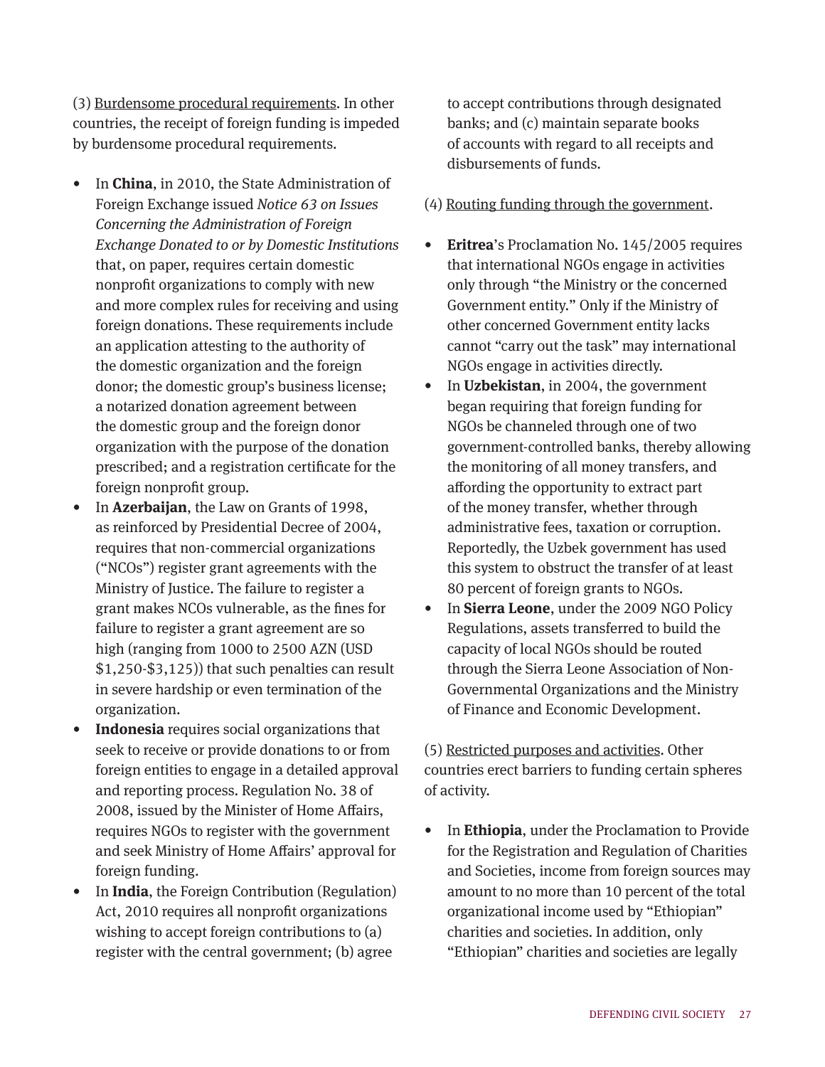(3) Burdensome procedural requirements. In other countries, the receipt of foreign funding is impeded by burdensome procedural requirements.

- In **China**, in 2010, the State Administration of Foreign Exchange issued *Notice 63 on Issues Concerning the Administration of Foreign Exchange Donated to or by Domestic Institutions* that, on paper, requires certain domestic nonprofit organizations to comply with new and more complex rules for receiving and using foreign donations. These requirements include an application attesting to the authority of the domestic organization and the foreign donor; the domestic group's business license; a notarized donation agreement between the domestic group and the foreign donor organization with the purpose of the donation prescribed; and a registration certificate for the foreign nonprofit group.
- In **Azerbaijan**, the Law on Grants of 1998, as reinforced by Presidential Decree of 2004, requires that non-commercial organizations ("NCOs") register grant agreements with the Ministry of Justice. The failure to register a grant makes NCOs vulnerable, as the fines for failure to register a grant agreement are so high (ranging from 1000 to 2500 AZN (USD $1,250-$3,125)) that such penalties can result in severe hardship or even termination of the organization.
- **Indonesia** requires social organizations that seek to receive or provide donations to or from foreign entities to engage in a detailed approval and reporting process. Regulation No. 38 of 2008, issued by the Minister of Home Affairs, requires NGOs to register with the government and seek Ministry of Home Affairs' approval for foreign funding.
- In **India**, the Foreign Contribution (Regulation) Act, 2010 requires all nonprofit organizations wishing to accept foreign contributions to (a) register with the central government; (b) agree to accept contributions through designated banks; and (c) maintain separate books of accounts with regard to all receipts and disbursements of funds.

(4) Routing funding through the government.

- **Eritrea**'s Proclamation No. 145/2005 requires that international NGOs engage in activities only through "the Ministry or the concerned Government entity." Only if the Ministry of other concerned Government entity lacks cannot "carry out the task" may international NGOs engage in activities directly.
- In **Uzbekistan**, in 2004, the government began requiring that foreign funding for NGOs be channeled through one of two government-controlled banks, thereby allowing the monitoring of all money transfers, and affording the opportunity to extract part of the money transfer, whether through administrative fees, taxation or corruption. Reportedly, the Uzbek government has used this system to obstruct the transfer of at least 80 percent of foreign grants to NGOs.
- In **Sierra Leone**, under the 2009 NGO Policy Regulations, assets transferred to build the capacity of local NGOs should be routed through the Sierra Leone Association of Non-Governmental Organizations and the Ministry of Finance and Economic Development.

(5) Restricted purposes and activities. Other countries erect barriers to funding certain spheres of activity.

- In **Ethiopia**, under the Proclamation to Provide for the Registration and Regulation of Charities and Societies, income from foreign sources may amount to no more than 10 percent of the total organizational income used by "Ethiopian" charities and societies. In addition, only "Ethiopian" charities and societies are legally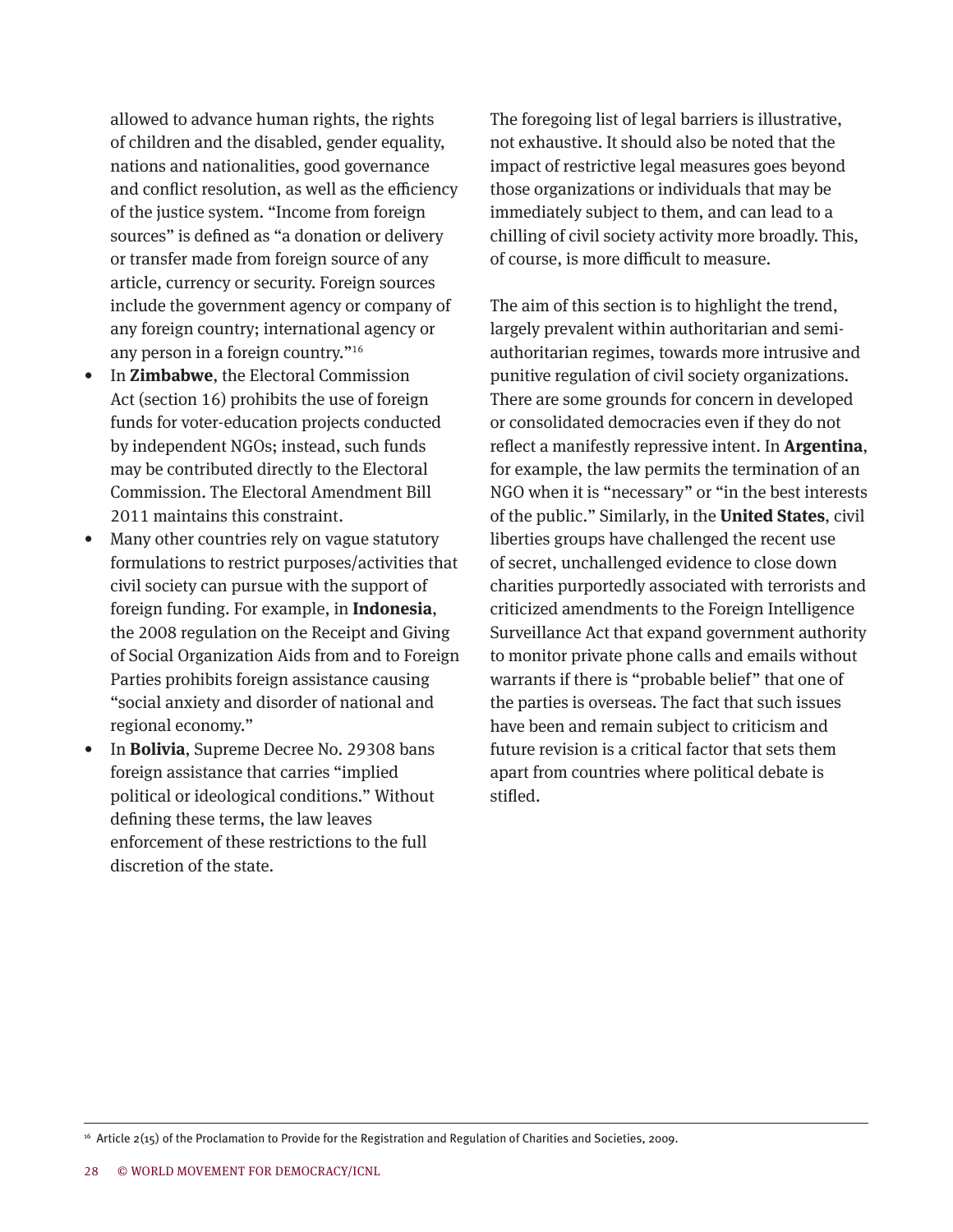allowed to advance human rights, the rights of children and the disabled, gender equality, nations and nationalities, good governance and conflict resolution, as well as the efficiency of the justice system. "Income from foreign sources" is defined as "a donation or delivery or transfer made from foreign source of any article, currency or security. Foreign sources include the government agency or company of any foreign country; international agency or any person in a foreign country."[16]

- In **Zimbabwe**, the Electoral Commission Act (section 16) prohibits the use of foreign funds for voter-education projects conducted by independent NGOs; instead, such funds may be contributed directly to the Electoral Commission. The Electoral Amendment Bill 2011 maintains this constraint.
- Many other countries rely on vague statutory formulations to restrict purposes/activities that civil society can pursue with the support of foreign funding. For example, in **Indonesia**, the 2008 regulation on the Receipt and Giving of Social Organization Aids from and to Foreign Parties prohibits foreign assistance causing "social anxiety and disorder of national and regional economy."
- In **Bolivia**, Supreme Decree No. 29308 bans foreign assistance that carries "implied political or ideological conditions." Without defining these terms, the law leaves enforcement of these restrictions to the full discretion of the state.

The foregoing list of legal barriers is illustrative, not exhaustive. It should also be noted that the impact of restrictive legal measures goes beyond those organizations or individuals that may be immediately subject to them, and can lead to a chilling of civil society activity more broadly. This, of course, is more difficult to measure.

The aim of this section is to highlight the trend, largely prevalent within authoritarian and semi-authoritarian regimes, towards more intrusive and punitive regulation of civil society organizations. There are some grounds for concern in developed or consolidated democracies even if they do not reflect a manifestly repressive intent. In **Argentina**, for example, the law permits the termination of an NGO when it is "necessary" or "in the best interests of the public." Similarly, in the **United States**, civil liberties groups have challenged the recent use of secret, unchallenged evidence to close down charities purportedly associated with terrorists and criticized amendments to the Foreign Intelligence Surveillance Act that expand government authority to monitor private phone calls and emails without warrants if there is "probable belief" that one of the parties is overseas. The fact that such issues have been and remain subject to criticism and future revision is a critical factor that sets them apart from countries where political debate is stifled.

[16] Article 2(15) of the Proclamation to Provide for the Registration and Regulation of Charities and Societies, 2009.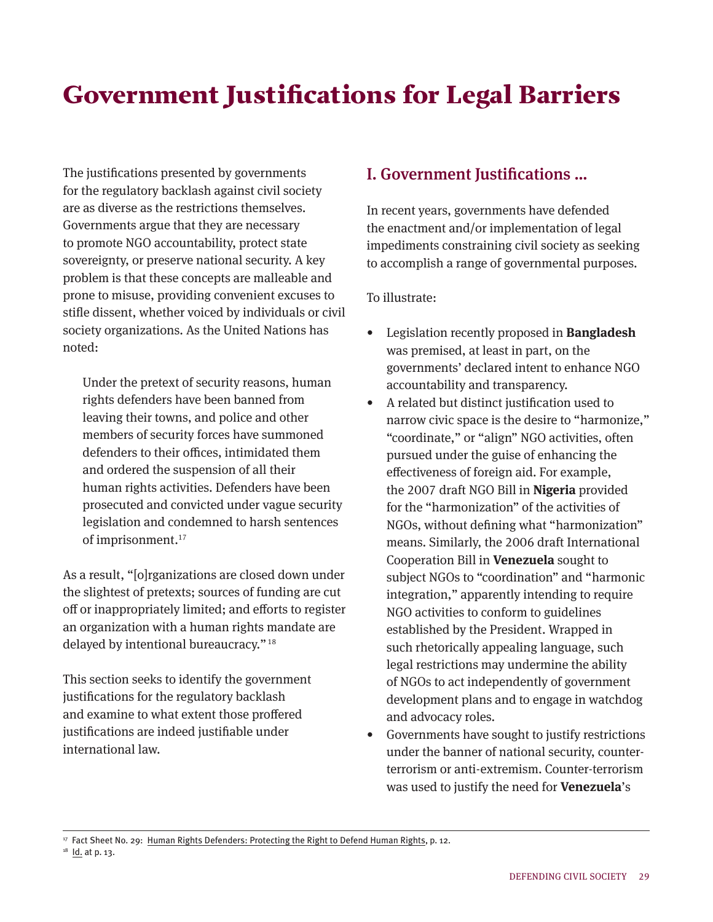# Government Justifications for Legal Barriers

The justifications presented by governments for the regulatory backlash against civil society are as diverse as the restrictions themselves. Governments argue that they are necessary to promote NGO accountability, protect state sovereignty, or preserve national security. A key problem is that these concepts are malleable and prone to misuse, providing convenient excuses to stifle dissent, whether voiced by individuals or civil society organizations. As the United Nations has noted:

> Under the pretext of security reasons, human rights defenders have been banned from leaving their towns, and police and other members of security forces have summoned defenders to their offices, intimidated them and ordered the suspension of all their human rights activities. Defenders have been prosecuted and convicted under vague security legislation and condemned to harsh sentences of imprisonment.[17]

As a result, "[o]rganizations are closed down under the slightest of pretexts; sources of funding are cut off or inappropriately limited; and efforts to register an organization with a human rights mandate are delayed by intentional bureaucracy."[18]

This section seeks to identify the government justifications for the regulatory backlash and examine to what extent those proffered justifications are indeed justifiable under international law.

## I. Government Justifications ...

In recent years, governments have defended the enactment and/or implementation of legal impediments constraining civil society as seeking to accomplish a range of governmental purposes.

To illustrate:

- Legislation recently proposed in **Bangladesh** was premised, at least in part, on the governments' declared intent to enhance NGO accountability and transparency.
- A related but distinct justification used to narrow civic space is the desire to "harmonize," "coordinate," or "align" NGO activities, often pursued under the guise of enhancing the effectiveness of foreign aid. For example, the 2007 draft NGO Bill in **Nigeria** provided for the "harmonization" of the activities of NGOs, without defining what "harmonization" means. Similarly, the 2006 draft International Cooperation Bill in **Venezuela** sought to subject NGOs to "coordination" and "harmonic integration," apparently intending to require NGO activities to conform to guidelines established by the President. Wrapped in such rhetorically appealing language, such legal restrictions may undermine the ability of NGOs to act independently of government development plans and to engage in watchdog and advocacy roles.
- Governments have sought to justify restrictions under the banner of national security, counter-terrorism or anti-extremism. Counter-terrorism was used to justify the need for **Venezuela**'s

---

[17] Fact Sheet No. 29: Human Rights Defenders: Protecting the Right to Defend Human Rights, p. 12.

[18] Id. at p. 13.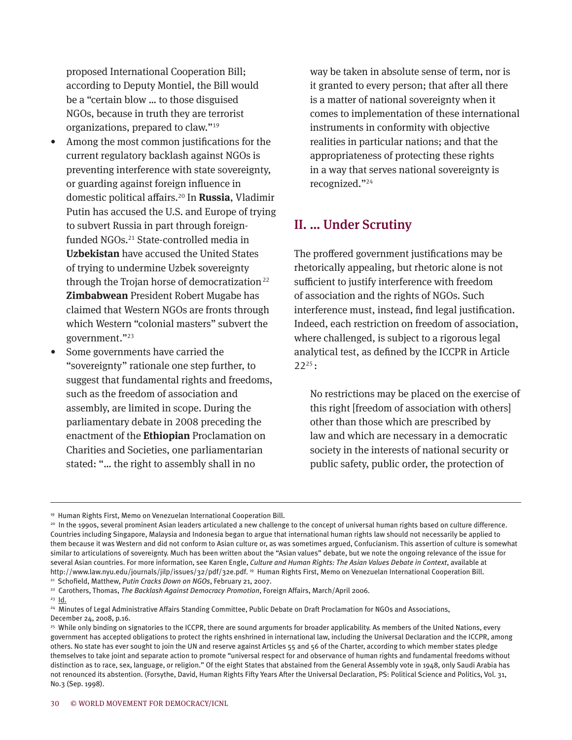proposed International Cooperation Bill; according to Deputy Montiel, the Bill would be a "certain blow … to those disguised NGOs, because in truth they are terrorist organizations, prepared to claw."[19]

- Among the most common justifications for the current regulatory backlash against NGOs is preventing interference with state sovereignty, or guarding against foreign influence in domestic political affairs.[20] In **Russia**, Vladimir Putin has accused the U.S. and Europe of trying to subvert Russia in part through foreign-funded NGOs.[21] State-controlled media in **Uzbekistan** have accused the United States of trying to undermine Uzbek sovereignty through the Trojan horse of democratization[22] **Zimbabwean** President Robert Mugabe has claimed that Western NGOs are fronts through which Western "colonial masters" subvert the government."[23]
- Some governments have carried the "sovereignty" rationale one step further, to suggest that fundamental rights and freedoms, such as the freedom of association and assembly, are limited in scope. During the parliamentary debate in 2008 preceding the enactment of the **Ethiopian** Proclamation on Charities and Societies, one parliamentarian stated: "… the right to assembly shall in no way be taken in absolute sense of term, nor is it granted to every person; that after all there is a matter of national sovereignty when it comes to implementation of these international instruments in conformity with objective realities in particular nations; and that the appropriateness of protecting these rights in a way that serves national sovereignty is recognized."[24]

## II. … Under Scrutiny

The proffered government justifications may be rhetorically appealing, but rhetoric alone is not sufficient to justify interference with freedom of association and the rights of NGOs. Such interference must, instead, find legal justification. Indeed, each restriction on freedom of association, where challenged, is subject to a rigorous legal analytical test, as defined by the ICCPR in Article 22[25]:

> No restrictions may be placed on the exercise of this right [freedom of association with others] other than those which are prescribed by law and which are necessary in a democratic society in the interests of national security or public safety, public order, the protection of

---

[19] Human Rights First, Memo on Venezuelan International Cooperation Bill.

[20] In the 1990s, several prominent Asian leaders articulated a new challenge to the concept of universal human rights based on culture difference. Countries including Singapore, Malaysia and Indonesia began to argue that international human rights law should not necessarily be applied to them because it was Western and did not conform to Asian culture or, as was sometimes argued, Confucianism. This assertion of culture is somewhat similar to articulations of sovereignty. Much has been written about the "Asian values" debate, but we note the ongoing relevance of the issue for several Asian countries. For more information, see Karen Engle, *Culture and Human Rights: The Asian Values Debate in Context*, available at http://www.law.nyu.edu/journals/jilp/issues/32/pdf/32e.pdf. [19] Human Rights First, Memo on Venezuelan International Cooperation Bill.

[21] Schofield, Matthew, *Putin Cracks Down on NGOs*, February 21, 2007.

[22] Carothers, Thomas, *The Backlash Against Democracy Promotion*, Foreign Affairs, March/April 2006.

[23] Id.

[24] Minutes of Legal Administrative Affairs Standing Committee, Public Debate on Draft Proclamation for NGOs and Associations, December 24, 2008, p.16.

[25] While only binding on signatories to the ICCPR, there are sound arguments for broader applicability. As members of the United Nations, every government has accepted obligations to protect the rights enshrined in international law, including the Universal Declaration and the ICCPR, among others. No state has ever sought to join the UN and reserve against Articles 55 and 56 of the Charter, according to which member states pledge themselves to take joint and separate action to promote "universal respect for and observance of human rights and fundamental freedoms without distinction as to race, sex, language, or religion." Of the eight States that abstained from the General Assembly vote in 1948, only Saudi Arabia has not renounced its abstention. (Forsythe, David, Human Rights Fifty Years After the Universal Declaration, PS: Political Science and Politics, Vol. 31, No.3 (Sep. 1998).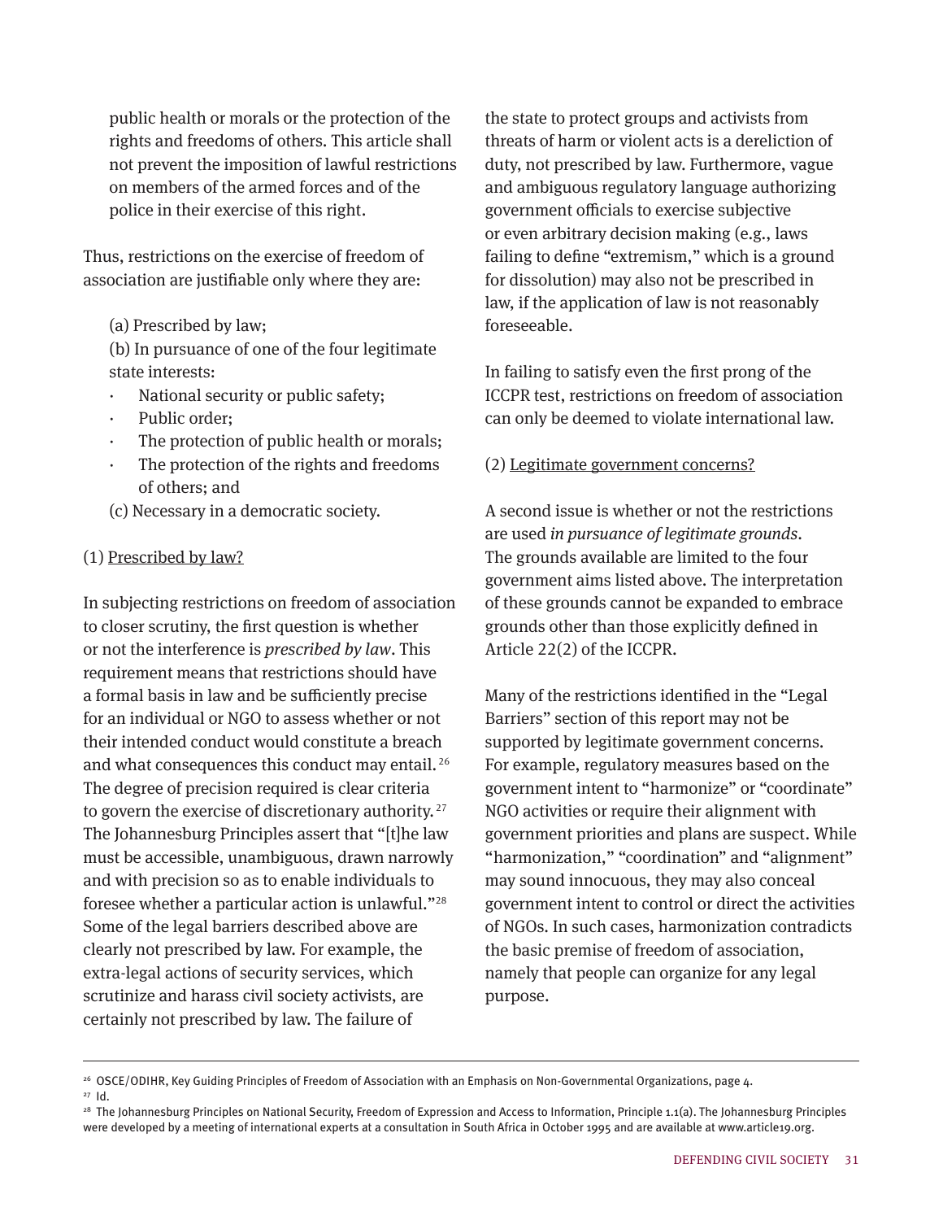public health or morals or the protection of the rights and freedoms of others. This article shall not prevent the imposition of lawful restrictions on members of the armed forces and of the police in their exercise of this right.

Thus, restrictions on the exercise of freedom of association are justifiable only where they are:

(a) Prescribed by law;
(b) In pursuance of one of the four legitimate state interests:

- National security or public safety;
- Public order;
- The protection of public health or morals;
- The protection of the rights and freedoms of others; and

(c) Necessary in a democratic society.

(1) Prescribed by law?

In subjecting restrictions on freedom of association to closer scrutiny, the first question is whether or not the interference is *prescribed by law*. This requirement means that restrictions should have a formal basis in law and be sufficiently precise for an individual or NGO to assess whether or not their intended conduct would constitute a breach and what consequences this conduct may entail.[26] The degree of precision required is clear criteria to govern the exercise of discretionary authority.[27] The Johannesburg Principles assert that "[t]he law must be accessible, unambiguous, drawn narrowly and with precision so as to enable individuals to foresee whether a particular action is unlawful."[28] Some of the legal barriers described above are clearly not prescribed by law. For example, the extra-legal actions of security services, which scrutinize and harass civil society activists, are certainly not prescribed by law. The failure of the state to protect groups and activists from threats of harm or violent acts is a dereliction of duty, not prescribed by law. Furthermore, vague and ambiguous regulatory language authorizing government officials to exercise subjective or even arbitrary decision making (e.g., laws failing to define "extremism," which is a ground for dissolution) may also not be prescribed in law, if the application of law is not reasonably foreseeable.

In failing to satisfy even the first prong of the ICCPR test, restrictions on freedom of association can only be deemed to violate international law.

(2) Legitimate government concerns?

A second issue is whether or not the restrictions are used *in pursuance of legitimate grounds*. The grounds available are limited to the four government aims listed above. The interpretation of these grounds cannot be expanded to embrace grounds other than those explicitly defined in Article 22(2) of the ICCPR.

Many of the restrictions identified in the "Legal Barriers" section of this report may not be supported by legitimate government concerns. For example, regulatory measures based on the government intent to "harmonize" or "coordinate" NGO activities or require their alignment with government priorities and plans are suspect. While "harmonization," "coordination" and "alignment" may sound innocuous, they may also conceal government intent to control or direct the activities of NGOs. In such cases, harmonization contradicts the basic premise of freedom of association, namely that people can organize for any legal purpose.

---

[26] OSCE/ODIHR, Key Guiding Principles of Freedom of Association with an Emphasis on Non-Governmental Organizations, page 4.

[27] Id.

[28] The Johannesburg Principles on National Security, Freedom of Expression and Access to Information, Principle 1.1(a). The Johannesburg Principles were developed by a meeting of international experts at a consultation in South Africa in October 1995 and are available at www.article19.org.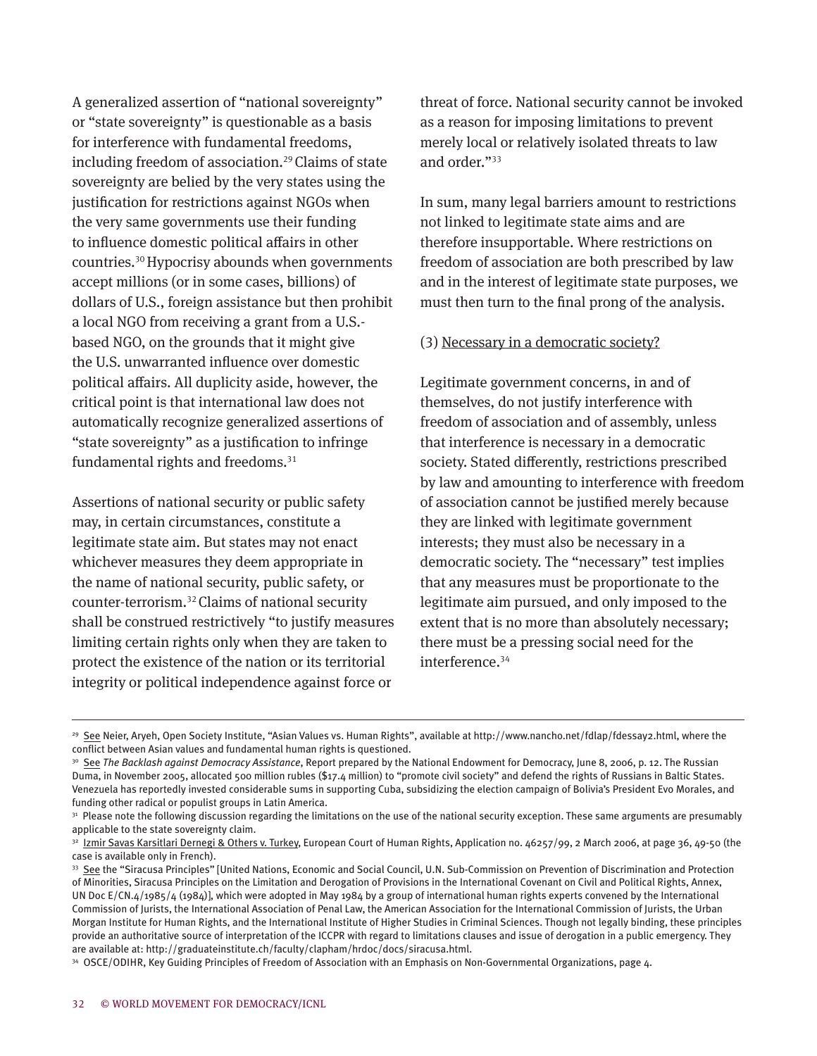A generalized assertion of "national sovereignty" or "state sovereignty" is questionable as a basis for interference with fundamental freedoms, including freedom of association.[29] Claims of state sovereignty are belied by the very states using the justification for restrictions against NGOs when the very same governments use their funding to influence domestic political affairs in other countries.[30] Hypocrisy abounds when governments accept millions (or in some cases, billions) of dollars of U.S., foreign assistance but then prohibit a local NGO from receiving a grant from a U.S.-based NGO, on the grounds that it might give the U.S. unwarranted influence over domestic political affairs. All duplicity aside, however, the critical point is that international law does not automatically recognize generalized assertions of "state sovereignty" as a justification to infringe fundamental rights and freedoms.[31]

Assertions of national security or public safety may, in certain circumstances, constitute a legitimate state aim. But states may not enact whichever measures they deem appropriate in the name of national security, public safety, or counter-terrorism.[32] Claims of national security shall be construed restrictively "to justify measures limiting certain rights only when they are taken to protect the existence of the nation or its territorial integrity or political independence against force or threat of force. National security cannot be invoked as a reason for imposing limitations to prevent merely local or relatively isolated threats to law and order."[33]

In sum, many legal barriers amount to restrictions not linked to legitimate state aims and are therefore insupportable. Where restrictions on freedom of association are both prescribed by law and in the interest of legitimate state purposes, we must then turn to the final prong of the analysis.

(3) Necessary in a democratic society?

Legitimate government concerns, in and of themselves, do not justify interference with freedom of association and of assembly, unless that interference is necessary in a democratic society. Stated differently, restrictions prescribed by law and amounting to interference with freedom of association cannot be justified merely because they are linked with legitimate government interests; they must also be necessary in a democratic society. The "necessary" test implies that any measures must be proportionate to the legitimate aim pursued, and only imposed to the extent that is no more than absolutely necessary; there must be a pressing social need for the interference.[34]

---

[29] See Neier, Aryeh, Open Society Institute, "Asian Values vs. Human Rights", available at http://www.nancho.net/fdlap/fdessay2.html, where the conflict between Asian values and fundamental human rights is questioned.

[30] See *The Backlash against Democracy Assistance*, Report prepared by the National Endowment for Democracy, June 8, 2006, p. 12. The Russian Duma, in November 2005, allocated 500 million rubles ($17.4 million) to "promote civil society" and defend the rights of Russians in Baltic States. Venezuela has reportedly invested considerable sums in supporting Cuba, subsidizing the election campaign of Bolivia's President Evo Morales, and funding other radical or populist groups in Latin America.

[31] Please note the following discussion regarding the limitations on the use of the national security exception. These same arguments are presumably applicable to the state sovereignty claim.

[32] Izmir Savas Karsitlari Dernegi & Others v. Turkey, European Court of Human Rights, Application no. 46257/99, 2 March 2006, at page 36, 49-50 (the case is available only in French).

[33] See the "Siracusa Principles" [United Nations, Economic and Social Council, U.N. Sub-Commission on Prevention of Discrimination and Protection of Minorities, Siracusa Principles on the Limitation and Derogation of Provisions in the International Covenant on Civil and Political Rights, Annex, UN Doc E/CN.4/1985/4 (1984)], which were adopted in May 1984 by a group of international human rights experts convened by the International Commission of Jurists, the International Association of Penal Law, the American Association for the International Commission of Jurists, the Urban Morgan Institute for Human Rights, and the International Institute of Higher Studies in Criminal Sciences. Though not legally binding, these principles provide an authoritative source of interpretation of the ICCPR with regard to limitations clauses and issue of derogation in a public emergency. They are available at: http://graduateinstitute.ch/faculty/clapham/hrdoc/docs/siracusa.html.

[34] OSCE/ODIHR, Key Guiding Principles of Freedom of Association with an Emphasis on Non-Governmental Organizations, page 4.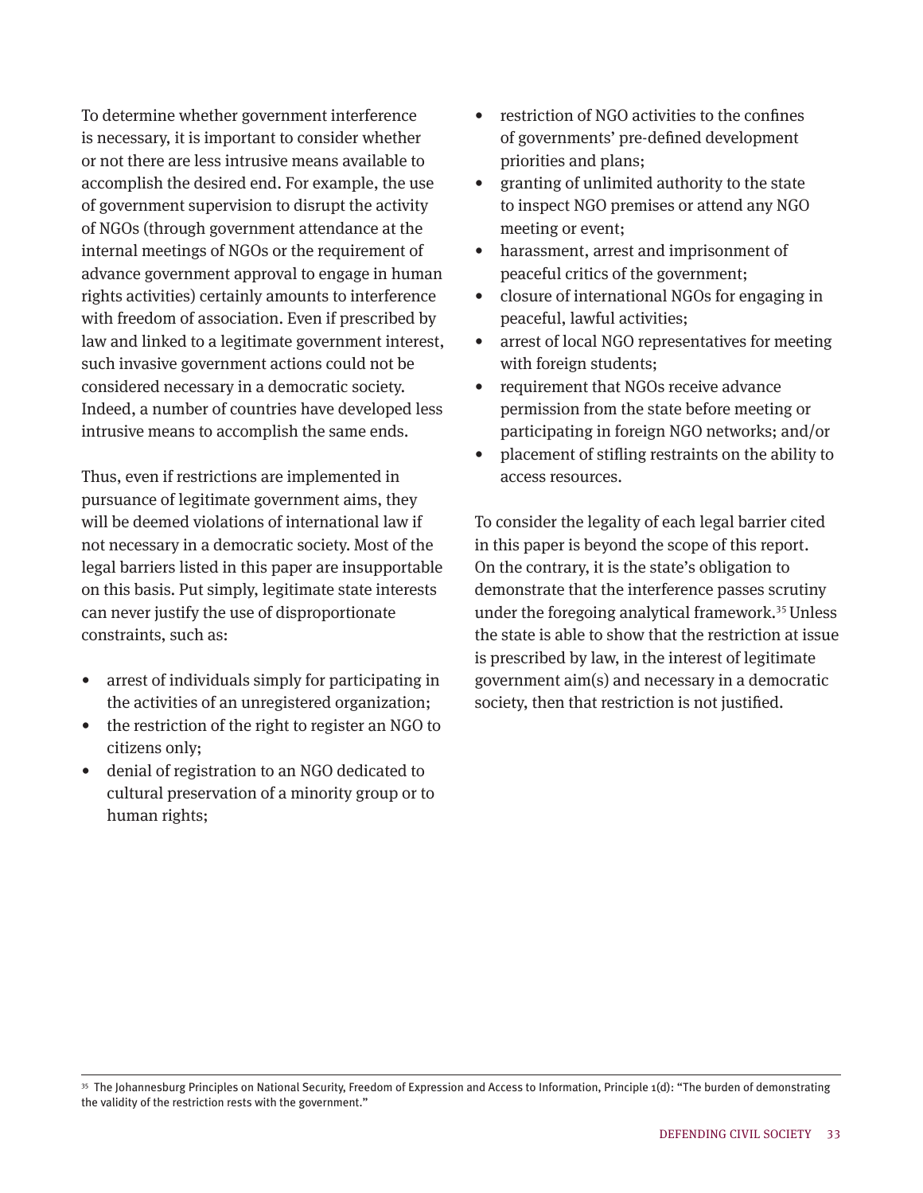To determine whether government interference is necessary, it is important to consider whether or not there are less intrusive means available to accomplish the desired end. For example, the use of government supervision to disrupt the activity of NGOs (through government attendance at the internal meetings of NGOs or the requirement of advance government approval to engage in human rights activities) certainly amounts to interference with freedom of association. Even if prescribed by law and linked to a legitimate government interest, such invasive government actions could not be considered necessary in a democratic society. Indeed, a number of countries have developed less intrusive means to accomplish the same ends.

Thus, even if restrictions are implemented in pursuance of legitimate government aims, they will be deemed violations of international law if not necessary in a democratic society. Most of the legal barriers listed in this paper are insupportable on this basis. Put simply, legitimate state interests can never justify the use of disproportionate constraints, such as:

- arrest of individuals simply for participating in the activities of an unregistered organization;
- the restriction of the right to register an NGO to citizens only;
- denial of registration to an NGO dedicated to cultural preservation of a minority group or to human rights;
- restriction of NGO activities to the confines of governments' pre-defined development priorities and plans;
- granting of unlimited authority to the state to inspect NGO premises or attend any NGO meeting or event;
- harassment, arrest and imprisonment of peaceful critics of the government;
- closure of international NGOs for engaging in peaceful, lawful activities;
- arrest of local NGO representatives for meeting with foreign students;
- requirement that NGOs receive advance permission from the state before meeting or participating in foreign NGO networks; and/or
- placement of stifling restraints on the ability to access resources.

To consider the legality of each legal barrier cited in this paper is beyond the scope of this report. On the contrary, it is the state's obligation to demonstrate that the interference passes scrutiny under the foregoing analytical framework.[35] Unless the state is able to show that the restriction at issue is prescribed by law, in the interest of legitimate government aim(s) and necessary in a democratic society, then that restriction is not justified.

[35] The Johannesburg Principles on National Security, Freedom of Expression and Access to Information, Principle 1(d): "The burden of demonstrating the validity of the restriction rests with the government."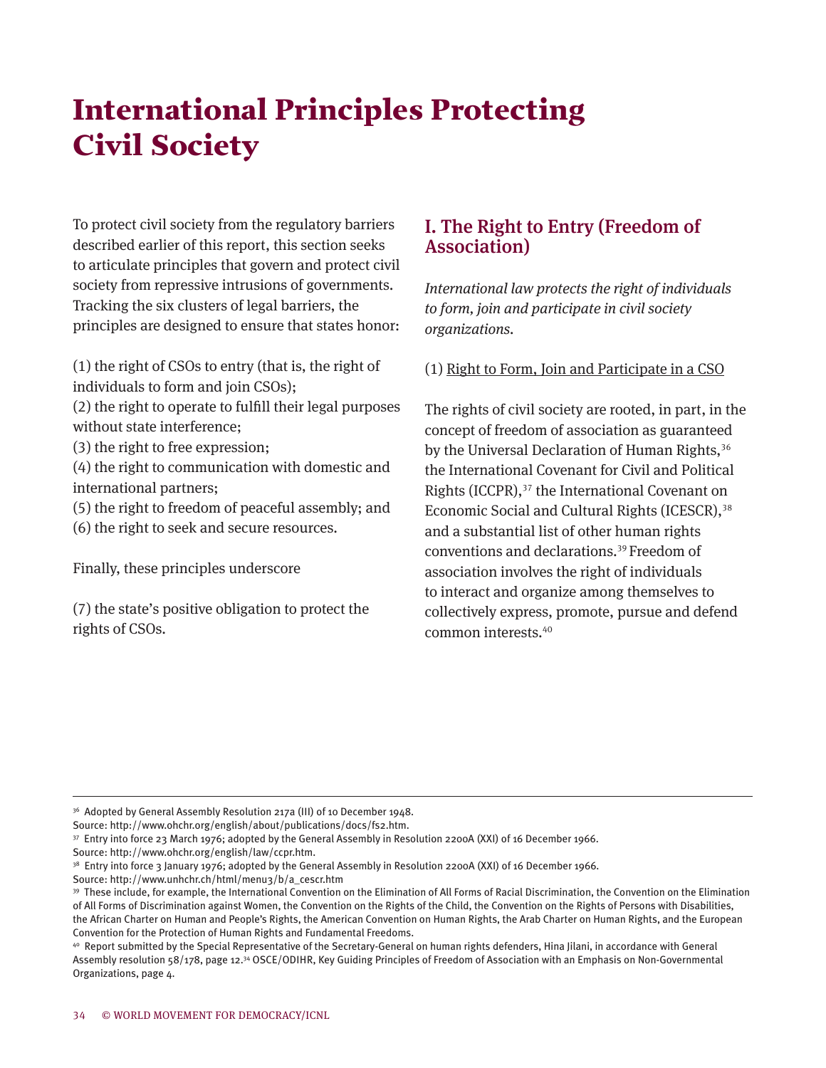# International Principles Protecting Civil Society

To protect civil society from the regulatory barriers described earlier of this report, this section seeks to articulate principles that govern and protect civil society from repressive intrusions of governments. Tracking the six clusters of legal barriers, the principles are designed to ensure that states honor:

(1) the right of CSOs to entry (that is, the right of individuals to form and join CSOs);
(2) the right to operate to fulfill their legal purposes without state interference;
(3) the right to free expression;
(4) the right to communication with domestic and international partners;
(5) the right to freedom of peaceful assembly; and
(6) the right to seek and secure resources.

Finally, these principles underscore

(7) the state's positive obligation to protect the rights of CSOs.

## I. The Right to Entry (Freedom of Association)

*International law protects the right of individuals to form, join and participate in civil society organizations.*

(1) Right to Form, Join and Participate in a CSO

The rights of civil society are rooted, in part, in the concept of freedom of association as guaranteed by the Universal Declaration of Human Rights,[36] the International Covenant for Civil and Political Rights (ICCPR),[37] the International Covenant on Economic Social and Cultural Rights (ICESCR),[38] and a substantial list of other human rights conventions and declarations.[39] Freedom of association involves the right of individuals to interact and organize among themselves to collectively express, promote, pursue and defend common interests.[40]

---

[36] Adopted by General Assembly Resolution 217a (III) of 10 December 1948. Source: http://www.ohchr.org/english/about/publications/docs/fs2.htm.

[37] Entry into force 23 March 1976; adopted by the General Assembly in Resolution 2200A (XXI) of 16 December 1966. Source: http://www.ohchr.org/english/law/ccpr.htm.

[38] Entry into force 3 January 1976; adopted by the General Assembly in Resolution 2200A (XXI) of 16 December 1966. Source: http://www.unhchr.ch/html/menu3/b/a_cescr.htm

[39] These include, for example, the International Convention on the Elimination of All Forms of Racial Discrimination, the Convention on the Elimination of All Forms of Discrimination against Women, the Convention on the Rights of the Child, the Convention on the Rights of Persons with Disabilities, the African Charter on Human and People's Rights, the American Convention on Human Rights, the Arab Charter on Human Rights, and the European Convention for the Protection of Human Rights and Fundamental Freedoms.

[40] Report submitted by the Special Representative of the Secretary-General on human rights defenders, Hina Jilani, in accordance with General Assembly resolution 58/178, page 12.[34] OSCE/ODIHR, Key Guiding Principles of Freedom of Association with an Emphasis on Non-Governmental Organizations, page 4.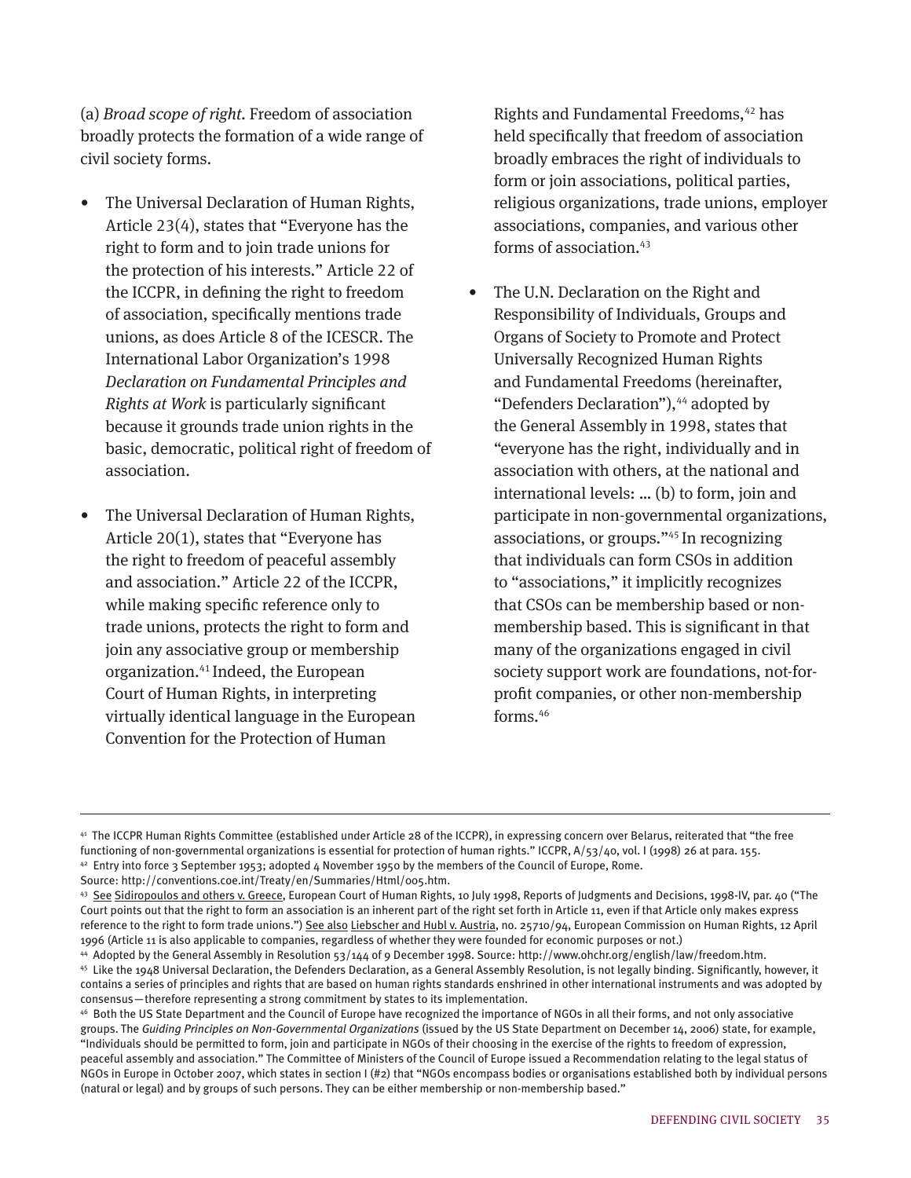(a) *Broad scope of right.* Freedom of association broadly protects the formation of a wide range of civil society forms.

- The Universal Declaration of Human Rights, Article 23(4), states that "Everyone has the right to form and to join trade unions for the protection of his interests." Article 22 of the ICCPR, in defining the right to freedom of association, specifically mentions trade unions, as does Article 8 of the ICESCR. The International Labor Organization's 1998 *Declaration on Fundamental Principles and Rights at Work* is particularly significant because it grounds trade union rights in the basic, democratic, political right of freedom of association.

- The Universal Declaration of Human Rights, Article 20(1), states that "Everyone has the right to freedom of peaceful assembly and association." Article 22 of the ICCPR, while making specific reference only to trade unions, protects the right to form and join any associative group or membership organization.[41] Indeed, the European Court of Human Rights, in interpreting virtually identical language in the European Convention for the Protection of Human Rights and Fundamental Freedoms,[42] has held specifically that freedom of association broadly embraces the right of individuals to form or join associations, political parties, religious organizations, trade unions, employer associations, companies, and various other forms of association.[43]

- The U.N. Declaration on the Right and Responsibility of Individuals, Groups and Organs of Society to Promote and Protect Universally Recognized Human Rights and Fundamental Freedoms (hereinafter, "Defenders Declaration"),[44] adopted by the General Assembly in 1998, states that "everyone has the right, individually and in association with others, at the national and international levels: … (b) to form, join and participate in non-governmental organizations, associations, or groups."[45] In recognizing that individuals can form CSOs in addition to "associations," it implicitly recognizes that CSOs can be membership based or non-membership based. This is significant in that many of the organizations engaged in civil society support work are foundations, not-for-profit companies, or other non-membership forms.[46]

---

[41] The ICCPR Human Rights Committee (established under Article 28 of the ICCPR), in expressing concern over Belarus, reiterated that "the free functioning of non-governmental organizations is essential for protection of human rights." ICCPR, A/53/40, vol. I (1998) 26 at para. 155.

[42] Entry into force 3 September 1953; adopted 4 November 1950 by the members of the Council of Europe, Rome. Source: http://conventions.coe.int/Treaty/en/Summaries/Html/005.htm.

[43] See Sidiropoulos and others v. Greece, European Court of Human Rights, 10 July 1998, Reports of Judgments and Decisions, 1998-IV, par. 40 ("The Court points out that the right to form an association is an inherent part of the right set forth in Article 11, even if that Article only makes express reference to the right to form trade unions.") See also Liebscher and Hubl v. Austria, no. 25710/94, European Commission on Human Rights, 12 April 1996 (Article 11 is also applicable to companies, regardless of whether they were founded for economic purposes or not.)

[44] Adopted by the General Assembly in Resolution 53/144 of 9 December 1998. Source: http://www.ohchr.org/english/law/freedom.htm.

[45] Like the 1948 Universal Declaration, the Defenders Declaration, as a General Assembly Resolution, is not legally binding. Significantly, however, it contains a series of principles and rights that are based on human rights standards enshrined in other international instruments and was adopted by consensus—therefore representing a strong commitment by states to its implementation.

[46] Both the US State Department and the Council of Europe have recognized the importance of NGOs in all their forms, and not only associative groups. The *Guiding Principles on Non-Governmental Organizations* (issued by the US State Department on December 14, 2006) state, for example, "Individuals should be permitted to form, join and participate in NGOs of their choosing in the exercise of the rights to freedom of expression, peaceful assembly and association." The Committee of Ministers of the Council of Europe issued a Recommendation relating to the legal status of NGOs in Europe in October 2007, which states in section I (#2) that "NGOs encompass bodies or organisations established both by individual persons (natural or legal) and by groups of such persons. They can be either membership or non-membership based."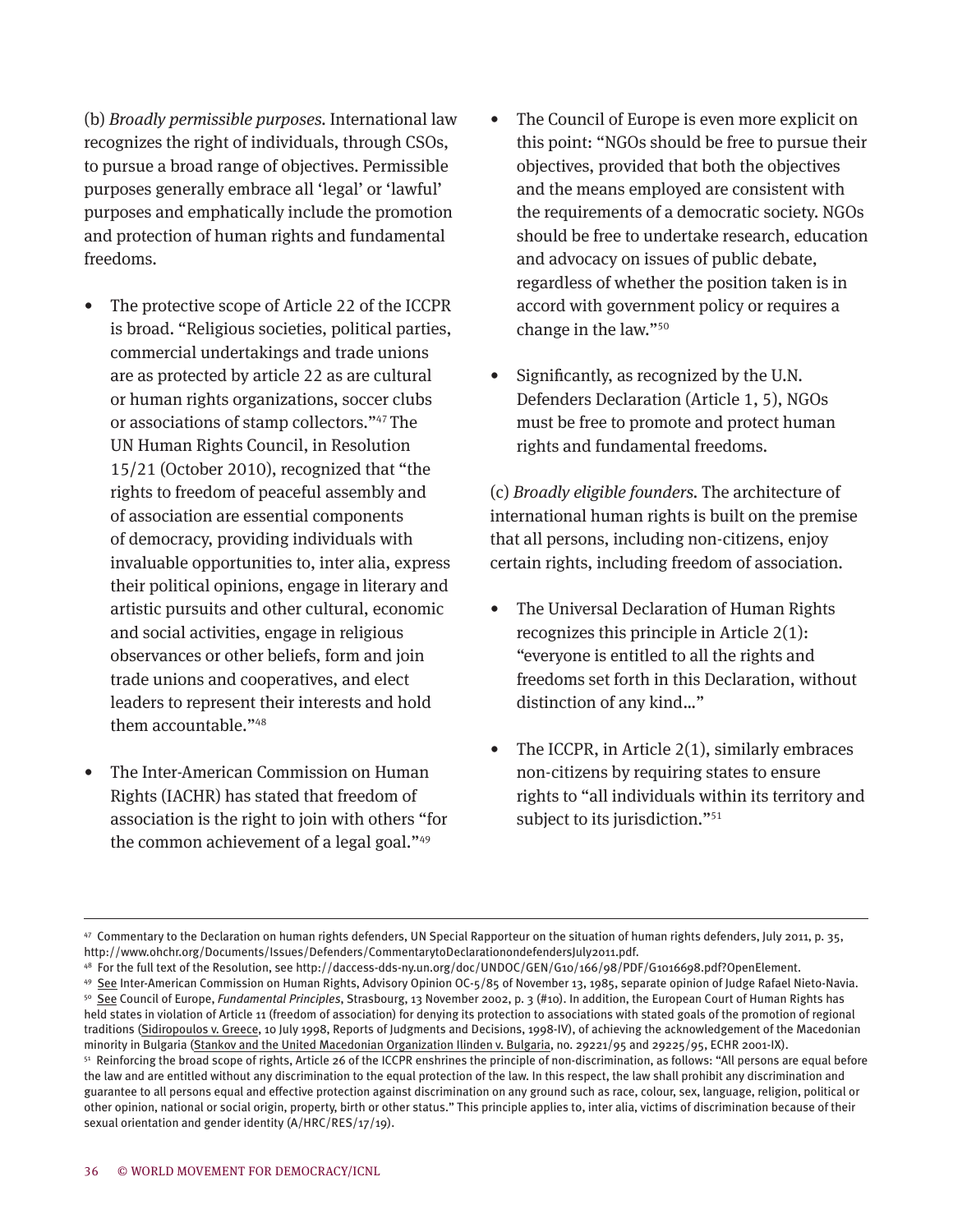(b) *Broadly permissible purposes.* International law recognizes the right of individuals, through CSOs, to pursue a broad range of objectives. Permissible purposes generally embrace all 'legal' or 'lawful' purposes and emphatically include the promotion and protection of human rights and fundamental freedoms.

- The protective scope of Article 22 of the ICCPR is broad. "Religious societies, political parties, commercial undertakings and trade unions are as protected by article 22 as are cultural or human rights organizations, soccer clubs or associations of stamp collectors."[47] The UN Human Rights Council, in Resolution 15/21 (October 2010), recognized that "the rights to freedom of peaceful assembly and of association are essential components of democracy, providing individuals with invaluable opportunities to, inter alia, express their political opinions, engage in literary and artistic pursuits and other cultural, economic and social activities, engage in religious observances or other beliefs, form and join trade unions and cooperatives, and elect leaders to represent their interests and hold them accountable."[48]

- The Inter-American Commission on Human Rights (IACHR) has stated that freedom of association is the right to join with others "for the common achievement of a legal goal."[49]

- The Council of Europe is even more explicit on this point: "NGOs should be free to pursue their objectives, provided that both the objectives and the means employed are consistent with the requirements of a democratic society. NGOs should be free to undertake research, education and advocacy on issues of public debate, regardless of whether the position taken is in accord with government policy or requires a change in the law."[50]

- Significantly, as recognized by the U.N. Defenders Declaration (Article 1, 5), NGOs must be free to promote and protect human rights and fundamental freedoms.

(c) *Broadly eligible founders.* The architecture of international human rights is built on the premise that all persons, including non-citizens, enjoy certain rights, including freedom of association.

- The Universal Declaration of Human Rights recognizes this principle in Article 2(1): "everyone is entitled to all the rights and freedoms set forth in this Declaration, without distinction of any kind…"

- The ICCPR, in Article 2(1), similarly embraces non-citizens by requiring states to ensure rights to "all individuals within its territory and subject to its jurisdiction."[51]

---

[47] Commentary to the Declaration on human rights defenders, UN Special Rapporteur on the situation of human rights defenders, July 2011, p. 35, http://www.ohchr.org/Documents/Issues/Defenders/CommentarytoDeclarationondefendersJuly2011.pdf.

[48] For the full text of the Resolution, see http://daccess-dds-ny.un.org/doc/UNDOC/GEN/G10/166/98/PDF/G1016698.pdf?OpenElement.

[49] See Inter-American Commission on Human Rights, Advisory Opinion OC-5/85 of November 13, 1985, separate opinion of Judge Rafael Nieto-Navia.

[50] See Council of Europe, *Fundamental Principles*, Strasbourg, 13 November 2002, p. 3 (#10). In addition, the European Court of Human Rights has held states in violation of Article 11 (freedom of association) for denying its protection to associations with stated goals of the promotion of regional traditions (Sidiropoulos v. Greece, 10 July 1998, Reports of Judgments and Decisions, 1998-IV), of achieving the acknowledgement of the Macedonian minority in Bulgaria (Stankov and the United Macedonian Organization Ilinden v. Bulgaria, no. 29221/95 and 29225/95, ECHR 2001-IX).

[51] Reinforcing the broad scope of rights, Article 26 of the ICCPR enshrines the principle of non-discrimination, as follows: "All persons are equal before the law and are entitled without any discrimination to the equal protection of the law. In this respect, the law shall prohibit any discrimination and guarantee to all persons equal and effective protection against discrimination on any ground such as race, colour, sex, language, religion, political or other opinion, national or social origin, property, birth or other status." This principle applies to, inter alia, victims of discrimination because of their sexual orientation and gender identity (A/HRC/RES/17/19).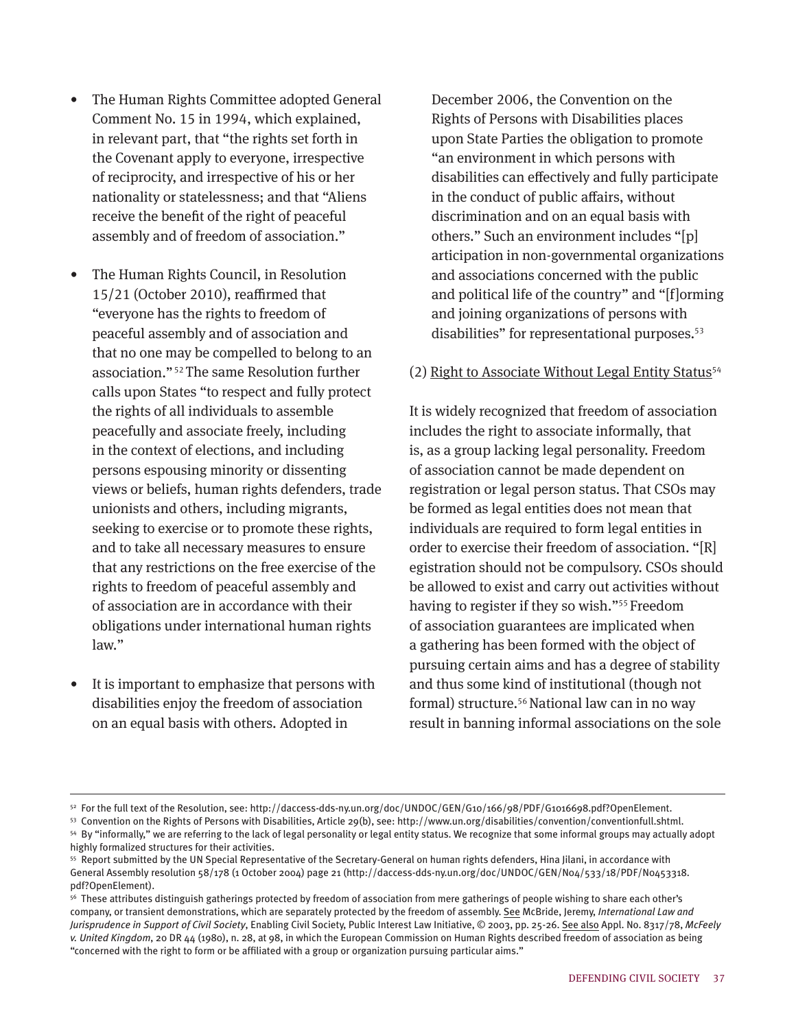- The Human Rights Committee adopted General Comment No. 15 in 1994, which explained, in relevant part, that "the rights set forth in the Covenant apply to everyone, irrespective of reciprocity, and irrespective of his or her nationality or statelessness; and that "Aliens receive the benefit of the right of peaceful assembly and of freedom of association."

- The Human Rights Council, in Resolution 15/21 (October 2010), reaffirmed that "everyone has the rights to freedom of peaceful assembly and of association and that no one may be compelled to belong to an association."[52] The same Resolution further calls upon States "to respect and fully protect the rights of all individuals to assemble peacefully and associate freely, including in the context of elections, and including persons espousing minority or dissenting views or beliefs, human rights defenders, trade unionists and others, including migrants, seeking to exercise or to promote these rights, and to take all necessary measures to ensure that any restrictions on the free exercise of the rights to freedom of peaceful assembly and of association are in accordance with their obligations under international human rights law."

- It is important to emphasize that persons with disabilities enjoy the freedom of association on an equal basis with others. Adopted in December 2006, the Convention on the Rights of Persons with Disabilities places upon State Parties the obligation to promote "an environment in which persons with disabilities can effectively and fully participate in the conduct of public affairs, without discrimination and on an equal basis with others." Such an environment includes "[p]articipation in non-governmental organizations and associations concerned with the public and political life of the country" and "[f]orming and joining organizations of persons with disabilities" for representational purposes.[53]

(2) <u>Right to Associate Without Legal Entity Status</u>[54]

It is widely recognized that freedom of association includes the right to associate informally, that is, as a group lacking legal personality. Freedom of association cannot be made dependent on registration or legal person status. That CSOs may be formed as legal entities does not mean that individuals are required to form legal entities in order to exercise their freedom of association. "[R]egistration should not be compulsory. CSOs should be allowed to exist and carry out activities without having to register if they so wish."[55] Freedom of association guarantees are implicated when a gathering has been formed with the object of pursuing certain aims and has a degree of stability and thus some kind of institutional (though not formal) structure.[56] National law can in no way result in banning informal associations on the sole

---

[52] For the full text of the Resolution, see: http://daccess-dds-ny.un.org/doc/UNDOC/GEN/G10/166/98/PDF/G1016698.pdf?OpenElement.

[53] Convention on the Rights of Persons with Disabilities, Article 29(b), see: http://www.un.org/disabilities/convention/conventionfull.shtml.

[54] By "informally," we are referring to the lack of legal personality or legal entity status. We recognize that some informal groups may actually adopt highly formalized structures for their activities.

[55] Report submitted by the UN Special Representative of the Secretary-General on human rights defenders, Hina Jilani, in accordance with General Assembly resolution 58/178 (1 October 2004) page 21 (http://daccess-dds-ny.un.org/doc/UNDOC/GEN/N04/533/18/PDF/N0453318.pdf?OpenElement).

[56] These attributes distinguish gatherings protected by freedom of association from mere gatherings of people wishing to share each other's company, or transient demonstrations, which are separately protected by the freedom of assembly. <u>See</u> McBride, Jeremy, *International Law and Jurisprudence in Support of Civil Society*, Enabling Civil Society, Public Interest Law Initiative, © 2003, pp. 25-26. <u>See also</u> Appl. No. 8317/78, *McFeely v. United Kingdom*, 20 DR 44 (1980), n. 28, at 98, in which the European Commission on Human Rights described freedom of association as being "concerned with the right to form or be affiliated with a group or organization pursuing particular aims."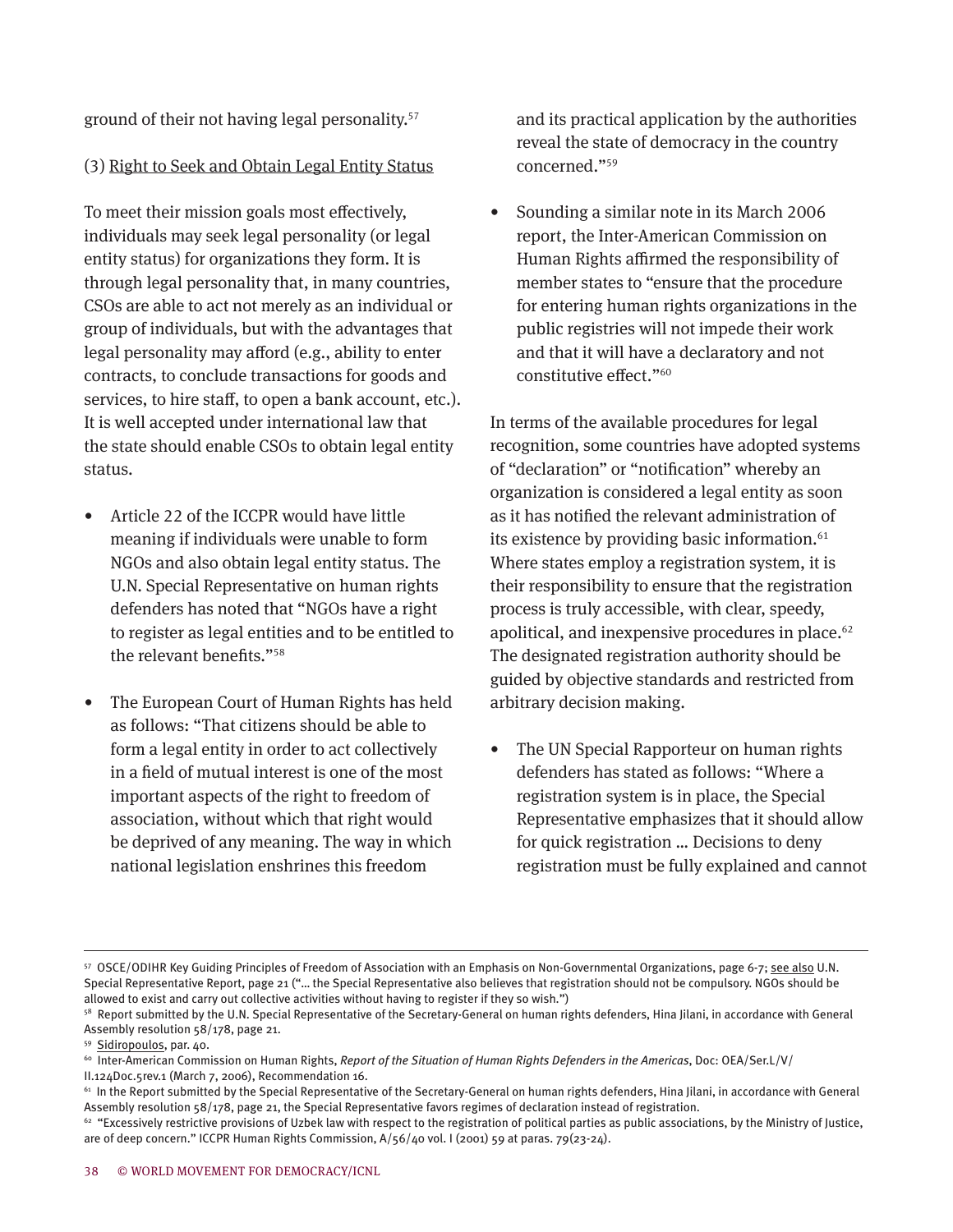ground of their not having legal personality.[57]

(3) Right to Seek and Obtain Legal Entity Status

To meet their mission goals most effectively, individuals may seek legal personality (or legal entity status) for organizations they form. It is through legal personality that, in many countries, CSOs are able to act not merely as an individual or group of individuals, but with the advantages that legal personality may afford (e.g., ability to enter contracts, to conclude transactions for goods and services, to hire staff, to open a bank account, etc.). It is well accepted under international law that the state should enable CSOs to obtain legal entity status.

- Article 22 of the ICCPR would have little meaning if individuals were unable to form NGOs and also obtain legal entity status. The U.N. Special Representative on human rights defenders has noted that "NGOs have a right to register as legal entities and to be entitled to the relevant benefits."[58]

- The European Court of Human Rights has held as follows: "That citizens should be able to form a legal entity in order to act collectively in a field of mutual interest is one of the most important aspects of the right to freedom of association, without which that right would be deprived of any meaning. The way in which national legislation enshrines this freedom and its practical application by the authorities reveal the state of democracy in the country concerned."[59]

- Sounding a similar note in its March 2006 report, the Inter-American Commission on Human Rights affirmed the responsibility of member states to "ensure that the procedure for entering human rights organizations in the public registries will not impede their work and that it will have a declaratory and not constitutive effect."[60]

In terms of the available procedures for legal recognition, some countries have adopted systems of "declaration" or "notification" whereby an organization is considered a legal entity as soon as it has notified the relevant administration of its existence by providing basic information.[61] Where states employ a registration system, it is their responsibility to ensure that the registration process is truly accessible, with clear, speedy, apolitical, and inexpensive procedures in place.[62] The designated registration authority should be guided by objective standards and restricted from arbitrary decision making.

- The UN Special Rapporteur on human rights defenders has stated as follows: "Where a registration system is in place, the Special Representative emphasizes that it should allow for quick registration … Decisions to deny registration must be fully explained and cannot

---

[57] OSCE/ODIHR Key Guiding Principles of Freedom of Association with an Emphasis on Non-Governmental Organizations, page 6-7; see also U.N. Special Representative Report, page 21 ("… the Special Representative also believes that registration should not be compulsory. NGOs should be allowed to exist and carry out collective activities without having to register if they so wish.")

[58] Report submitted by the U.N. Special Representative of the Secretary-General on human rights defenders, Hina Jilani, in accordance with General Assembly resolution 58/178, page 21.

[59] Sidiropoulos, par. 40.

[60] Inter-American Commission on Human Rights, *Report of the Situation of Human Rights Defenders in the Americas*, Doc: OEA/Ser.L/V/II.124Doc.5rev.1 (March 7, 2006), Recommendation 16.

[61] In the Report submitted by the Special Representative of the Secretary-General on human rights defenders, Hina Jilani, in accordance with General Assembly resolution 58/178, page 21, the Special Representative favors regimes of declaration instead of registration.

[62] "Excessively restrictive provisions of Uzbek law with respect to the registration of political parties as public associations, by the Ministry of Justice, are of deep concern." ICCPR Human Rights Commission, A/56/40 vol. I (2001) 59 at paras. 79(23-24).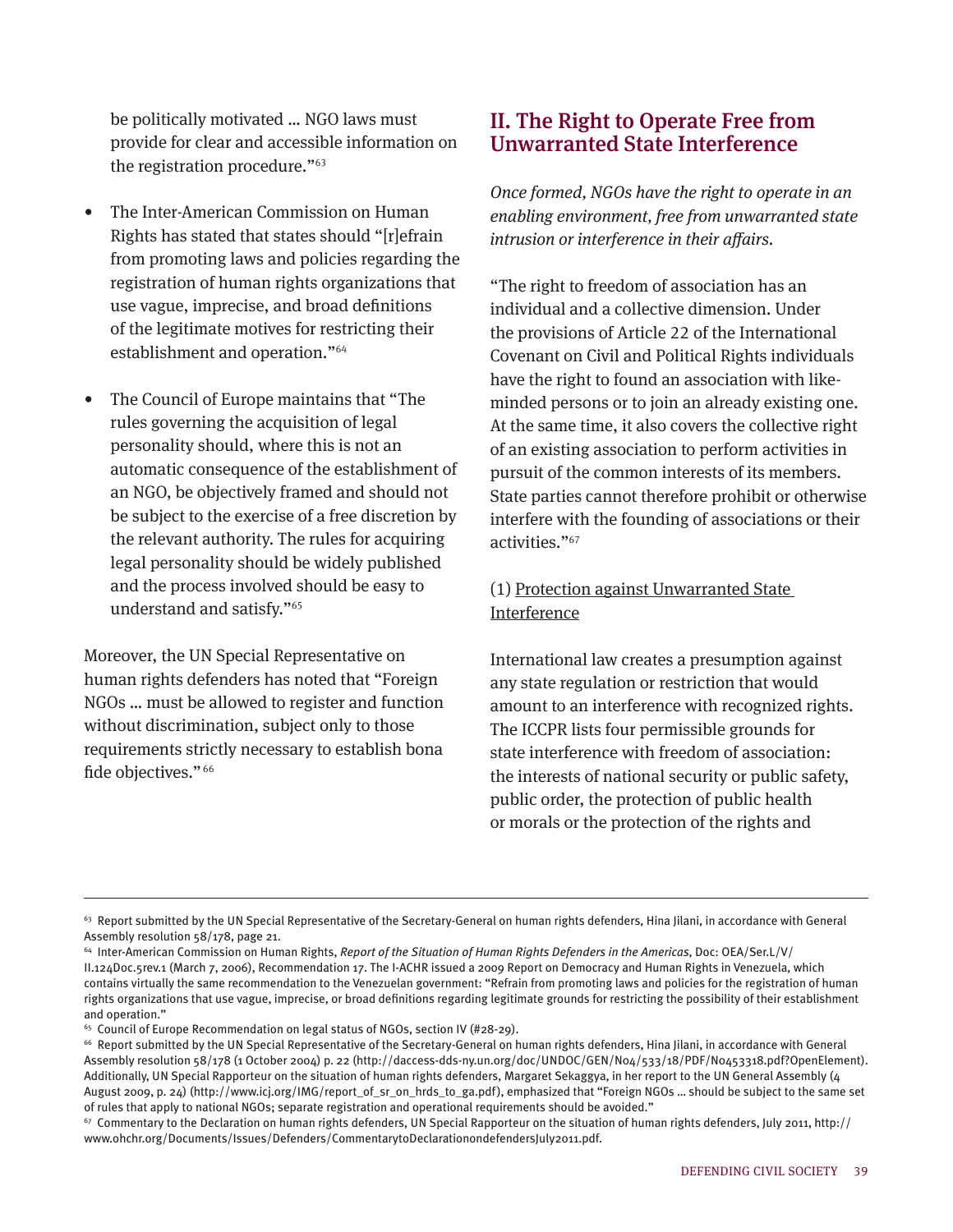be politically motivated ... NGO laws must provide for clear and accessible information on the registration procedure."[63]

- The Inter-American Commission on Human Rights has stated that states should "[r]efrain from promoting laws and policies regarding the registration of human rights organizations that use vague, imprecise, and broad definitions of the legitimate motives for restricting their establishment and operation."[64]

- The Council of Europe maintains that "The rules governing the acquisition of legal personality should, where this is not an automatic consequence of the establishment of an NGO, be objectively framed and should not be subject to the exercise of a free discretion by the relevant authority. The rules for acquiring legal personality should be widely published and the process involved should be easy to understand and satisfy."[65]

Moreover, the UN Special Representative on human rights defenders has noted that "Foreign NGOs ... must be allowed to register and function without discrimination, subject only to those requirements strictly necessary to establish bona fide objectives." [66]

## II. The Right to Operate Free from Unwarranted State Interference

*Once formed, NGOs have the right to operate in an enabling environment, free from unwarranted state intrusion or interference in their affairs.*

"The right to freedom of association has an individual and a collective dimension. Under the provisions of Article 22 of the International Covenant on Civil and Political Rights individuals have the right to found an association with like-minded persons or to join an already existing one. At the same time, it also covers the collective right of an existing association to perform activities in pursuit of the common interests of its members. State parties cannot therefore prohibit or otherwise interfere with the founding of associations or their activities."[67]

(1) <u>Protection against Unwarranted State Interference</u>

International law creates a presumption against any state regulation or restriction that would amount to an interference with recognized rights. The ICCPR lists four permissible grounds for state interference with freedom of association: the interests of national security or public safety, public order, the protection of public health or morals or the protection of the rights and

---

[63] Report submitted by the UN Special Representative of the Secretary-General on human rights defenders, Hina Jilani, in accordance with General Assembly resolution 58/178, page 21.

[64] Inter-American Commission on Human Rights, *Report of the Situation of Human Rights Defenders in the Americas*, Doc: OEA/Ser.L/V/II.124Doc.5rev.1 (March 7, 2006), Recommendation 17. The I-ACHR issued a 2009 Report on Democracy and Human Rights in Venezuela, which contains virtually the same recommendation to the Venezuelan government: "Refrain from promoting laws and policies for the registration of human rights organizations that use vague, imprecise, or broad definitions regarding legitimate grounds for restricting the possibility of their establishment and operation."

[65] Council of Europe Recommendation on legal status of NGOs, section IV (#28-29).

[66] Report submitted by the UN Special Representative of the Secretary-General on human rights defenders, Hina Jilani, in accordance with General Assembly resolution 58/178 (1 October 2004) p. 22 (http://daccess-dds-ny.un.org/doc/UNDOC/GEN/N04/533/18/PDF/N0453318.pdf?OpenElement). Additionally, UN Special Rapporteur on the situation of human rights defenders, Margaret Sekaggya, in her report to the UN General Assembly (4 August 2009, p. 24) (http://www.icj.org/IMG/report_of_sr_on_hrds_to_ga.pdf), emphasized that "Foreign NGOs ... should be subject to the same set of rules that apply to national NGOs; separate registration and operational requirements should be avoided."

[67] Commentary to the Declaration on human rights defenders, UN Special Rapporteur on the situation of human rights defenders, July 2011, http://www.ohchr.org/Documents/Issues/Defenders/CommentarytoDeclarationondefendersJuly2011.pdf.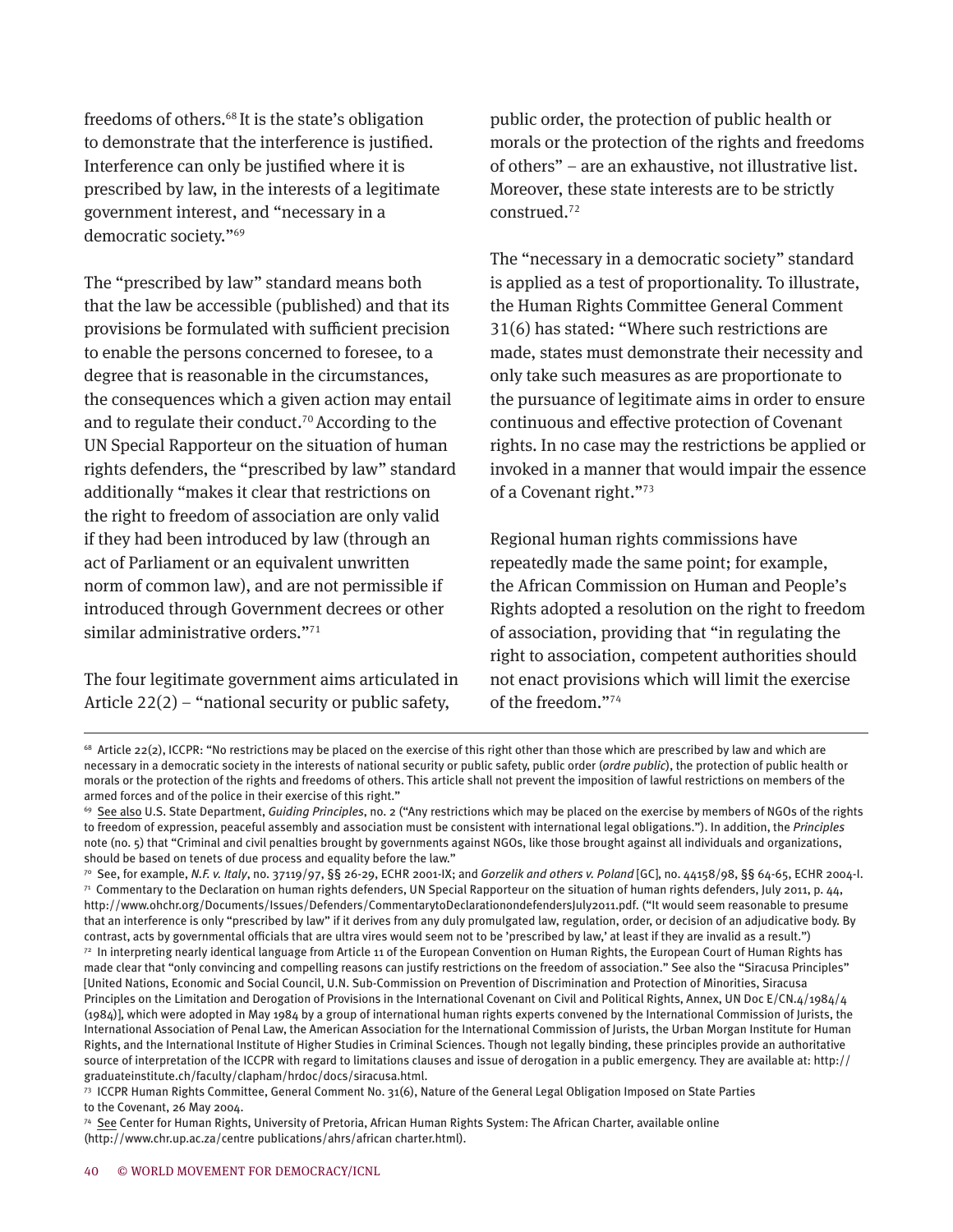freedoms of others.[68] It is the state's obligation to demonstrate that the interference is justified. Interference can only be justified where it is prescribed by law, in the interests of a legitimate government interest, and "necessary in a democratic society."[69]

The "prescribed by law" standard means both that the law be accessible (published) and that its provisions be formulated with sufficient precision to enable the persons concerned to foresee, to a degree that is reasonable in the circumstances, the consequences which a given action may entail and to regulate their conduct.[70] According to the UN Special Rapporteur on the situation of human rights defenders, the "prescribed by law" standard additionally "makes it clear that restrictions on the right to freedom of association are only valid if they had been introduced by law (through an act of Parliament or an equivalent unwritten norm of common law), and are not permissible if introduced through Government decrees or other similar administrative orders."[71]

The four legitimate government aims articulated in Article 22(2) – "national security or public safety, public order, the protection of public health or morals or the protection of the rights and freedoms of others" – are an exhaustive, not illustrative list. Moreover, these state interests are to be strictly construed.[72]

The "necessary in a democratic society" standard is applied as a test of proportionality. To illustrate, the Human Rights Committee General Comment 31(6) has stated: "Where such restrictions are made, states must demonstrate their necessity and only take such measures as are proportionate to the pursuance of legitimate aims in order to ensure continuous and effective protection of Covenant rights. In no case may the restrictions be applied or invoked in a manner that would impair the essence of a Covenant right."[73]

Regional human rights commissions have repeatedly made the same point; for example, the African Commission on Human and People's Rights adopted a resolution on the right to freedom of association, providing that "in regulating the right to association, competent authorities should not enact provisions which will limit the exercise of the freedom."[74]

---

[68] Article 22(2), ICCPR: "No restrictions may be placed on the exercise of this right other than those which are prescribed by law and which are necessary in a democratic society in the interests of national security or public safety, public order (*ordre public*), the protection of public health or morals or the protection of the rights and freedoms of others. This article shall not prevent the imposition of lawful restrictions on members of the armed forces and of the police in their exercise of this right."

[69] See also U.S. State Department, *Guiding Principles*, no. 2 ("Any restrictions which may be placed on the exercise by members of NGOs of the rights to freedom of expression, peaceful assembly and association must be consistent with international legal obligations."). In addition, the *Principles* note (no. 5) that "Criminal and civil penalties brought by governments against NGOs, like those brought against all individuals and organizations, should be based on tenets of due process and equality before the law."

[70] See, for example, *N.F. v. Italy*, no. 37119/97, §§ 26-29, ECHR 2001-IX; and *Gorzelik and others v. Poland* [GC], no. 44158/98, §§ 64-65, ECHR 2004-I.

[71] Commentary to the Declaration on human rights defenders, UN Special Rapporteur on the situation of human rights defenders, July 2011, p. 44, http://www.ohchr.org/Documents/Issues/Defenders/CommentarytoDeclarationondefendersJuly2011.pdf. ("It would seem reasonable to presume that an interference is only "prescribed by law" if it derives from any duly promulgated law, regulation, order, or decision of an adjudicative body. By contrast, acts by governmental officials that are ultra vires would seem not to be 'prescribed by law,' at least if they are invalid as a result.")

[72] In interpreting nearly identical language from Article 11 of the European Convention on Human Rights, the European Court of Human Rights has made clear that "only convincing and compelling reasons can justify restrictions on the freedom of association." See also the "Siracusa Principles" [United Nations, Economic and Social Council, U.N. Sub-Commission on Prevention of Discrimination and Protection of Minorities, Siracusa Principles on the Limitation and Derogation of Provisions in the International Covenant on Civil and Political Rights, Annex, UN Doc E/CN.4/1984/4 (1984)], which were adopted in May 1984 by a group of international human rights experts convened by the International Commission of Jurists, the International Association of Penal Law, the American Association for the International Commission of Jurists, the Urban Morgan Institute for Human Rights, and the International Institute of Higher Studies in Criminal Sciences. Though not legally binding, these principles provide an authoritative source of interpretation of the ICCPR with regard to limitations clauses and issue of derogation in a public emergency. They are available at: http://graduateinstitute.ch/faculty/clapham/hrdoc/docs/siracusa.html.

[73] ICCPR Human Rights Committee, General Comment No. 31(6), Nature of the General Legal Obligation Imposed on State Parties to the Covenant, 26 May 2004.

[74] See Center for Human Rights, University of Pretoria, African Human Rights System: The African Charter, available online (http://www.chr.up.ac.za/centre publications/ahrs/african charter.html).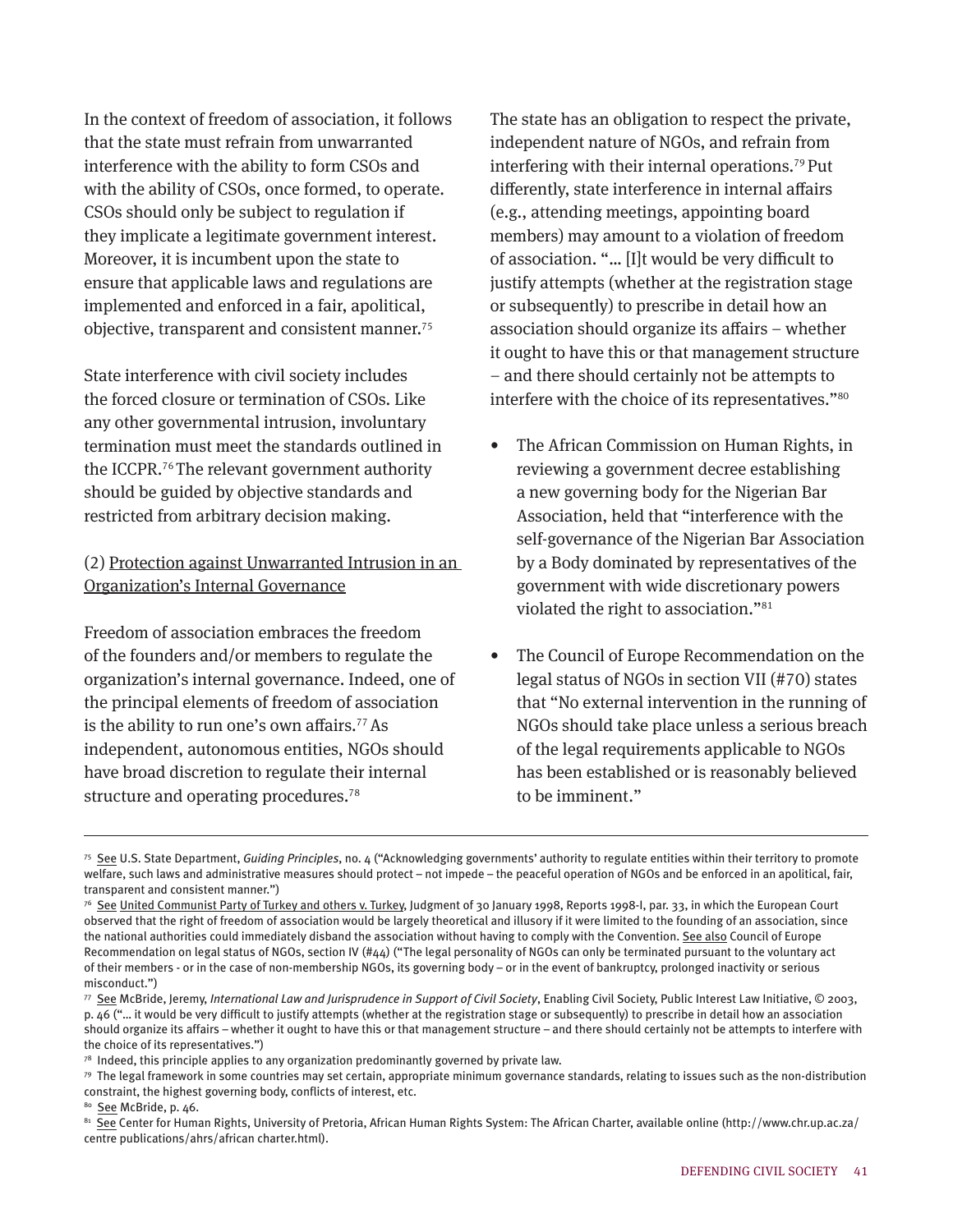In the context of freedom of association, it follows that the state must refrain from unwarranted interference with the ability to form CSOs and with the ability of CSOs, once formed, to operate. CSOs should only be subject to regulation if they implicate a legitimate government interest. Moreover, it is incumbent upon the state to ensure that applicable laws and regulations are implemented and enforced in a fair, apolitical, objective, transparent and consistent manner.[75]

State interference with civil society includes the forced closure or termination of CSOs. Like any other governmental intrusion, involuntary termination must meet the standards outlined in the ICCPR.[76] The relevant government authority should be guided by objective standards and restricted from arbitrary decision making.

(2) <u>Protection against Unwarranted Intrusion in an Organization's Internal Governance</u>

Freedom of association embraces the freedom of the founders and/or members to regulate the organization's internal governance. Indeed, one of the principal elements of freedom of association is the ability to run one's own affairs.[77] As independent, autonomous entities, NGOs should have broad discretion to regulate their internal structure and operating procedures.[78]

The state has an obligation to respect the private, independent nature of NGOs, and refrain from interfering with their internal operations.[79] Put differently, state interference in internal affairs (e.g., attending meetings, appointing board members) may amount to a violation of freedom of association. "... [I]t would be very difficult to justify attempts (whether at the registration stage or subsequently) to prescribe in detail how an association should organize its affairs – whether it ought to have this or that management structure – and there should certainly not be attempts to interfere with the choice of its representatives."[80]

- The African Commission on Human Rights, in reviewing a government decree establishing a new governing body for the Nigerian Bar Association, held that "interference with the self-governance of the Nigerian Bar Association by a Body dominated by representatives of the government with wide discretionary powers violated the right to association."[81]
- The Council of Europe Recommendation on the legal status of NGOs in section VII (#70) states that "No external intervention in the running of NGOs should take place unless a serious breach of the legal requirements applicable to NGOs has been established or is reasonably believed to be imminent."

---

[75] <u>See</u> U.S. State Department, *Guiding Principles*, no. 4 ("Acknowledging governments' authority to regulate entities within their territory to promote welfare, such laws and administrative measures should protect – not impede – the peaceful operation of NGOs and be enforced in an apolitical, fair, transparent and consistent manner.")

[76] <u>See</u> <u>United Communist Party of Turkey and others v. Turkey</u>, Judgment of 30 January 1998, Reports 1998-I, par. 33, in which the European Court observed that the right of freedom of association would be largely theoretical and illusory if it were limited to the founding of an association, since the national authorities could immediately disband the association without having to comply with the Convention. <u>See also</u> Council of Europe Recommendation on legal status of NGOs, section IV (#44) ("The legal personality of NGOs can only be terminated pursuant to the voluntary act of their members - or in the case of non-membership NGOs, its governing body – or in the event of bankruptcy, prolonged inactivity or serious misconduct.")

[77] <u>See</u> McBride, Jeremy, *International Law and Jurisprudence in Support of Civil Society*, Enabling Civil Society, Public Interest Law Initiative, © 2003, p. 46 ("... it would be very difficult to justify attempts (whether at the registration stage or subsequently) to prescribe in detail how an association should organize its affairs – whether it ought to have this or that management structure – and there should certainly not be attempts to interfere with the choice of its representatives.")

[78] Indeed, this principle applies to any organization predominantly governed by private law.

[79] The legal framework in some countries may set certain, appropriate minimum governance standards, relating to issues such as the non-distribution constraint, the highest governing body, conflicts of interest, etc.

[80] <u>See</u> McBride, p. 46.

[81] <u>See</u> Center for Human Rights, University of Pretoria, African Human Rights System: The African Charter, available online (http://www.chr.up.ac.za/centre publications/ahrs/african charter.html).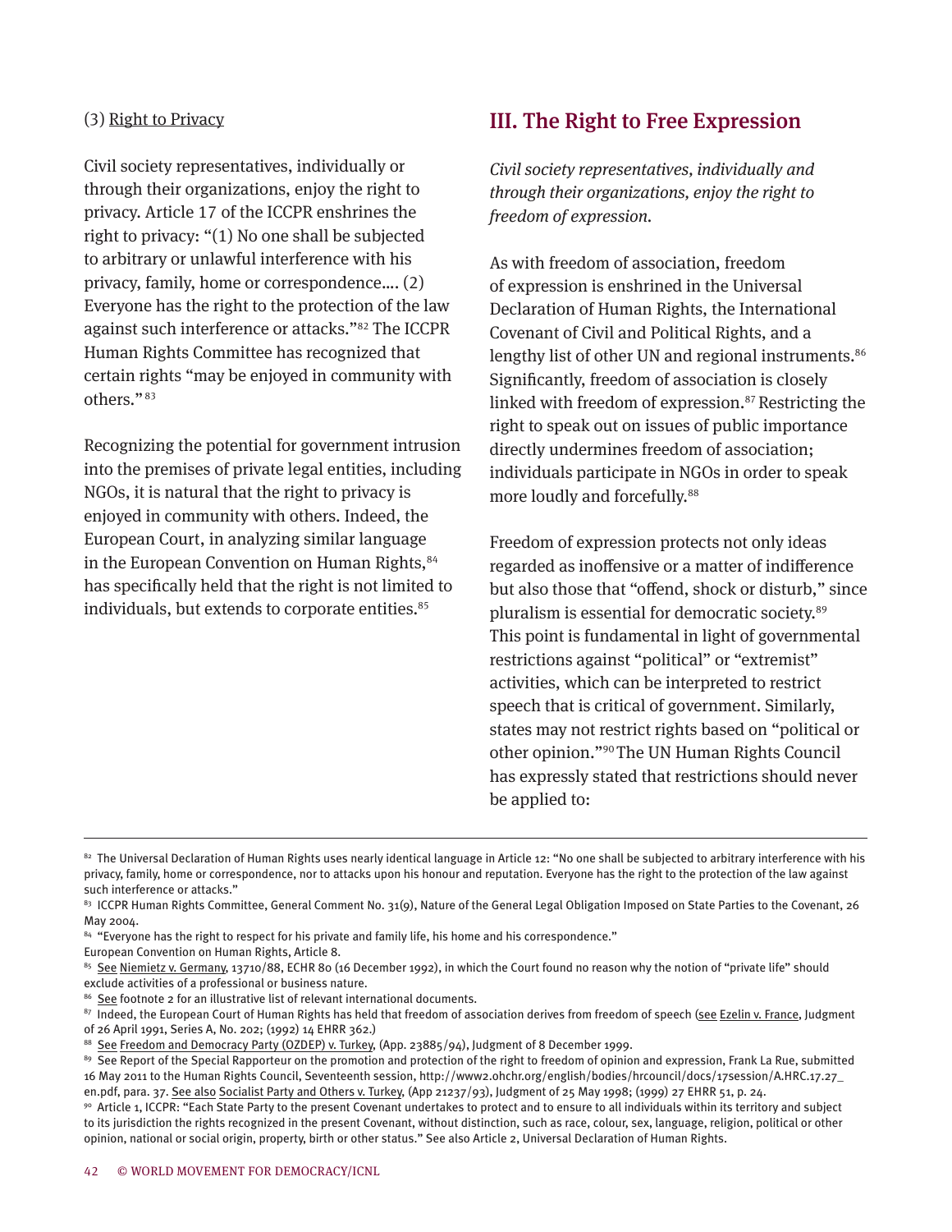(3) Right to Privacy

Civil society representatives, individually or through their organizations, enjoy the right to privacy. Article 17 of the ICCPR enshrines the right to privacy: "(1) No one shall be subjected to arbitrary or unlawful interference with his privacy, family, home or correspondence…. (2) Everyone has the right to the protection of the law against such interference or attacks."[82] The ICCPR Human Rights Committee has recognized that certain rights "may be enjoyed in community with others." [83]

Recognizing the potential for government intrusion into the premises of private legal entities, including NGOs, it is natural that the right to privacy is enjoyed in community with others. Indeed, the European Court, in analyzing similar language in the European Convention on Human Rights,[84] has specifically held that the right is not limited to individuals, but extends to corporate entities.[85]

## III. The Right to Free Expression

*Civil society representatives, individually and through their organizations, enjoy the right to freedom of expression.*

As with freedom of association, freedom of expression is enshrined in the Universal Declaration of Human Rights, the International Covenant of Civil and Political Rights, and a lengthy list of other UN and regional instruments.[86] Significantly, freedom of association is closely linked with freedom of expression.[87] Restricting the right to speak out on issues of public importance directly undermines freedom of association; individuals participate in NGOs in order to speak more loudly and forcefully.[88]

Freedom of expression protects not only ideas regarded as inoffensive or a matter of indifference but also those that "offend, shock or disturb," since pluralism is essential for democratic society.[89] This point is fundamental in light of governmental restrictions against "political" or "extremist" activities, which can be interpreted to restrict speech that is critical of government. Similarly, states may not restrict rights based on "political or other opinion."[90] The UN Human Rights Council has expressly stated that restrictions should never be applied to:

---

[82] The Universal Declaration of Human Rights uses nearly identical language in Article 12: "No one shall be subjected to arbitrary interference with his privacy, family, home or correspondence, nor to attacks upon his honour and reputation. Everyone has the right to the protection of the law against such interference or attacks."

[83] ICCPR Human Rights Committee, General Comment No. 31(9), Nature of the General Legal Obligation Imposed on State Parties to the Covenant, 26 May 2004.

[84] "Everyone has the right to respect for his private and family life, his home and his correspondence." European Convention on Human Rights, Article 8.

[85] See Niemietz v. Germany, 13710/88, ECHR 80 (16 December 1992), in which the Court found no reason why the notion of "private life" should exclude activities of a professional or business nature.

[86] See footnote 2 for an illustrative list of relevant international documents.

[87] Indeed, the European Court of Human Rights has held that freedom of association derives from freedom of speech (see Ezelin v. France, Judgment of 26 April 1991, Series A, No. 202; (1992) 14 EHRR 362.)

[88] See Freedom and Democracy Party (OZDEP) v. Turkey, (App. 23885/94), Judgment of 8 December 1999.

[89] See Report of the Special Rapporteur on the promotion and protection of the right to freedom of opinion and expression, Frank La Rue, submitted 16 May 2011 to the Human Rights Council, Seventeenth session, http://www2.ohchr.org/english/bodies/hrcouncil/docs/17session/A.HRC.17.27_en.pdf, para. 37. See also Socialist Party and Others v. Turkey, (App 21237/93), Judgment of 25 May 1998; (1999) 27 EHRR 51, p. 24.

[90] Article 1, ICCPR: "Each State Party to the present Covenant undertakes to protect and to ensure to all individuals within its territory and subject to its jurisdiction the rights recognized in the present Covenant, without distinction, such as race, colour, sex, language, religion, political or other opinion, national or social origin, property, birth or other status." See also Article 2, Universal Declaration of Human Rights.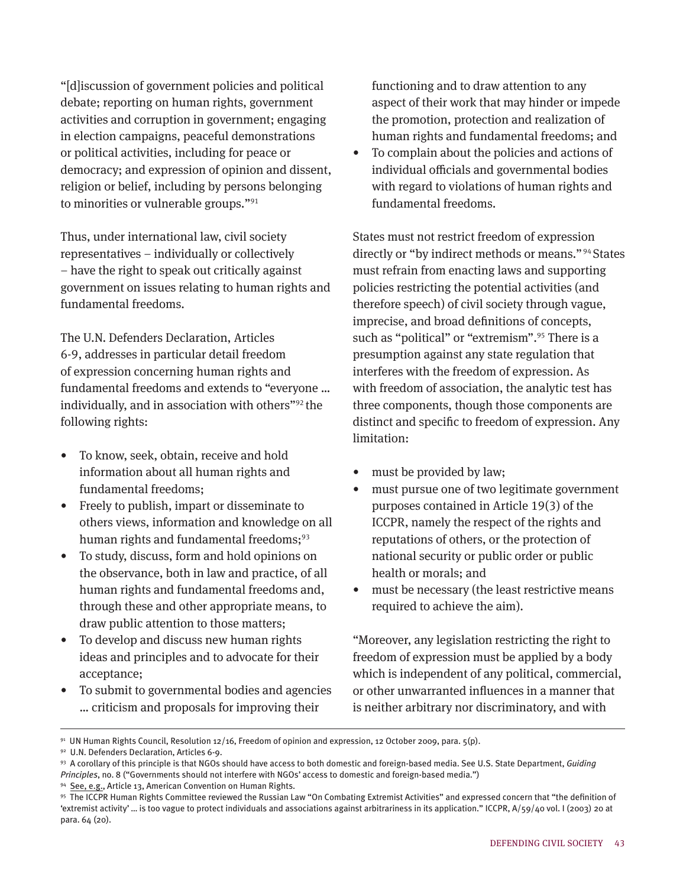"[d]iscussion of government policies and political debate; reporting on human rights, government activities and corruption in government; engaging in election campaigns, peaceful demonstrations or political activities, including for peace or democracy; and expression of opinion and dissent, religion or belief, including by persons belonging to minorities or vulnerable groups."[91]

Thus, under international law, civil society representatives – individually or collectively – have the right to speak out critically against government on issues relating to human rights and fundamental freedoms.

The U.N. Defenders Declaration, Articles 6-9, addresses in particular detail freedom of expression concerning human rights and fundamental freedoms and extends to "everyone … individually, and in association with others"[92] the following rights:

- To know, seek, obtain, receive and hold information about all human rights and fundamental freedoms;
- Freely to publish, impart or disseminate to others views, information and knowledge on all human rights and fundamental freedoms;[93]
- To study, discuss, form and hold opinions on the observance, both in law and practice, of all human rights and fundamental freedoms and, through these and other appropriate means, to draw public attention to those matters;
- To develop and discuss new human rights ideas and principles and to advocate for their acceptance;
- To submit to governmental bodies and agencies … criticism and proposals for improving their functioning and to draw attention to any aspect of their work that may hinder or impede the promotion, protection and realization of human rights and fundamental freedoms; and
- To complain about the policies and actions of individual officials and governmental bodies with regard to violations of human rights and fundamental freedoms.

States must not restrict freedom of expression directly or "by indirect methods or means."[94] States must refrain from enacting laws and supporting policies restricting the potential activities (and therefore speech) of civil society through vague, imprecise, and broad definitions of concepts, such as "political" or "extremism".[95] There is a presumption against any state regulation that interferes with the freedom of expression. As with freedom of association, the analytic test has three components, though those components are distinct and specific to freedom of expression. Any limitation:

- must be provided by law;
- must pursue one of two legitimate government purposes contained in Article 19(3) of the ICCPR, namely the respect of the rights and reputations of others, or the protection of national security or public order or public health or morals; and
- must be necessary (the least restrictive means required to achieve the aim).

"Moreover, any legislation restricting the right to freedom of expression must be applied by a body which is independent of any political, commercial, or other unwarranted influences in a manner that is neither arbitrary nor discriminatory, and with

---

[91] UN Human Rights Council, Resolution 12/16, Freedom of opinion and expression, 12 October 2009, para. 5(p).

[92] U.N. Defenders Declaration, Articles 6-9.

[93] A corollary of this principle is that NGOs should have access to both domestic and foreign-based media. See U.S. State Department, *Guiding Principles*, no. 8 ("Governments should not interfere with NGOs' access to domestic and foreign-based media.")

[94] See, e.g., Article 13, American Convention on Human Rights.

[95] The ICCPR Human Rights Committee reviewed the Russian Law "On Combating Extremist Activities" and expressed concern that "the definition of 'extremist activity' … is too vague to protect individuals and associations against arbitrariness in its application." ICCPR, A/59/40 vol. I (2003) 20 at para. 64 (20).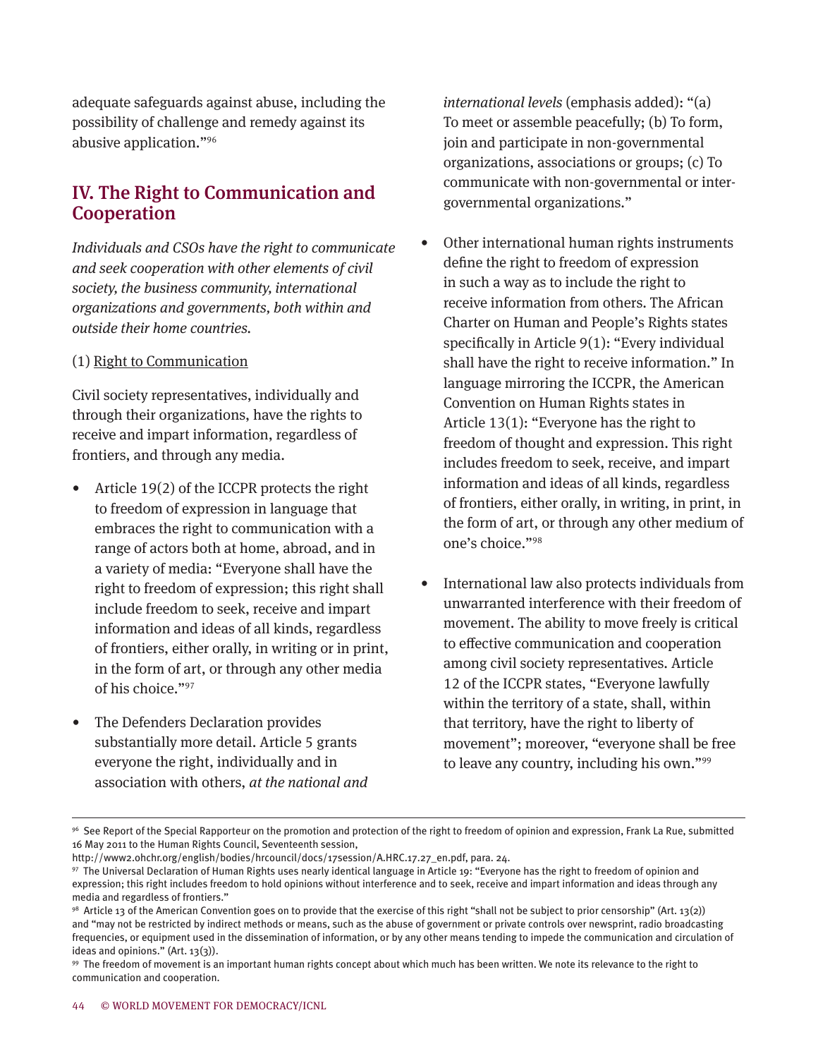adequate safeguards against abuse, including the possibility of challenge and remedy against its abusive application."[96]

## IV. The Right to Communication and Cooperation

*Individuals and CSOs have the right to communicate and seek cooperation with other elements of civil society, the business community, international organizations and governments, both within and outside their home countries.*

(1) Right to Communication

Civil society representatives, individually and through their organizations, have the rights to receive and impart information, regardless of frontiers, and through any media.

- Article 19(2) of the ICCPR protects the right to freedom of expression in language that embraces the right to communication with a range of actors both at home, abroad, and in a variety of media: "Everyone shall have the right to freedom of expression; this right shall include freedom to seek, receive and impart information and ideas of all kinds, regardless of frontiers, either orally, in writing or in print, in the form of art, or through any other media of his choice."[97]

- The Defenders Declaration provides substantially more detail. Article 5 grants everyone the right, individually and in association with others, *at the national and international levels* (emphasis added): "(a) To meet or assemble peacefully; (b) To form, join and participate in non-governmental organizations, associations or groups; (c) To communicate with non-governmental or inter-governmental organizations."

- Other international human rights instruments define the right to freedom of expression in such a way as to include the right to receive information from others. The African Charter on Human and People's Rights states specifically in Article 9(1): "Every individual shall have the right to receive information." In language mirroring the ICCPR, the American Convention on Human Rights states in Article 13(1): "Everyone has the right to freedom of thought and expression. This right includes freedom to seek, receive, and impart information and ideas of all kinds, regardless of frontiers, either orally, in writing, in print, in the form of art, or through any other medium of one's choice."[98]

- International law also protects individuals from unwarranted interference with their freedom of movement. The ability to move freely is critical to effective communication and cooperation among civil society representatives. Article 12 of the ICCPR states, "Everyone lawfully within the territory of a state, shall, within that territory, have the right to liberty of movement"; moreover, "everyone shall be free to leave any country, including his own."[99]

---

[96] See Report of the Special Rapporteur on the promotion and protection of the right to freedom of opinion and expression, Frank La Rue, submitted 16 May 2011 to the Human Rights Council, Seventeenth session, http://www2.ohchr.org/english/bodies/hrcouncil/docs/17session/A.HRC.17.27_en.pdf, para. 24.

[97] The Universal Declaration of Human Rights uses nearly identical language in Article 19: "Everyone has the right to freedom of opinion and expression; this right includes freedom to hold opinions without interference and to seek, receive and impart information and ideas through any media and regardless of frontiers."

[98] Article 13 of the American Convention goes on to provide that the exercise of this right "shall not be subject to prior censorship" (Art. 13(2)) and "may not be restricted by indirect methods or means, such as the abuse of government or private controls over newsprint, radio broadcasting frequencies, or equipment used in the dissemination of information, or by any other means tending to impede the communication and circulation of ideas and opinions." (Art. 13(3)).

[99] The freedom of movement is an important human rights concept about which much has been written. We note its relevance to the right to communication and cooperation.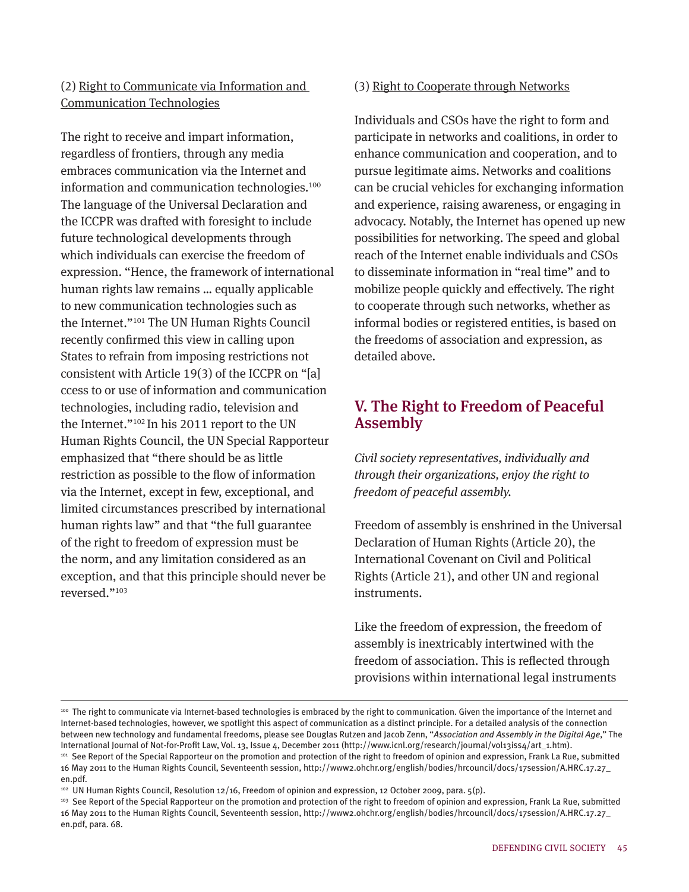(2) Right to Communicate via Information and Communication Technologies

The right to receive and impart information, regardless of frontiers, through any media embraces communication via the Internet and information and communication technologies.[100] The language of the Universal Declaration and the ICCPR was drafted with foresight to include future technological developments through which individuals can exercise the freedom of expression. "Hence, the framework of international human rights law remains … equally applicable to new communication technologies such as the Internet."[101] The UN Human Rights Council recently confirmed this view in calling upon States to refrain from imposing restrictions not consistent with Article 19(3) of the ICCPR on "[a] ccess to or use of information and communication technologies, including radio, television and the Internet."[102] In his 2011 report to the UN Human Rights Council, the UN Special Rapporteur emphasized that "there should be as little restriction as possible to the flow of information via the Internet, except in few, exceptional, and limited circumstances prescribed by international human rights law" and that "the full guarantee of the right to freedom of expression must be the norm, and any limitation considered as an exception, and that this principle should never be reversed."[103]

(3) Right to Cooperate through Networks

Individuals and CSOs have the right to form and participate in networks and coalitions, in order to enhance communication and cooperation, and to pursue legitimate aims. Networks and coalitions can be crucial vehicles for exchanging information and experience, raising awareness, or engaging in advocacy. Notably, the Internet has opened up new possibilities for networking. The speed and global reach of the Internet enable individuals and CSOs to disseminate information in "real time" and to mobilize people quickly and effectively. The right to cooperate through such networks, whether as informal bodies or registered entities, is based on the freedoms of association and expression, as detailed above.

## V. The Right to Freedom of Peaceful Assembly

*Civil society representatives, individually and through their organizations, enjoy the right to freedom of peaceful assembly.*

Freedom of assembly is enshrined in the Universal Declaration of Human Rights (Article 20), the International Covenant on Civil and Political Rights (Article 21), and other UN and regional instruments.

Like the freedom of expression, the freedom of assembly is inextricably intertwined with the freedom of association. This is reflected through provisions within international legal instruments

---

[100] The right to communicate via Internet-based technologies is embraced by the right to communication. Given the importance of the Internet and Internet-based technologies, however, we spotlight this aspect of communication as a distinct principle. For a detailed analysis of the connection between new technology and fundamental freedoms, please see Douglas Rutzen and Jacob Zenn, "*Association and Assembly in the Digital Age*," The International Journal of Not-for-Profit Law, Vol. 13, Issue 4, December 2011 (http://www.icnl.org/research/journal/vol13iss4/art_1.htm).

[101] See Report of the Special Rapporteur on the promotion and protection of the right to freedom of opinion and expression, Frank La Rue, submitted 16 May 2011 to the Human Rights Council, Seventeenth session, http://www2.ohchr.org/english/bodies/hrcouncil/docs/17session/A.HRC.17.27_en.pdf.

[102] UN Human Rights Council, Resolution 12/16, Freedom of opinion and expression, 12 October 2009, para. 5(p).

[103] See Report of the Special Rapporteur on the promotion and protection of the right to freedom of opinion and expression, Frank La Rue, submitted 16 May 2011 to the Human Rights Council, Seventeenth session, http://www2.ohchr.org/english/bodies/hrcouncil/docs/17session/A.HRC.17.27_en.pdf, para. 68.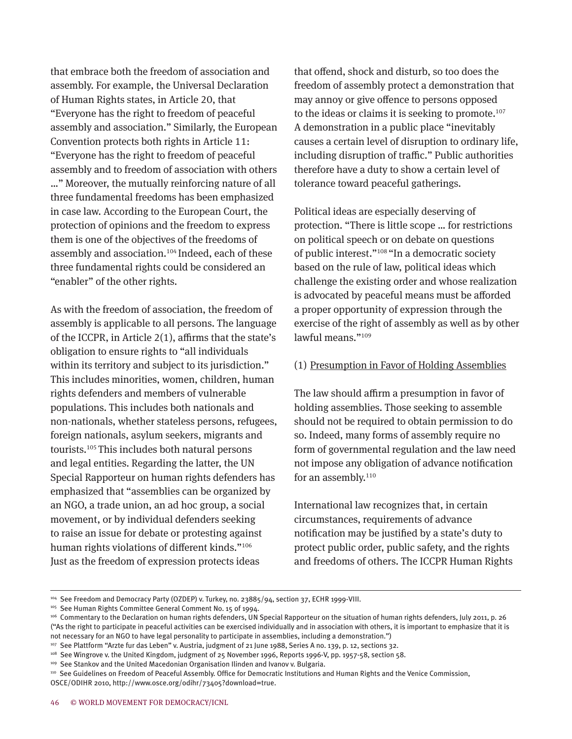that embrace both the freedom of association and assembly. For example, the Universal Declaration of Human Rights states, in Article 20, that "Everyone has the right to freedom of peaceful assembly and association." Similarly, the European Convention protects both rights in Article 11: "Everyone has the right to freedom of peaceful assembly and to freedom of association with others …" Moreover, the mutually reinforcing nature of all three fundamental freedoms has been emphasized in case law. According to the European Court, the protection of opinions and the freedom to express them is one of the objectives of the freedoms of assembly and association.[104] Indeed, each of these three fundamental rights could be considered an "enabler" of the other rights.

As with the freedom of association, the freedom of assembly is applicable to all persons. The language of the ICCPR, in Article 2(1), affirms that the state's obligation to ensure rights to "all individuals within its territory and subject to its jurisdiction." This includes minorities, women, children, human rights defenders and members of vulnerable populations. This includes both nationals and non-nationals, whether stateless persons, refugees, foreign nationals, asylum seekers, migrants and tourists.[105] This includes both natural persons and legal entities. Regarding the latter, the UN Special Rapporteur on human rights defenders has emphasized that "assemblies can be organized by an NGO, a trade union, an ad hoc group, a social movement, or by individual defenders seeking to raise an issue for debate or protesting against human rights violations of different kinds."[106] Just as the freedom of expression protects ideas that offend, shock and disturb, so too does the freedom of assembly protect a demonstration that may annoy or give offence to persons opposed to the ideas or claims it is seeking to promote.[107] A demonstration in a public place "inevitably causes a certain level of disruption to ordinary life, including disruption of traffic." Public authorities therefore have a duty to show a certain level of tolerance toward peaceful gatherings.

Political ideas are especially deserving of protection. "There is little scope … for restrictions on political speech or on debate on questions of public interest."[108] "In a democratic society based on the rule of law, political ideas which challenge the existing order and whose realization is advocated by peaceful means must be afforded a proper opportunity of expression through the exercise of the right of assembly as well as by other lawful means."[109]

(1) Presumption in Favor of Holding Assemblies

The law should affirm a presumption in favor of holding assemblies. Those seeking to assemble should not be required to obtain permission to do so. Indeed, many forms of assembly require no form of governmental regulation and the law need not impose any obligation of advance notification for an assembly.[110]

International law recognizes that, in certain circumstances, requirements of advance notification may be justified by a state's duty to protect public order, public safety, and the rights and freedoms of others. The ICCPR Human Rights

---

[104] See Freedom and Democracy Party (OZDEP) v. Turkey, no. 23885/94, section 37, ECHR 1999-VIII.

[105] See Human Rights Committee General Comment No. 15 of 1994.

[106] Commentary to the Declaration on human rights defenders, UN Special Rapporteur on the situation of human rights defenders, July 2011, p. 26 ("As the right to participate in peaceful activities can be exercised individually and in association with others, it is important to emphasize that it is not necessary for an NGO to have legal personality to participate in assemblies, including a demonstration.")

[107] See Plattform "Arzte fur das Leben" v. Austria, judgment of 21 June 1988, Series A no. 139, p. 12, sections 32.

[108] See Wingrove v. the United Kingdom, judgment of 25 November 1996, Reports 1996-V, pp. 1957-58, section 58.

[109] See Stankov and the United Macedonian Organisation Ilinden and Ivanov v. Bulgaria.

[110] See Guidelines on Freedom of Peaceful Assembly. Office for Democratic Institutions and Human Rights and the Venice Commission, OSCE/ODIHR 2010, http://www.osce.org/odihr/73405?download=true.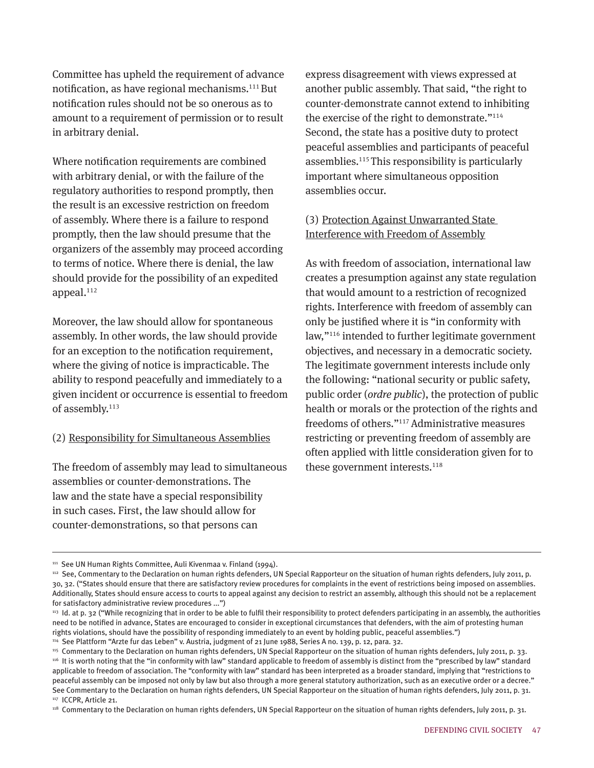Committee has upheld the requirement of advance notification, as have regional mechanisms.[111] But notification rules should not be so onerous as to amount to a requirement of permission or to result in arbitrary denial.

Where notification requirements are combined with arbitrary denial, or with the failure of the regulatory authorities to respond promptly, then the result is an excessive restriction on freedom of assembly. Where there is a failure to respond promptly, then the law should presume that the organizers of the assembly may proceed according to terms of notice. Where there is denial, the law should provide for the possibility of an expedited appeal.[112]

Moreover, the law should allow for spontaneous assembly. In other words, the law should provide for an exception to the notification requirement, where the giving of notice is impracticable. The ability to respond peacefully and immediately to a given incident or occurrence is essential to freedom of assembly.[113]

(2) <u>Responsibility for Simultaneous Assemblies</u>

The freedom of assembly may lead to simultaneous assemblies or counter-demonstrations. The law and the state have a special responsibility in such cases. First, the law should allow for counter-demonstrations, so that persons can express disagreement with views expressed at another public assembly. That said, "the right to counter-demonstrate cannot extend to inhibiting the exercise of the right to demonstrate."[114] Second, the state has a positive duty to protect peaceful assemblies and participants of peaceful assemblies.[115] This responsibility is particularly important where simultaneous opposition assemblies occur.

(3) <u>Protection Against Unwarranted State Interference with Freedom of Assembly</u>

As with freedom of association, international law creates a presumption against any state regulation that would amount to a restriction of recognized rights. Interference with freedom of assembly can only be justified where it is "in conformity with law,"[116] intended to further legitimate government objectives, and necessary in a democratic society. The legitimate government interests include only the following: "national security or public safety, public order (*ordre public*), the protection of public health or morals or the protection of the rights and freedoms of others."[117] Administrative measures restricting or preventing freedom of assembly are often applied with little consideration given for to these government interests.[118]

---

[111] See UN Human Rights Committee, Auli Kivenmaa v. Finland (1994).

[112] See, Commentary to the Declaration on human rights defenders, UN Special Rapporteur on the situation of human rights defenders, July 2011, p. 30, 32. ("States should ensure that there are satisfactory review procedures for complaints in the event of restrictions being imposed on assemblies. Additionally, States should ensure access to courts to appeal against any decision to restrict an assembly, although this should not be a replacement for satisfactory administrative review procedures ...")

[113] Id. at p. 32 ("While recognizing that in order to be able to fulfil their responsibility to protect defenders participating in an assembly, the authorities need to be notified in advance, States are encouraged to consider in exceptional circumstances that defenders, with the aim of protesting human rights violations, should have the possibility of responding immediately to an event by holding public, peaceful assemblies.")

[114] See Plattform "Arzte fur das Leben" v. Austria, judgment of 21 June 1988, Series A no. 139, p. 12, para. 32.

[115] Commentary to the Declaration on human rights defenders, UN Special Rapporteur on the situation of human rights defenders, July 2011, p. 33.

[116] It is worth noting that the "in conformity with law" standard applicable to freedom of assembly is distinct from the "prescribed by law" standard applicable to freedom of association. The "conformity with law" standard has been interpreted as a broader standard, implying that "restrictions to peaceful assembly can be imposed not only by law but also through a more general statutory authorization, such as an executive order or a decree." See Commentary to the Declaration on human rights defenders, UN Special Rapporteur on the situation of human rights defenders, July 2011, p. 31.

[117] ICCPR, Article 21.

[118] Commentary to the Declaration on human rights defenders, UN Special Rapporteur on the situation of human rights defenders, July 2011, p. 31.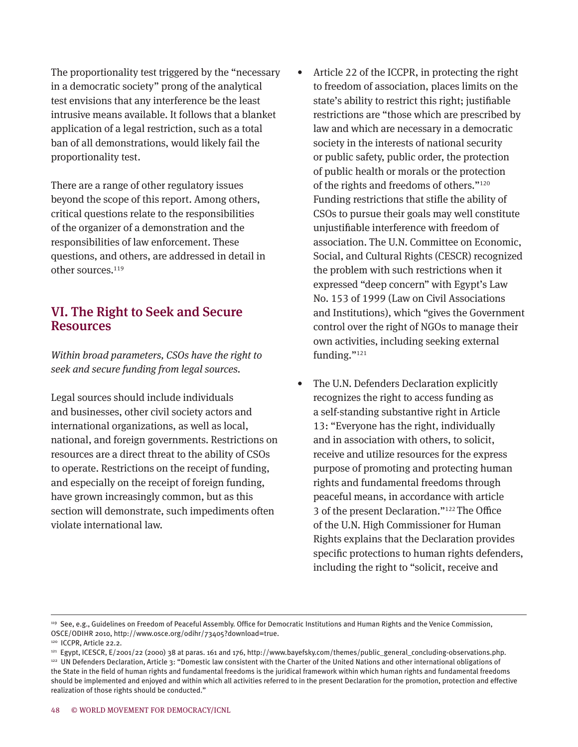The proportionality test triggered by the "necessary in a democratic society" prong of the analytical test envisions that any interference be the least intrusive means available. It follows that a blanket application of a legal restriction, such as a total ban of all demonstrations, would likely fail the proportionality test.

There are a range of other regulatory issues beyond the scope of this report. Among others, critical questions relate to the responsibilities of the organizer of a demonstration and the responsibilities of law enforcement. These questions, and others, are addressed in detail in other sources.[119]

## VI. The Right to Seek and Secure Resources

*Within broad parameters, CSOs have the right to seek and secure funding from legal sources.*

Legal sources should include individuals and businesses, other civil society actors and international organizations, as well as local, national, and foreign governments. Restrictions on resources are a direct threat to the ability of CSOs to operate. Restrictions on the receipt of funding, and especially on the receipt of foreign funding, have grown increasingly common, but as this section will demonstrate, such impediments often violate international law.

- Article 22 of the ICCPR, in protecting the right to freedom of association, places limits on the state's ability to restrict this right; justifiable restrictions are "those which are prescribed by law and which are necessary in a democratic society in the interests of national security or public safety, public order, the protection of public health or morals or the protection of the rights and freedoms of others."[120] Funding restrictions that stifle the ability of CSOs to pursue their goals may well constitute unjustifiable interference with freedom of association. The U.N. Committee on Economic, Social, and Cultural Rights (CESCR) recognized the problem with such restrictions when it expressed "deep concern" with Egypt's Law No. 153 of 1999 (Law on Civil Associations and Institutions), which "gives the Government control over the right of NGOs to manage their own activities, including seeking external funding."[121]
- The U.N. Defenders Declaration explicitly recognizes the right to access funding as a self-standing substantive right in Article 13: "Everyone has the right, individually and in association with others, to solicit, receive and utilize resources for the express purpose of promoting and protecting human rights and fundamental freedoms through peaceful means, in accordance with article 3 of the present Declaration."[122] The Office of the U.N. High Commissioner for Human Rights explains that the Declaration provides specific protections to human rights defenders, including the right to "solicit, receive and

---

[119] See, e.g., Guidelines on Freedom of Peaceful Assembly. Office for Democratic Institutions and Human Rights and the Venice Commission, OSCE/ODIHR 2010, http://www.osce.org/odihr/73405?download=true.

[120] ICCPR, Article 22.2.

[121] Egypt, ICESCR, E/2001/22 (2000) 38 at paras. 161 and 176, http://www.bayefsky.com/themes/public_general_concluding-observations.php.

[122] UN Defenders Declaration, Article 3: "Domestic law consistent with the Charter of the United Nations and other international obligations of the State in the field of human rights and fundamental freedoms is the juridical framework within which human rights and fundamental freedoms should be implemented and enjoyed and within which all activities referred to in the present Declaration for the promotion, protection and effective realization of those rights should be conducted."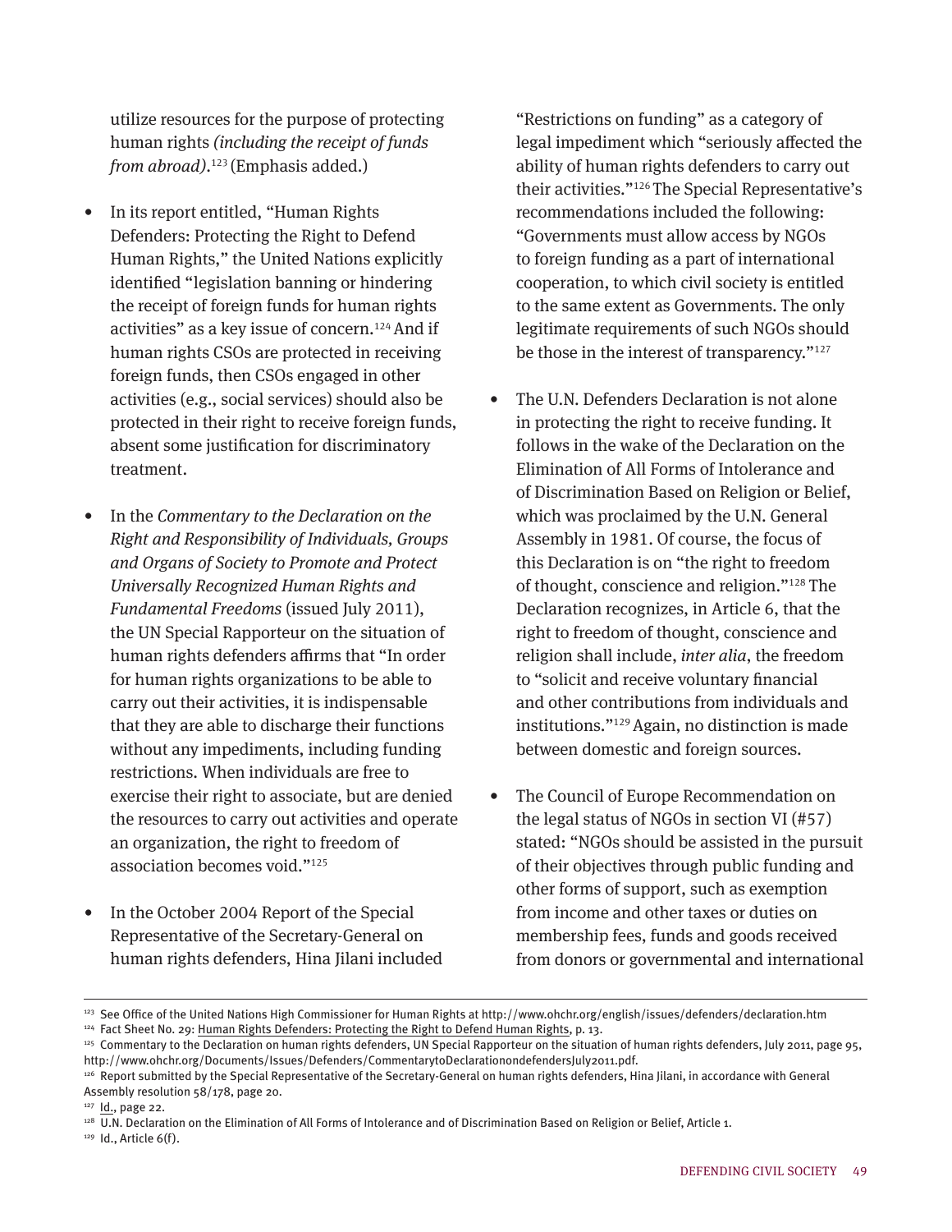utilize resources for the purpose of protecting human rights *(including the receipt of funds from abroad)*.[123] (Emphasis added.)

- In its report entitled, "Human Rights Defenders: Protecting the Right to Defend Human Rights," the United Nations explicitly identified "legislation banning or hindering the receipt of foreign funds for human rights activities" as a key issue of concern.[124] And if human rights CSOs are protected in receiving foreign funds, then CSOs engaged in other activities (e.g., social services) should also be protected in their right to receive foreign funds, absent some justification for discriminatory treatment.

- In the *Commentary to the Declaration on the Right and Responsibility of Individuals, Groups and Organs of Society to Promote and Protect Universally Recognized Human Rights and Fundamental Freedoms* (issued July 2011), the UN Special Rapporteur on the situation of human rights defenders affirms that "In order for human rights organizations to be able to carry out their activities, it is indispensable that they are able to discharge their functions without any impediments, including funding restrictions. When individuals are free to exercise their right to associate, but are denied the resources to carry out activities and operate an organization, the right to freedom of association becomes void."[125]

- In the October 2004 Report of the Special Representative of the Secretary-General on human rights defenders, Hina Jilani included "Restrictions on funding" as a category of legal impediment which "seriously affected the ability of human rights defenders to carry out their activities."[126] The Special Representative's recommendations included the following: "Governments must allow access by NGOs to foreign funding as a part of international cooperation, to which civil society is entitled to the same extent as Governments. The only legitimate requirements of such NGOs should be those in the interest of transparency."[127]

- The U.N. Defenders Declaration is not alone in protecting the right to receive funding. It follows in the wake of the Declaration on the Elimination of All Forms of Intolerance and of Discrimination Based on Religion or Belief, which was proclaimed by the U.N. General Assembly in 1981. Of course, the focus of this Declaration is on "the right to freedom of thought, conscience and religion."[128] The Declaration recognizes, in Article 6, that the right to freedom of thought, conscience and religion shall include, *inter alia*, the freedom to "solicit and receive voluntary financial and other contributions from individuals and institutions."[129] Again, no distinction is made between domestic and foreign sources.

- The Council of Europe Recommendation on the legal status of NGOs in section VI (#57) stated: "NGOs should be assisted in the pursuit of their objectives through public funding and other forms of support, such as exemption from income and other taxes or duties on membership fees, funds and goods received from donors or governmental and international

---

[123] See Office of the United Nations High Commissioner for Human Rights at http://www.ohchr.org/english/issues/defenders/declaration.htm

[124] Fact Sheet No. 29: Human Rights Defenders: Protecting the Right to Defend Human Rights, p. 13.

[125] Commentary to the Declaration on human rights defenders, UN Special Rapporteur on the situation of human rights defenders, July 2011, page 95, http://www.ohchr.org/Documents/Issues/Defenders/CommentarytoDeclarationondefendersJuly2011.pdf.

[126] Report submitted by the Special Representative of the Secretary-General on human rights defenders, Hina Jilani, in accordance with General Assembly resolution 58/178, page 20.

[127] Id., page 22.

[128] U.N. Declaration on the Elimination of All Forms of Intolerance and of Discrimination Based on Religion or Belief, Article 1.

[129] Id., Article 6(f).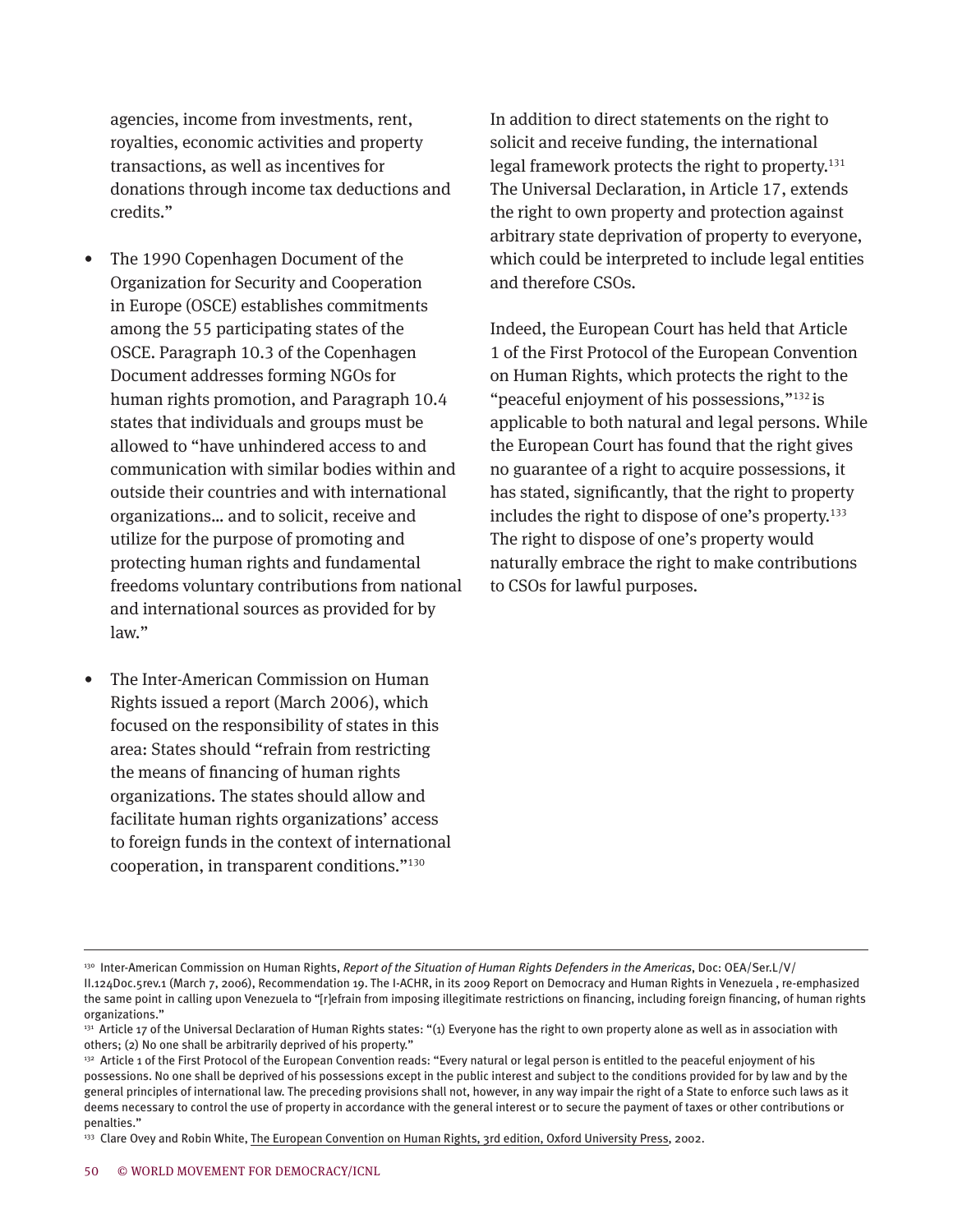agencies, income from investments, rent, royalties, economic activities and property transactions, as well as incentives for donations through income tax deductions and credits."

- The 1990 Copenhagen Document of the Organization for Security and Cooperation in Europe (OSCE) establishes commitments among the 55 participating states of the OSCE. Paragraph 10.3 of the Copenhagen Document addresses forming NGOs for human rights promotion, and Paragraph 10.4 states that individuals and groups must be allowed to "have unhindered access to and communication with similar bodies within and outside their countries and with international organizations… and to solicit, receive and utilize for the purpose of promoting and protecting human rights and fundamental freedoms voluntary contributions from national and international sources as provided for by law."

- The Inter-American Commission on Human Rights issued a report (March 2006), which focused on the responsibility of states in this area: States should "refrain from restricting the means of financing of human rights organizations. The states should allow and facilitate human rights organizations' access to foreign funds in the context of international cooperation, in transparent conditions."[130]

In addition to direct statements on the right to solicit and receive funding, the international legal framework protects the right to property.[131] The Universal Declaration, in Article 17, extends the right to own property and protection against arbitrary state deprivation of property to everyone, which could be interpreted to include legal entities and therefore CSOs.

Indeed, the European Court has held that Article 1 of the First Protocol of the European Convention on Human Rights, which protects the right to the "peaceful enjoyment of his possessions,"[132] is applicable to both natural and legal persons. While the European Court has found that the right gives no guarantee of a right to acquire possessions, it has stated, significantly, that the right to property includes the right to dispose of one's property.[133] The right to dispose of one's property would naturally embrace the right to make contributions to CSOs for lawful purposes.

---

[130] Inter-American Commission on Human Rights, *Report of the Situation of Human Rights Defenders in the Americas*, Doc: OEA/Ser.L/V/II.124Doc.5rev.1 (March 7, 2006), Recommendation 19. The I-ACHR, in its 2009 Report on Democracy and Human Rights in Venezuela , re-emphasized the same point in calling upon Venezuela to "[r]efrain from imposing illegitimate restrictions on financing, including foreign financing, of human rights organizations."

[131] Article 17 of the Universal Declaration of Human Rights states: "(1) Everyone has the right to own property alone as well as in association with others; (2) No one shall be arbitrarily deprived of his property."

[132] Article 1 of the First Protocol of the European Convention reads: "Every natural or legal person is entitled to the peaceful enjoyment of his possessions. No one shall be deprived of his possessions except in the public interest and subject to the conditions provided for by law and by the general principles of international law. The preceding provisions shall not, however, in any way impair the right of a State to enforce such laws as it deems necessary to control the use of property in accordance with the general interest or to secure the payment of taxes or other contributions or penalties."

[133] Clare Ovey and Robin White, The European Convention on Human Rights, 3rd edition, Oxford University Press, 2002.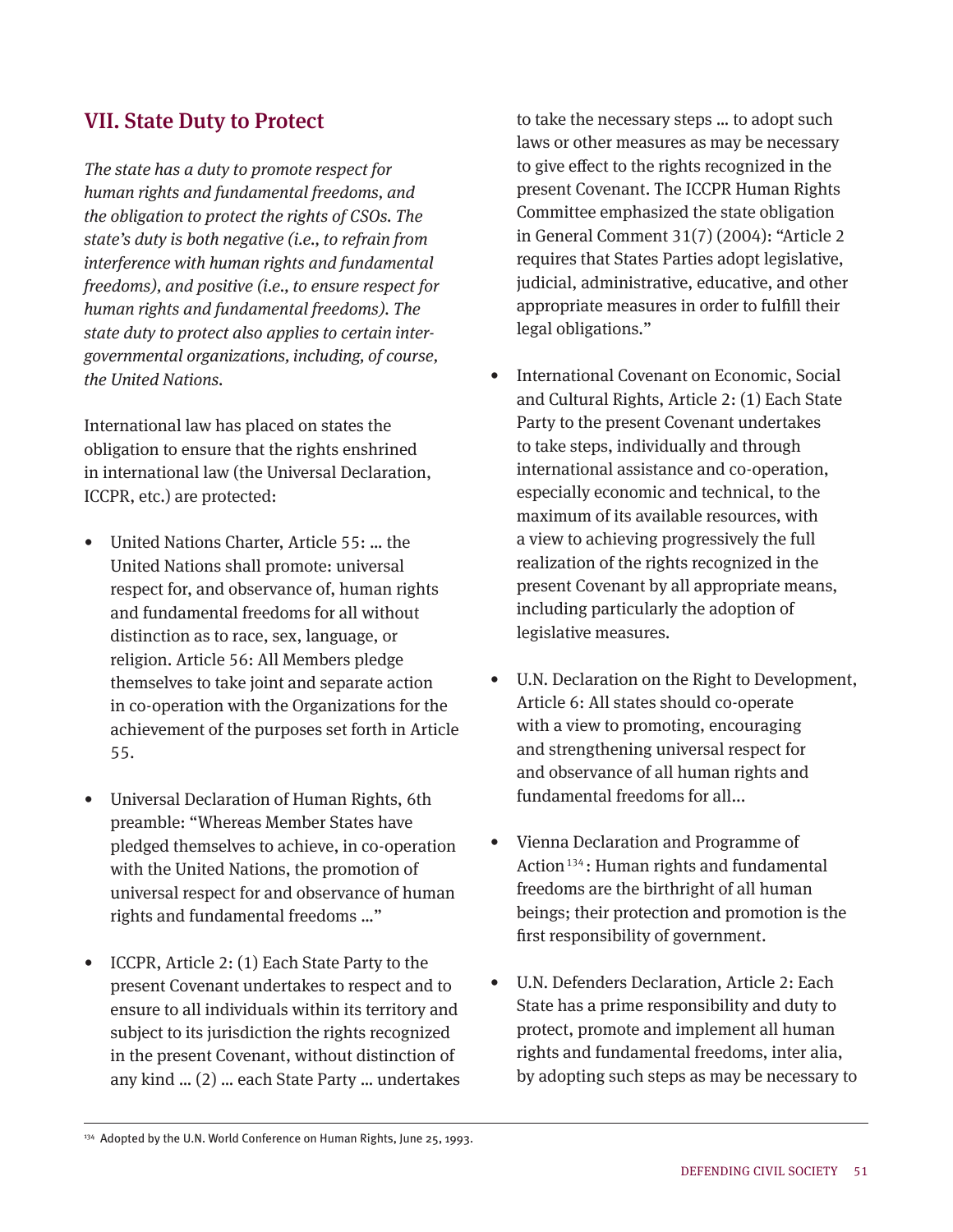## VII. State Duty to Protect

*The state has a duty to promote respect for human rights and fundamental freedoms, and the obligation to protect the rights of CSOs. The state's duty is both negative (i.e., to refrain from interference with human rights and fundamental freedoms), and positive (i.e., to ensure respect for human rights and fundamental freedoms). The state duty to protect also applies to certain inter-governmental organizations, including, of course, the United Nations.*

International law has placed on states the obligation to ensure that the rights enshrined in international law (the Universal Declaration, ICCPR, etc.) are protected:

- United Nations Charter, Article 55: … the United Nations shall promote: universal respect for, and observance of, human rights and fundamental freedoms for all without distinction as to race, sex, language, or religion. Article 56: All Members pledge themselves to take joint and separate action in co-operation with the Organizations for the achievement of the purposes set forth in Article 55.

- Universal Declaration of Human Rights, 6th preamble: "Whereas Member States have pledged themselves to achieve, in co-operation with the United Nations, the promotion of universal respect for and observance of human rights and fundamental freedoms …"

- ICCPR, Article 2: (1) Each State Party to the present Covenant undertakes to respect and to ensure to all individuals within its territory and subject to its jurisdiction the rights recognized in the present Covenant, without distinction of any kind … (2) … each State Party … undertakes to take the necessary steps … to adopt such laws or other measures as may be necessary to give effect to the rights recognized in the present Covenant. The ICCPR Human Rights Committee emphasized the state obligation in General Comment 31(7) (2004): "Article 2 requires that States Parties adopt legislative, judicial, administrative, educative, and other appropriate measures in order to fulfill their legal obligations."

- International Covenant on Economic, Social and Cultural Rights, Article 2: (1) Each State Party to the present Covenant undertakes to take steps, individually and through international assistance and co-operation, especially economic and technical, to the maximum of its available resources, with a view to achieving progressively the full realization of the rights recognized in the present Covenant by all appropriate means, including particularly the adoption of legislative measures.

- U.N. Declaration on the Right to Development, Article 6: All states should co-operate with a view to promoting, encouraging and strengthening universal respect for and observance of all human rights and fundamental freedoms for all…

- Vienna Declaration and Programme of Action[134]: Human rights and fundamental freedoms are the birthright of all human beings; their protection and promotion is the first responsibility of government.

- U.N. Defenders Declaration, Article 2: Each State has a prime responsibility and duty to protect, promote and implement all human rights and fundamental freedoms, inter alia, by adopting such steps as may be necessary to

---

[134] Adopted by the U.N. World Conference on Human Rights, June 25, 1993.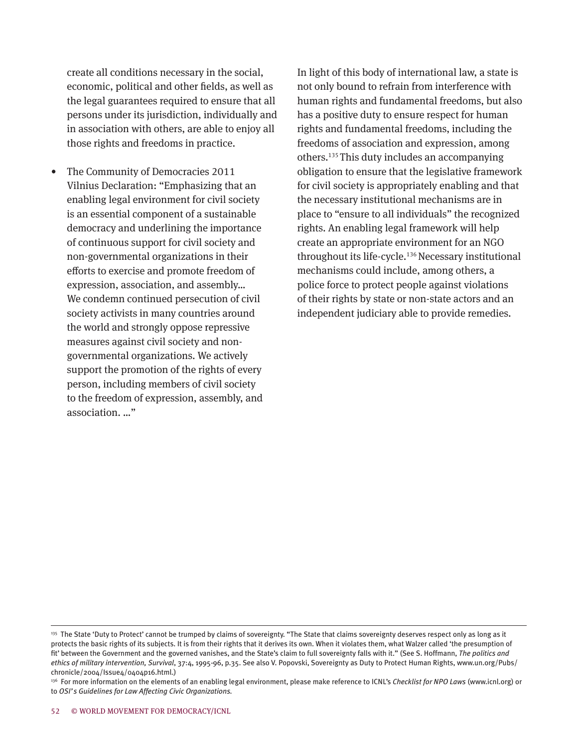create all conditions necessary in the social, economic, political and other fields, as well as the legal guarantees required to ensure that all persons under its jurisdiction, individually and in association with others, are able to enjoy all those rights and freedoms in practice.

- The Community of Democracies 2011 Vilnius Declaration: "Emphasizing that an enabling legal environment for civil society is an essential component of a sustainable democracy and underlining the importance of continuous support for civil society and non-governmental organizations in their efforts to exercise and promote freedom of expression, association, and assembly... We condemn continued persecution of civil society activists in many countries around the world and strongly oppose repressive measures against civil society and non-governmental organizations. We actively support the promotion of the rights of every person, including members of civil society to the freedom of expression, assembly, and association. ..."

In light of this body of international law, a state is not only bound to refrain from interference with human rights and fundamental freedoms, but also has a positive duty to ensure respect for human rights and fundamental freedoms, including the freedoms of association and expression, among others.[135] This duty includes an accompanying obligation to ensure that the legislative framework for civil society is appropriately enabling and that the necessary institutional mechanisms are in place to "ensure to all individuals" the recognized rights. An enabling legal framework will help create an appropriate environment for an NGO throughout its life-cycle.[136] Necessary institutional mechanisms could include, among others, a police force to protect people against violations of their rights by state or non-state actors and an independent judiciary able to provide remedies.

---

[135] The State 'Duty to Protect' cannot be trumped by claims of sovereignty. "The State that claims sovereignty deserves respect only as long as it protects the basic rights of its subjects. It is from their rights that it derives its own. When it violates them, what Walzer called 'the presumption of fit' between the Government and the governed vanishes, and the State's claim to full sovereignty falls with it." (See S. Hoffmann, *The politics and ethics of military intervention, Survival*, 37:4, 1995-96, p.35. See also V. Popovski, Sovereignty as Duty to Protect Human Rights, www.un.org/Pubs/chronicle/2004/Issue4/0404p16.html.)

[136] For more information on the elements of an enabling legal environment, please make reference to ICNL's *Checklist for NPO Laws* (www.icnl.org) or to *OSI's Guidelines for Law Affecting Civic Organizations.*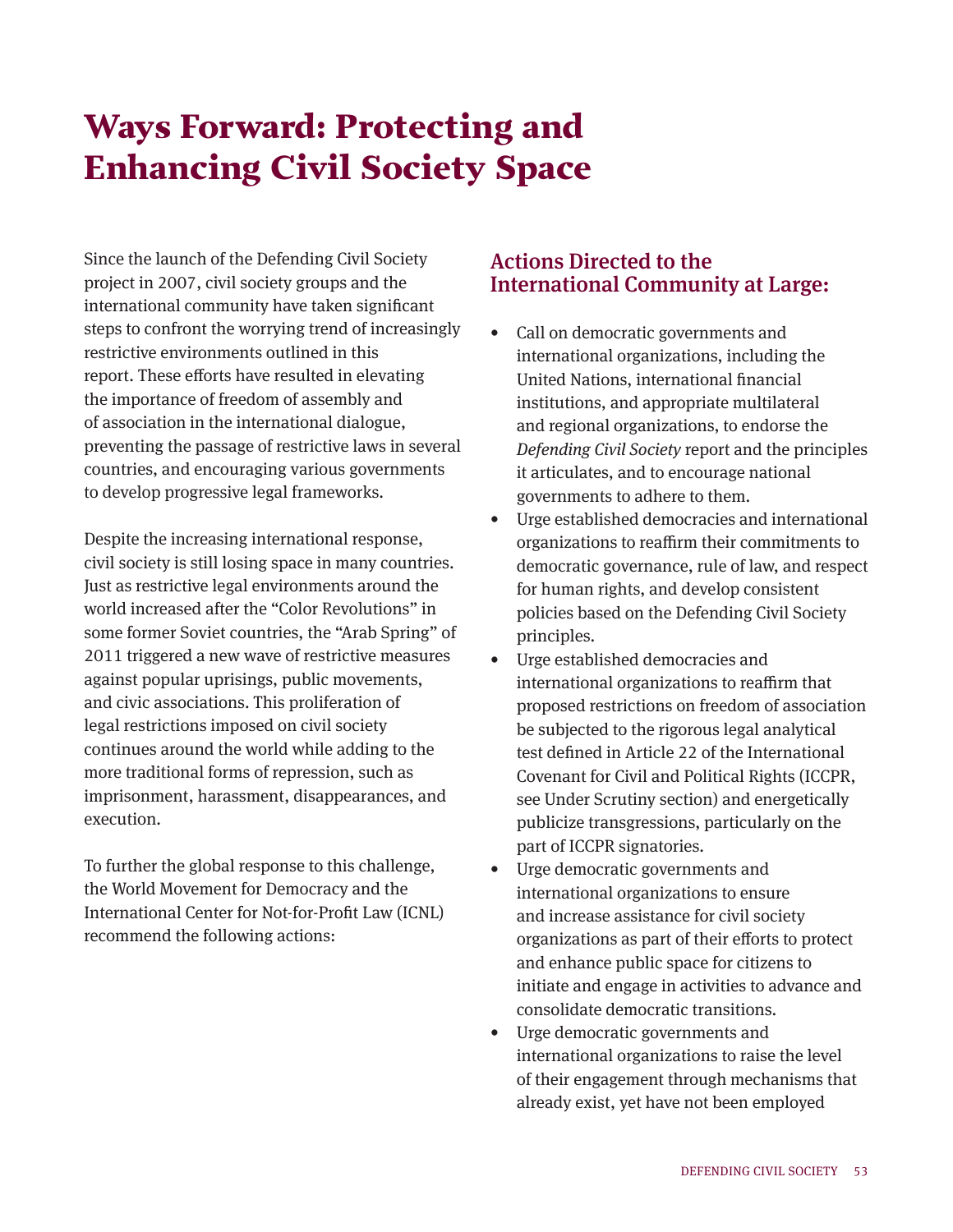# Ways Forward: Protecting and Enhancing Civil Society Space

Since the launch of the Defending Civil Society project in 2007, civil society groups and the international community have taken significant steps to confront the worrying trend of increasingly restrictive environments outlined in this report. These efforts have resulted in elevating the importance of freedom of assembly and of association in the international dialogue, preventing the passage of restrictive laws in several countries, and encouraging various governments to develop progressive legal frameworks.

Despite the increasing international response, civil society is still losing space in many countries. Just as restrictive legal environments around the world increased after the "Color Revolutions" in some former Soviet countries, the "Arab Spring" of 2011 triggered a new wave of restrictive measures against popular uprisings, public movements, and civic associations. This proliferation of legal restrictions imposed on civil society continues around the world while adding to the more traditional forms of repression, such as imprisonment, harassment, disappearances, and execution.

To further the global response to this challenge, the World Movement for Democracy and the International Center for Not-for-Profit Law (ICNL) recommend the following actions:

## Actions Directed to the International Community at Large:

- Call on democratic governments and international organizations, including the United Nations, international financial institutions, and appropriate multilateral and regional organizations, to endorse the *Defending Civil Society* report and the principles it articulates, and to encourage national governments to adhere to them.
- Urge established democracies and international organizations to reaffirm their commitments to democratic governance, rule of law, and respect for human rights, and develop consistent policies based on the Defending Civil Society principles.
- Urge established democracies and international organizations to reaffirm that proposed restrictions on freedom of association be subjected to the rigorous legal analytical test defined in Article 22 of the International Covenant for Civil and Political Rights (ICCPR, see Under Scrutiny section) and energetically publicize transgressions, particularly on the part of ICCPR signatories.
- Urge democratic governments and international organizations to ensure and increase assistance for civil society organizations as part of their efforts to protect and enhance public space for citizens to initiate and engage in activities to advance and consolidate democratic transitions.
- Urge democratic governments and international organizations to raise the level of their engagement through mechanisms that already exist, yet have not been employed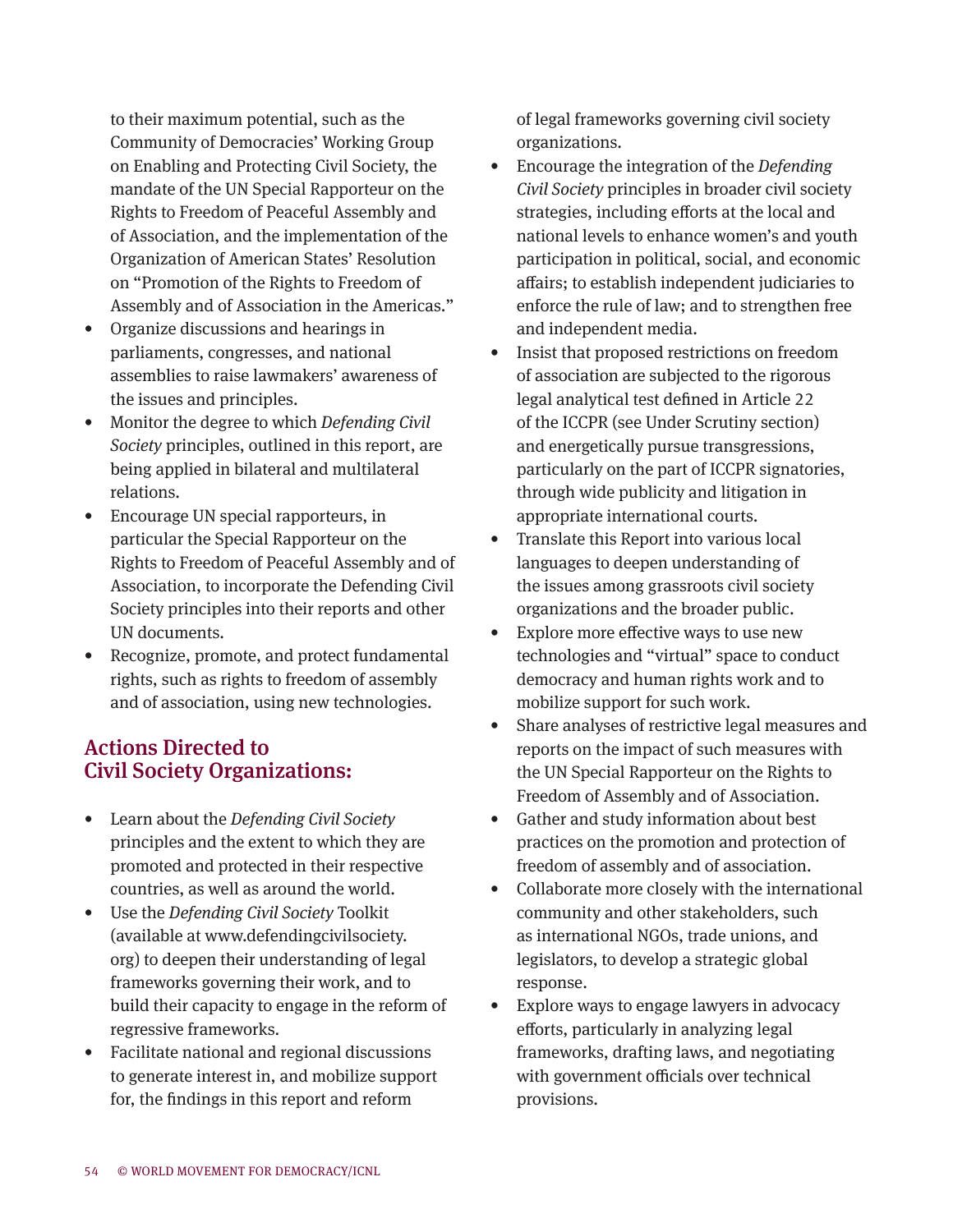to their maximum potential, such as the Community of Democracies' Working Group on Enabling and Protecting Civil Society, the mandate of the UN Special Rapporteur on the Rights to Freedom of Peaceful Assembly and of Association, and the implementation of the Organization of American States' Resolution on "Promotion of the Rights to Freedom of Assembly and of Association in the Americas."

- Organize discussions and hearings in parliaments, congresses, and national assemblies to raise lawmakers' awareness of the issues and principles.
- Monitor the degree to which *Defending Civil Society* principles, outlined in this report, are being applied in bilateral and multilateral relations.
- Encourage UN special rapporteurs, in particular the Special Rapporteur on the Rights to Freedom of Peaceful Assembly and of Association, to incorporate the Defending Civil Society principles into their reports and other UN documents.
- Recognize, promote, and protect fundamental rights, such as rights to freedom of assembly and of association, using new technologies.

## Actions Directed to Civil Society Organizations:

- Learn about the *Defending Civil Society* principles and the extent to which they are promoted and protected in their respective countries, as well as around the world.
- Use the *Defending Civil Society* Toolkit (available at www.defendingcivilsociety.org) to deepen their understanding of legal frameworks governing their work, and to build their capacity to engage in the reform of regressive frameworks.
- Facilitate national and regional discussions to generate interest in, and mobilize support for, the findings in this report and reform of legal frameworks governing civil society organizations.
- Encourage the integration of the *Defending Civil Society* principles in broader civil society strategies, including efforts at the local and national levels to enhance women's and youth participation in political, social, and economic affairs; to establish independent judiciaries to enforce the rule of law; and to strengthen free and independent media.
- Insist that proposed restrictions on freedom of association are subjected to the rigorous legal analytical test defined in Article 22 of the ICCPR (see Under Scrutiny section) and energetically pursue transgressions, particularly on the part of ICCPR signatories, through wide publicity and litigation in appropriate international courts.
- Translate this Report into various local languages to deepen understanding of the issues among grassroots civil society organizations and the broader public.
- Explore more effective ways to use new technologies and "virtual" space to conduct democracy and human rights work and to mobilize support for such work.
- Share analyses of restrictive legal measures and reports on the impact of such measures with the UN Special Rapporteur on the Rights to Freedom of Assembly and of Association.
- Gather and study information about best practices on the promotion and protection of freedom of assembly and of association.
- Collaborate more closely with the international community and other stakeholders, such as international NGOs, trade unions, and legislators, to develop a strategic global response.
- Explore ways to engage lawyers in advocacy efforts, particularly in analyzing legal frameworks, drafting laws, and negotiating with government officials over technical provisions.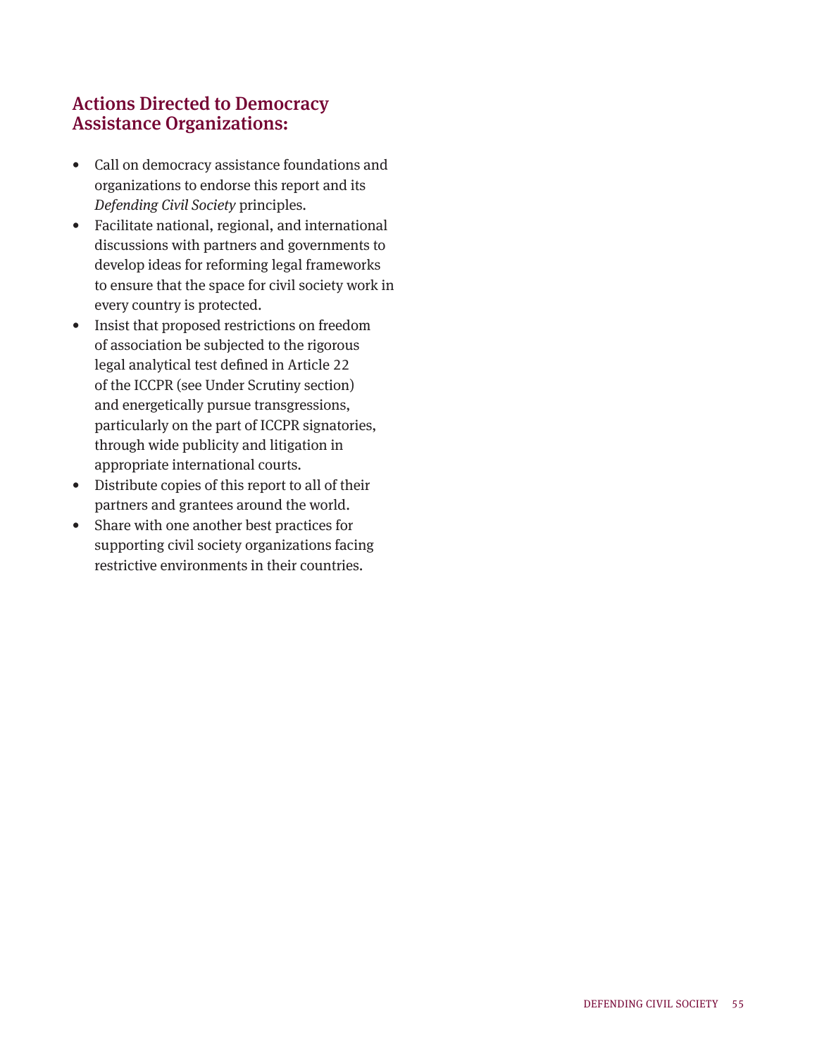## Actions Directed to Democracy Assistance Organizations:

- Call on democracy assistance foundations and organizations to endorse this report and its *Defending Civil Society* principles.
- Facilitate national, regional, and international discussions with partners and governments to develop ideas for reforming legal frameworks to ensure that the space for civil society work in every country is protected.
- Insist that proposed restrictions on freedom of association be subjected to the rigorous legal analytical test defined in Article 22 of the ICCPR (see Under Scrutiny section) and energetically pursue transgressions, particularly on the part of ICCPR signatories, through wide publicity and litigation in appropriate international courts.
- Distribute copies of this report to all of their partners and grantees around the world.
- Share with one another best practices for supporting civil society organizations facing restrictive environments in their countries.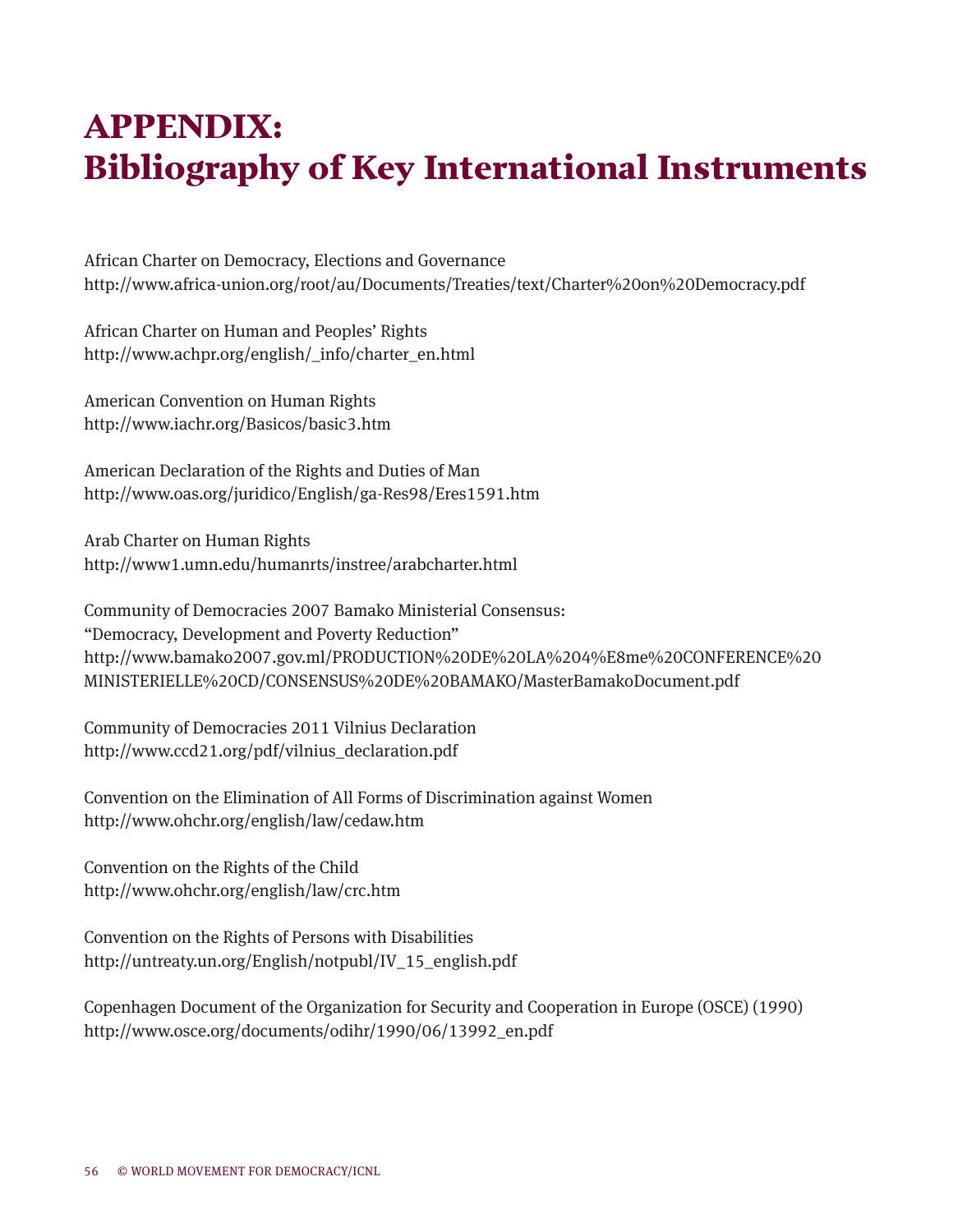# APPENDIX:
# Bibliography of Key International Instruments

African Charter on Democracy, Elections and Governance
http://www.africa-union.org/root/au/Documents/Treaties/text/Charter%20on%20Democracy.pdf

African Charter on Human and Peoples' Rights
http://www.achpr.org/english/_info/charter_en.html

American Convention on Human Rights
http://www.iachr.org/Basicos/basic3.htm

American Declaration of the Rights and Duties of Man
http://www.oas.org/juridico/English/ga-Res98/Eres1591.htm

Arab Charter on Human Rights
http://www1.umn.edu/humanrts/instree/arabcharter.html

Community of Democracies 2007 Bamako Ministerial Consensus:
"Democracy, Development and Poverty Reduction"
http://www.bamako2007.gov.ml/PRODUCTION%20DE%20LA%204%E8me%20CONFERENCE%20MINISTERIELLE%20CD/CONSENSUS%20DE%20BAMAKO/MasterBamakoDocument.pdf

Community of Democracies 2011 Vilnius Declaration
http://www.ccd21.org/pdf/vilnius_declaration.pdf

Convention on the Elimination of All Forms of Discrimination against Women
http://www.ohchr.org/english/law/cedaw.htm

Convention on the Rights of the Child
http://www.ohchr.org/english/law/crc.htm

Convention on the Rights of Persons with Disabilities
http://untreaty.un.org/English/notpubl/IV_15_english.pdf

Copenhagen Document of the Organization for Security and Cooperation in Europe (OSCE) (1990)
http://www.osce.org/documents/odihr/1990/06/13992_en.pdf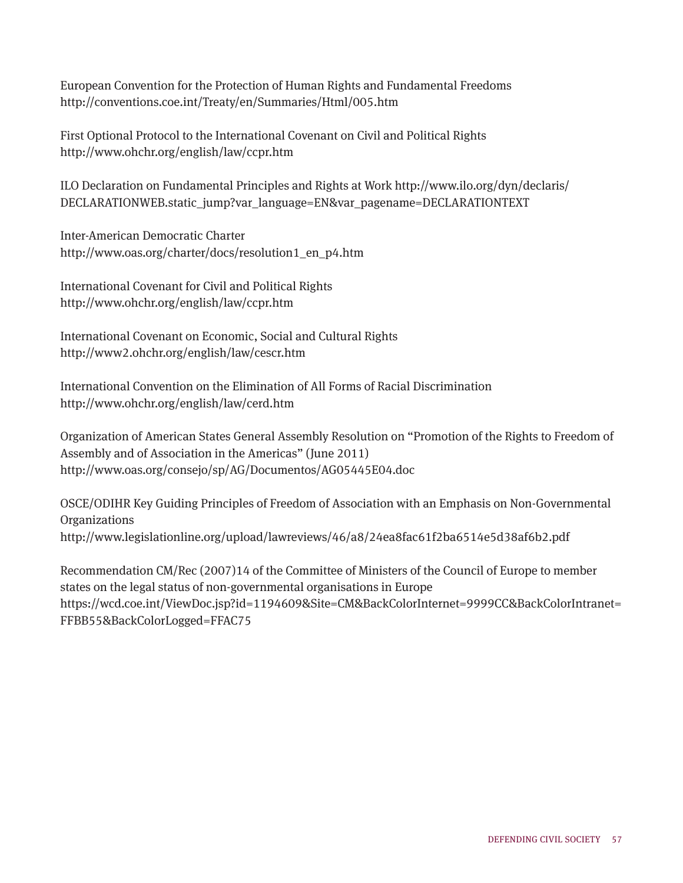European Convention for the Protection of Human Rights and Fundamental Freedoms
http://conventions.coe.int/Treaty/en/Summaries/Html/005.htm

First Optional Protocol to the International Covenant on Civil and Political Rights
http://www.ohchr.org/english/law/ccpr.htm

ILO Declaration on Fundamental Principles and Rights at Work http://www.ilo.org/dyn/declaris/DECLARATIONWEB.static_jump?var_language=EN&var_pagename=DECLARATIONTEXT

Inter-American Democratic Charter
http://www.oas.org/charter/docs/resolution1_en_p4.htm

International Covenant for Civil and Political Rights
http://www.ohchr.org/english/law/ccpr.htm

International Covenant on Economic, Social and Cultural Rights
http://www2.ohchr.org/english/law/cescr.htm

International Convention on the Elimination of All Forms of Racial Discrimination
http://www.ohchr.org/english/law/cerd.htm

Organization of American States General Assembly Resolution on "Promotion of the Rights to Freedom of Assembly and of Association in the Americas" (June 2011)
http://www.oas.org/consejo/sp/AG/Documentos/AG05445E04.doc

OSCE/ODIHR Key Guiding Principles of Freedom of Association with an Emphasis on Non-Governmental Organizations
http://www.legislationline.org/upload/lawreviews/46/a8/24ea8fac61f2ba6514e5d38af6b2.pdf

Recommendation CM/Rec (2007)14 of the Committee of Ministers of the Council of Europe to member states on the legal status of non-governmental organisations in Europe
https://wcd.coe.int/ViewDoc.jsp?id=1194609&Site=CM&BackColorInternet=9999CC&BackColorIntranet=FFBB55&BackColorLogged=FFAC75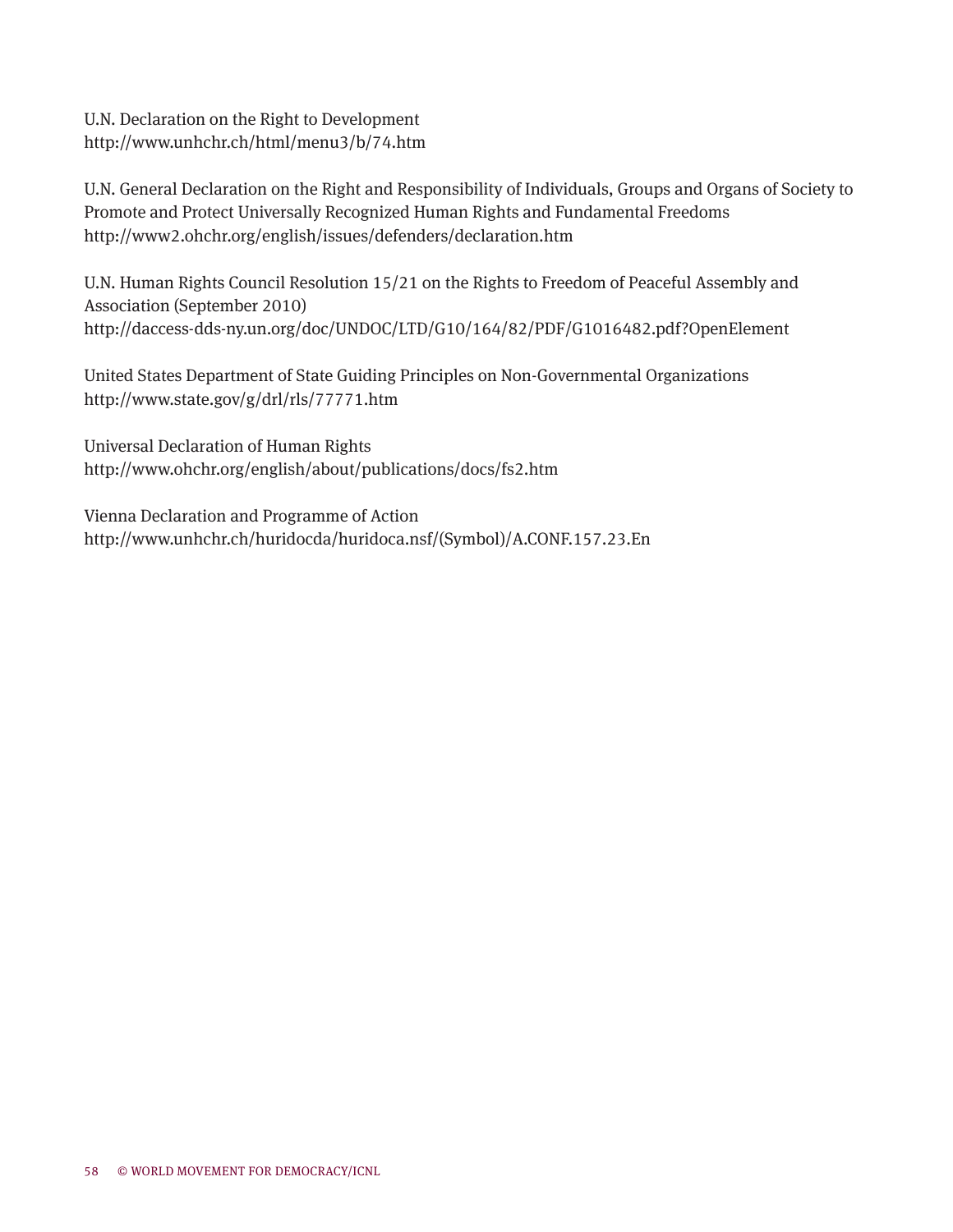U.N. Declaration on the Right to Development
http://www.unhchr.ch/html/menu3/b/74.htm

U.N. General Declaration on the Right and Responsibility of Individuals, Groups and Organs of Society to Promote and Protect Universally Recognized Human Rights and Fundamental Freedoms
http://www2.ohchr.org/english/issues/defenders/declaration.htm

U.N. Human Rights Council Resolution 15/21 on the Rights to Freedom of Peaceful Assembly and Association (September 2010)
http://daccess-dds-ny.un.org/doc/UNDOC/LTD/G10/164/82/PDF/G1016482.pdf?OpenElement

United States Department of State Guiding Principles on Non-Governmental Organizations
http://www.state.gov/g/drl/rls/77771.htm

Universal Declaration of Human Rights
http://www.ohchr.org/english/about/publications/docs/fs2.htm

Vienna Declaration and Programme of Action
http://www.unhchr.ch/huridocda/huridoca.nsf/(Symbol)/A.CONF.157.23.En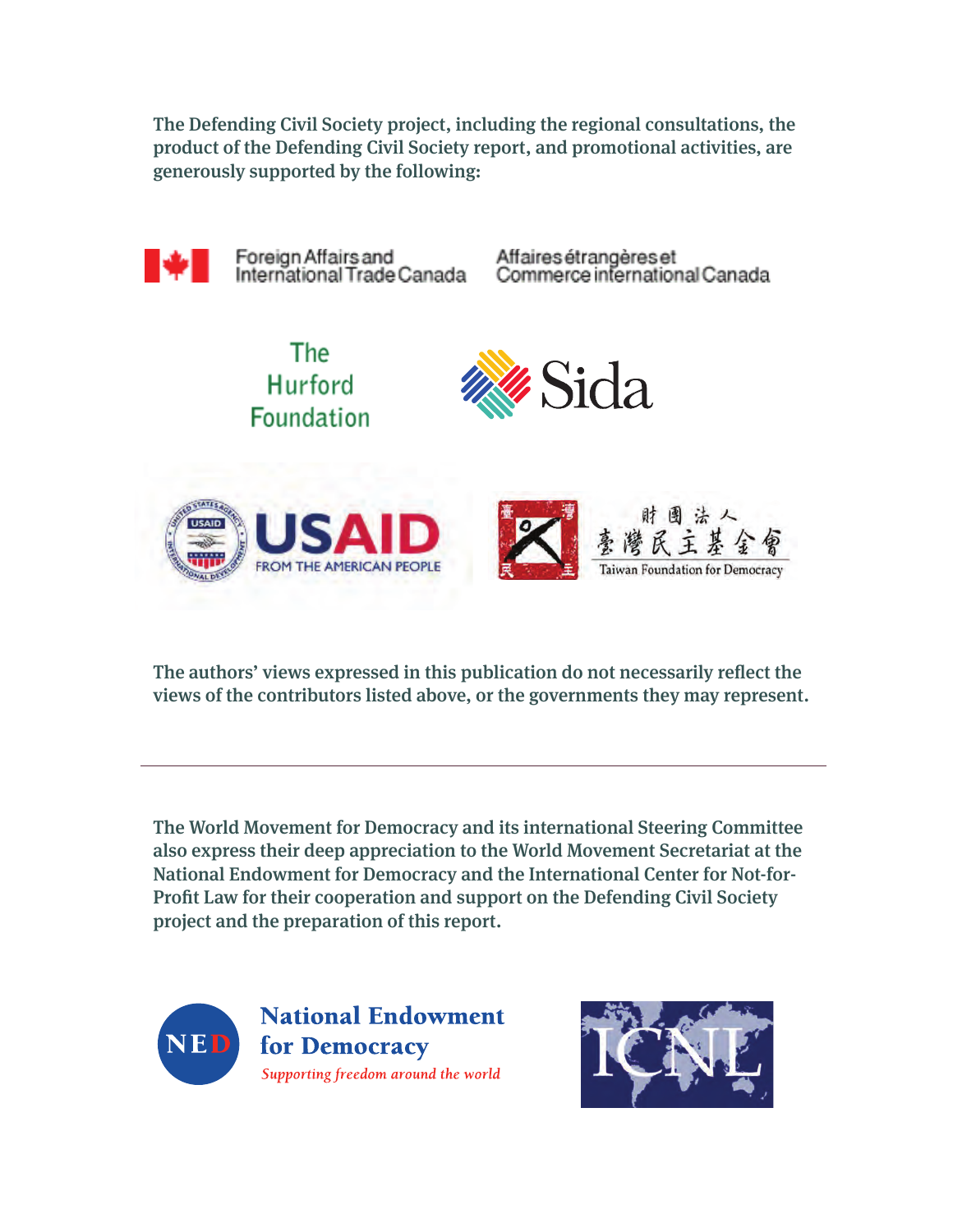**The Defending Civil Society project, including the regional consultations, the product of the Defending Civil Society report, and promotional activities, are generously supported by the following:**

Foreign Affairs and International Trade Canada — Affaires étrangères et Commerce international Canada

The Hurford Foundation

Sida

USAID FROM THE AMERICAN PEOPLE

財團法人 臺灣民主基金會 Taiwan Foundation for Democracy

**The authors' views expressed in this publication do not necessarily reflect the views of the contributors listed above, or the governments they may represent.**

---

**The World Movement for Democracy and its international Steering Committee also express their deep appreciation to the World Movement Secretariat at the National Endowment for Democracy and the International Center for Not-for-Profit Law for their cooperation and support on the Defending Civil Society project and the preparation of this report.**

NED National Endowment for Democracy
*Supporting freedom around the world*

ICNL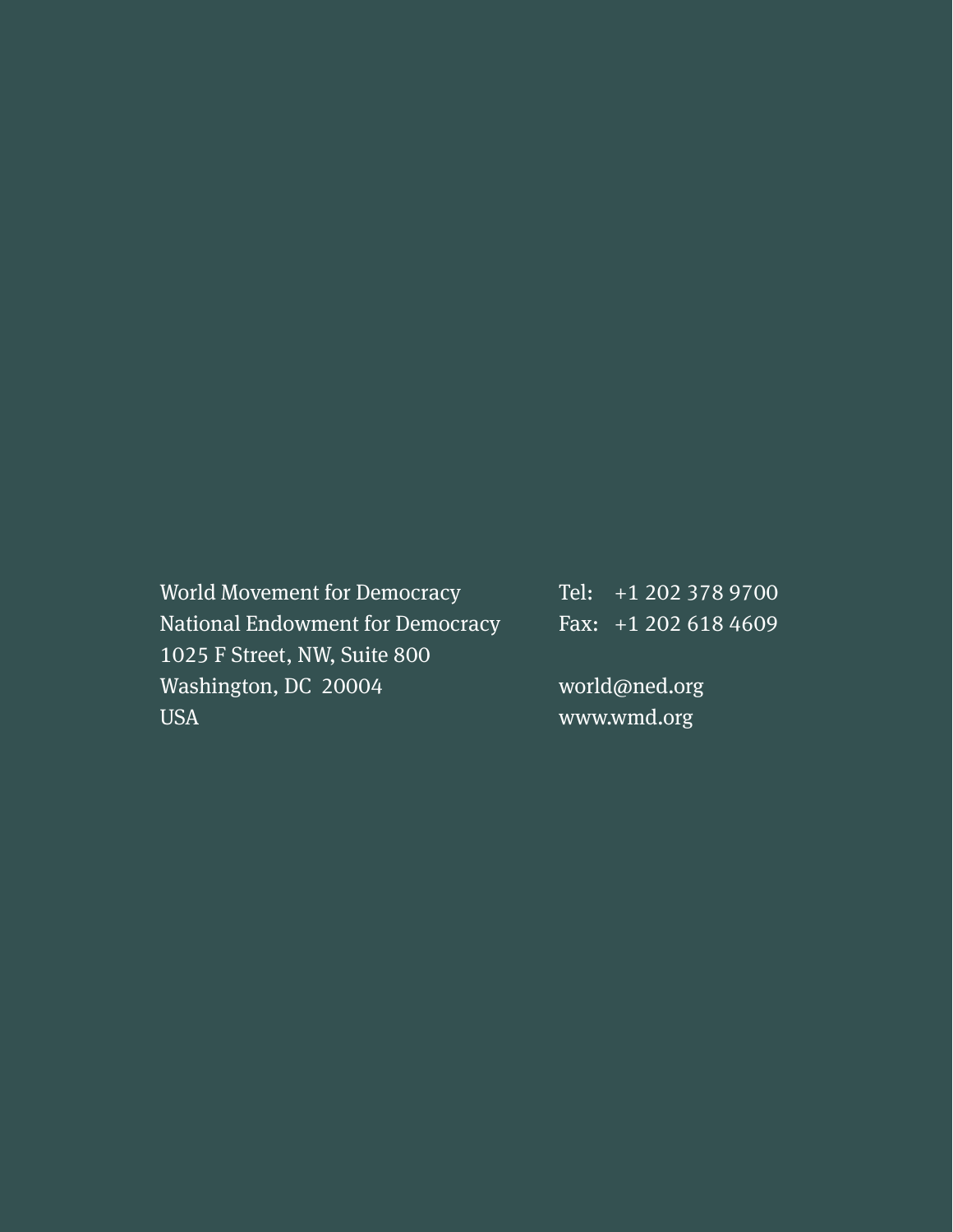World Movement for Democracy
National Endowment for Democracy
1025 F Street, NW, Suite 800
Washington, DC  20004
USA

Tel: +1 202 378 9700
Fax: +1 202 618 4609

world@ned.org
www.wmd.org